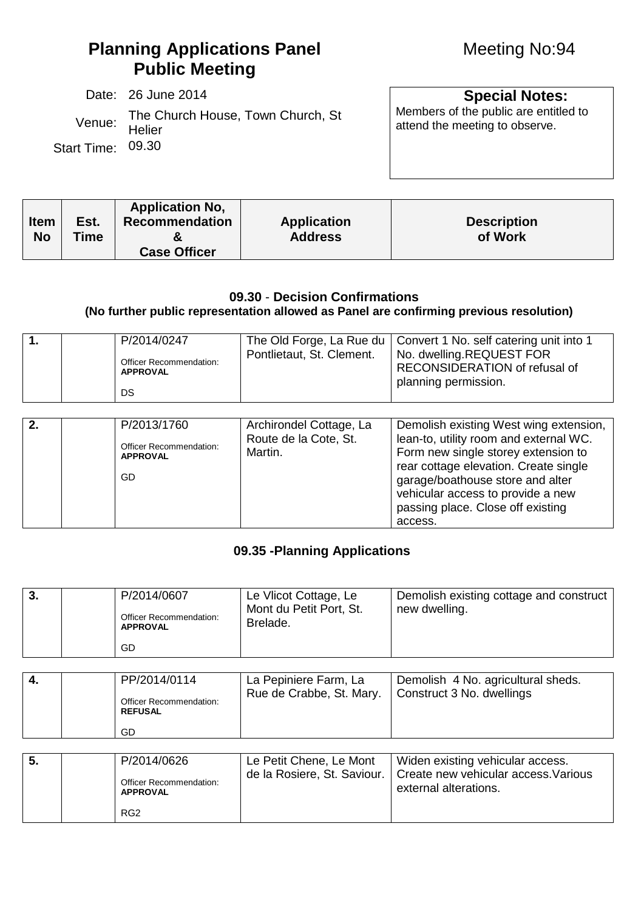# Planning Applications Panel Public Meeting

Meeting No:94

Date: 26 June 2014

Venue: The Church House, Town Church, St Helier

Start Time: 09.30

**Special Notes:**

Members of the public are entitled to attend the meeting to observe.

| Item No | Est. Time | Application No, Recommendation & Case Officer | Application Address | Description of Work |
|---|---|---|---|---|

### 09.30 - Decision Confirmations

**(No further public representation allowed as Panel are confirming previous resolution)**

| Item No | Est. Time | Application No, Recommendation & Case Officer | Application Address | Description of Work |
|---|---|---|---|---|
| 1. | | P/2014/0247<br>Officer Recommendation: **APPROVAL**<br>DS | The Old Forge, La Rue du Pontlietaut, St. Clement. | Convert 1 No. self catering unit into 1 No. dwelling.REQUEST FOR RECONSIDERATION of refusal of planning permission. |
| 2. | | P/2013/1760<br>Officer Recommendation: **APPROVAL**<br>GD | Archirondel Cottage, La Route de la Cote, St. Martin. | Demolish existing West wing extension, lean-to, utility room and external WC. Form new single storey extension to rear cottage elevation. Create single garage/boathouse store and alter vehicular access to provide a new passing place. Close off existing access. |

### 09.35 -Planning Applications

| Item No | Est. Time | Application No, Recommendation & Case Officer | Application Address | Description of Work |
|---|---|---|---|---|
| 3. | | P/2014/0607<br>Officer Recommendation: **APPROVAL**<br>GD | Le Vlicot Cottage, Le Mont du Petit Port, St. Brelade. | Demolish existing cottage and construct new dwelling. |
| 4. | | PP/2014/0114<br>Officer Recommendation: **REFUSAL**<br>GD | La Pepiniere Farm, La Rue de Crabbe, St. Mary. | Demolish 4 No. agricultural sheds. Construct 3 No. dwellings |
| 5. | | P/2014/0626<br>Officer Recommendation: **APPROVAL**<br>RG2 | Le Petit Chene, Le Mont de la Rosiere, St. Saviour. | Widen existing vehicular access. Create new vehicular access.Various external alterations. |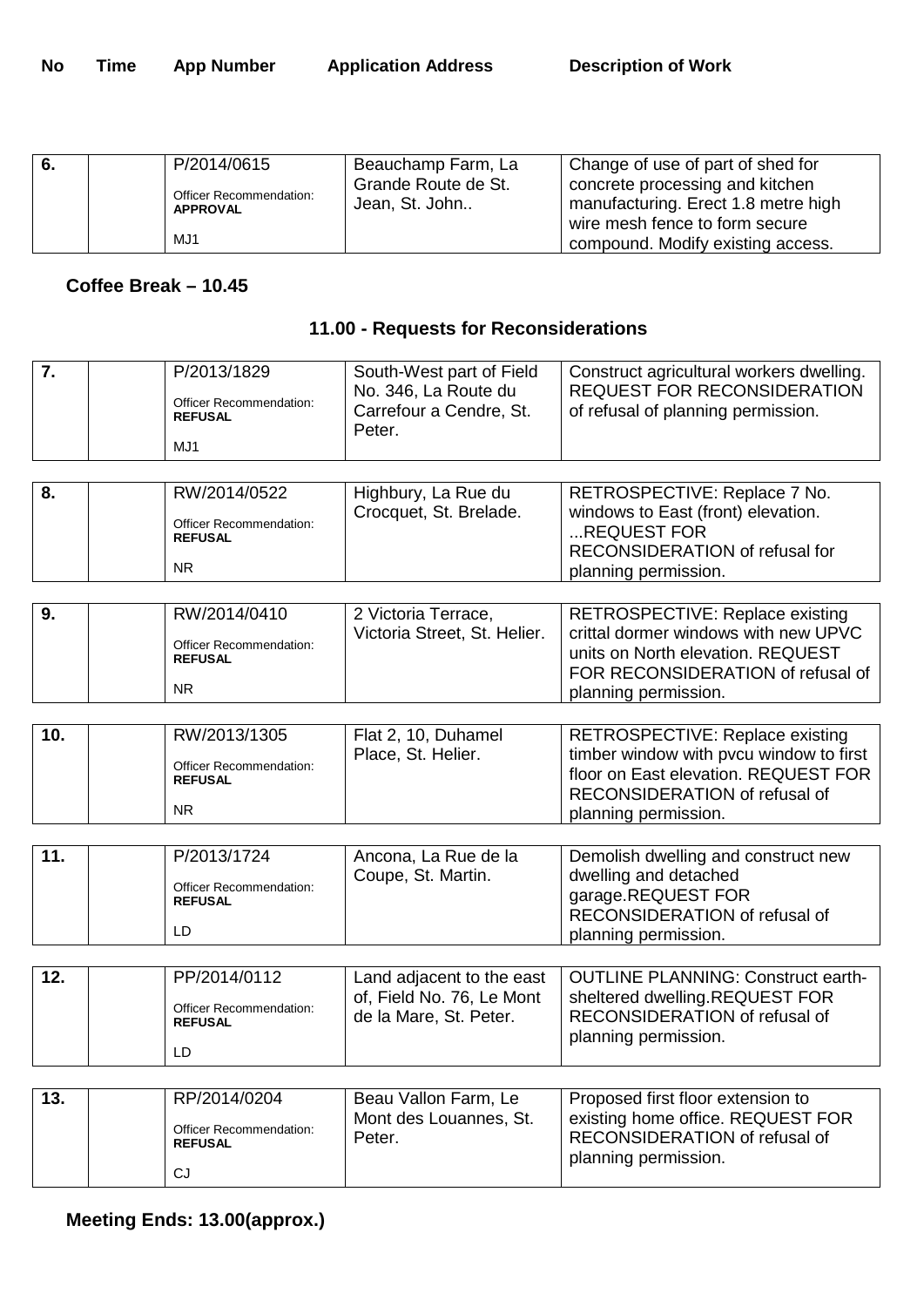| No | Time | App Number | Application Address | Description of Work |
|---|---|---|---|---|
| 6. | | P/2014/0615<br>Officer Recommendation: **APPROVAL**<br>MJ1 | Beauchamp Farm, La Grande Route de St. Jean, St. John.. | Change of use of part of shed for concrete processing and kitchen manufacturing. Erect 1.8 metre high wire mesh fence to form secure compound. Modify existing access. |

**Coffee Break – 10.45**

## 11.00 - Requests for Reconsiderations

| No | Time | App Number | Application Address | Description of Work |
|---|---|---|---|---|
| 7. | | P/2013/1829<br>Officer Recommendation: **REFUSAL**<br>MJ1 | South-West part of Field No. 346, La Route du Carrefour a Cendre, St. Peter. | Construct agricultural workers dwelling. REQUEST FOR RECONSIDERATION of refusal of planning permission. |
| 8. | | RW/2014/0522<br>Officer Recommendation: **REFUSAL**<br>NR | Highbury, La Rue du Crocquet, St. Brelade. | RETROSPECTIVE: Replace 7 No. windows to East (front) elevation. ...REQUEST FOR RECONSIDERATION of refusal for planning permission. |
| 9. | | RW/2014/0410<br>Officer Recommendation: **REFUSAL**<br>NR | 2 Victoria Terrace, Victoria Street, St. Helier. | RETROSPECTIVE: Replace existing crittal dormer windows with new UPVC units on North elevation. REQUEST FOR RECONSIDERATION of refusal of planning permission. |
| 10. | | RW/2013/1305<br>Officer Recommendation: **REFUSAL**<br>NR | Flat 2, 10, Duhamel Place, St. Helier. | RETROSPECTIVE: Replace existing timber window with pvcu window to first floor on East elevation. REQUEST FOR RECONSIDERATION of refusal of planning permission. |
| 11. | | P/2013/1724<br>Officer Recommendation: **REFUSAL**<br>LD | Ancona, La Rue de la Coupe, St. Martin. | Demolish dwelling and construct new dwelling and detached garage.REQUEST FOR RECONSIDERATION of refusal of planning permission. |
| 12. | | PP/2014/0112<br>Officer Recommendation: **REFUSAL**<br>LD | Land adjacent to the east of, Field No. 76, Le Mont de la Mare, St. Peter. | OUTLINE PLANNING: Construct earth-sheltered dwelling.REQUEST FOR RECONSIDERATION of refusal of planning permission. |
| 13. | | RP/2014/0204<br>Officer Recommendation: **REFUSAL**<br>CJ | Beau Vallon Farm, Le Mont des Louannes, St. Peter. | Proposed first floor extension to existing home office. REQUEST FOR RECONSIDERATION of refusal of planning permission. |

**Meeting Ends: 13.00(approx.)**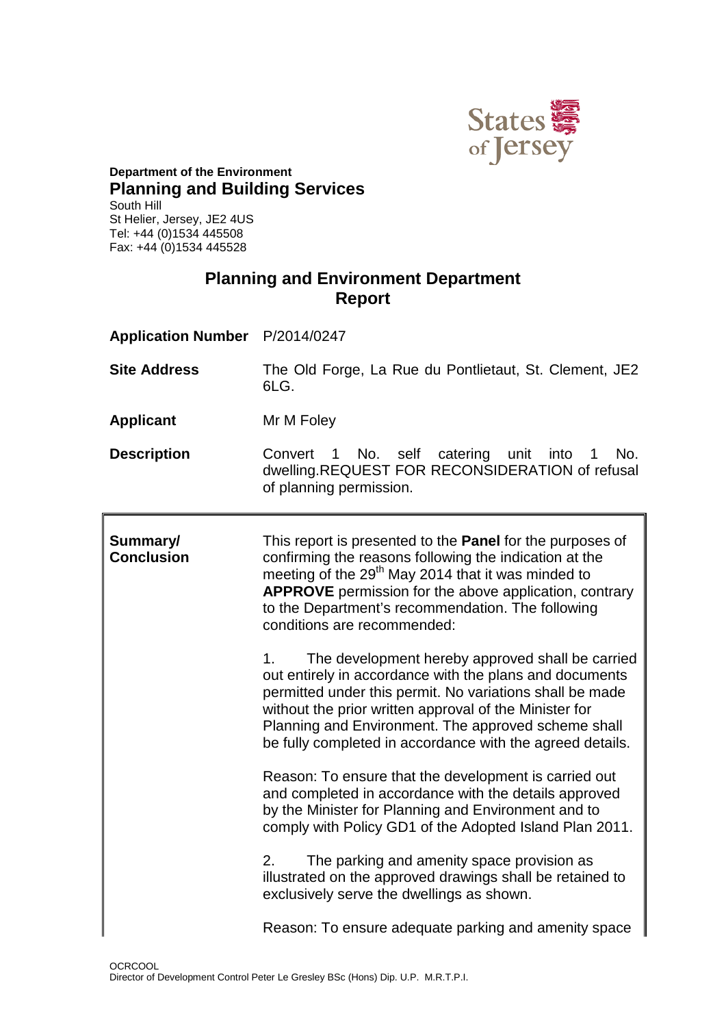**Department of the Environment**
## Planning and Building Services
South Hill
St Helier, Jersey, JE2 4US
Tel: +44 (0)1534 445508
Fax: +44 (0)1534 445528

# Planning and Environment Department Report

| | |
|---|---|
| **Application Number** | P/2014/0247 |
| **Site Address** | The Old Forge, La Rue du Pontlietaut, St. Clement, JE2 6LG. |
| **Applicant** | Mr M Foley |
| **Description** | Convert 1 No. self catering unit into 1 No. dwelling.REQUEST FOR RECONSIDERATION of refusal of planning permission. |

| | |
|---|---|
| **Summary/ Conclusion** | This report is presented to the **Panel** for the purposes of confirming the reasons following the indication at the meeting of the 29th May 2014 that it was minded to **APPROVE** permission for the above application, contrary to the Department's recommendation. The following conditions are recommended:<br><br>1. The development hereby approved shall be carried out entirely in accordance with the plans and documents permitted under this permit. No variations shall be made without the prior written approval of the Minister for Planning and Environment. The approved scheme shall be fully completed in accordance with the agreed details.<br><br>Reason: To ensure that the development is carried out and completed in accordance with the details approved by the Minister for Planning and Environment and to comply with Policy GD1 of the Adopted Island Plan 2011.<br><br>2. The parking and amenity space provision as illustrated on the approved drawings shall be retained to exclusively serve the dwellings as shown.<br><br>Reason: To ensure adequate parking and amenity space |

OCRCOOL
Director of Development Control Peter Le Gresley BSc (Hons) Dip. U.P. M.R.T.P.I.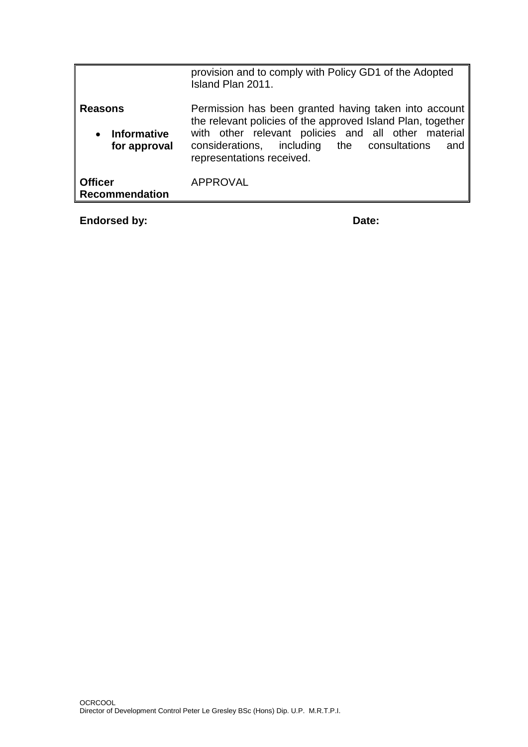| | |
|---|---|
| | provision and to comply with Policy GD1 of the Adopted Island Plan 2011. |
| **Reasons**<br>• **Informative for approval** | Permission has been granted having taken into account the relevant policies of the approved Island Plan, together with other relevant policies and all other material considerations, including the consultations and representations received. |
| **Officer Recommendation** | APPROVAL |

**Endorsed by:** **Date:**

OCRCOOL
Director of Development Control Peter Le Gresley BSc (Hons) Dip. U.P. M.R.T.P.I.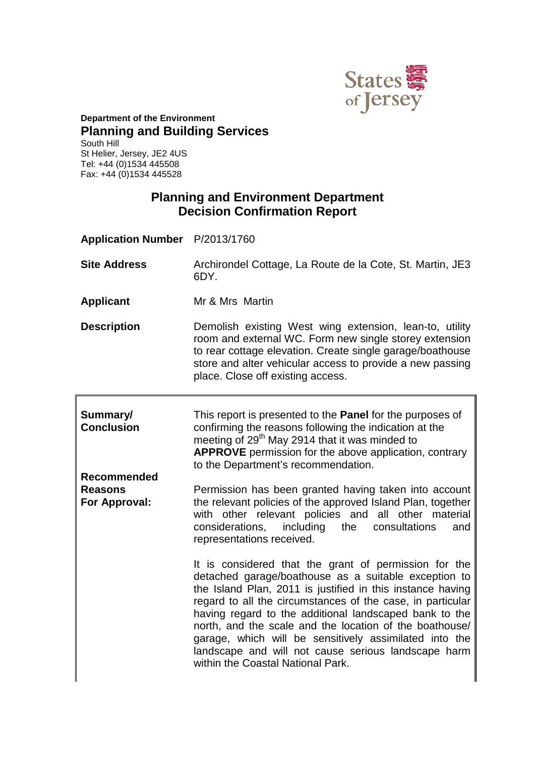States of Jersey

**Department of the Environment**
**Planning and Building Services**
South Hill
St Helier, Jersey, JE2 4US
Tel: +44 (0)1534 445508
Fax: +44 (0)1534 445528

## Planning and Environment Department Decision Confirmation Report

| | |
|---|---|
| **Application Number** | P/2013/1760 |
| **Site Address** | Archirondel Cottage, La Route de la Cote, St. Martin, JE3 6DY. |
| **Applicant** | Mr & Mrs Martin |
| **Description** | Demolish existing West wing extension, lean-to, utility room and external WC. Form new single storey extension to rear cottage elevation. Create single garage/boathouse store and alter vehicular access to provide a new passing place. Close off existing access. |

| | |
|---|---|
| **Summary/ Conclusion** | This report is presented to the **Panel** for the purposes of confirming the reasons following the indication at the meeting of 29th May 2914 that it was minded to **APPROVE** permission for the above application, contrary to the Department's recommendation. |
| **Recommended Reasons For Approval:** | Permission has been granted having taken into account the relevant policies of the approved Island Plan, together with other relevant policies and all other material considerations, including the consultations and representations received.<br><br>It is considered that the grant of permission for the detached garage/boathouse as a suitable exception to the Island Plan, 2011 is justified in this instance having regard to all the circumstances of the case, in particular having regard to the additional landscaped bank to the north, and the scale and the location of the boathouse/ garage, which will be sensitively assimilated into the landscape and will not cause serious landscape harm within the Coastal National Park. |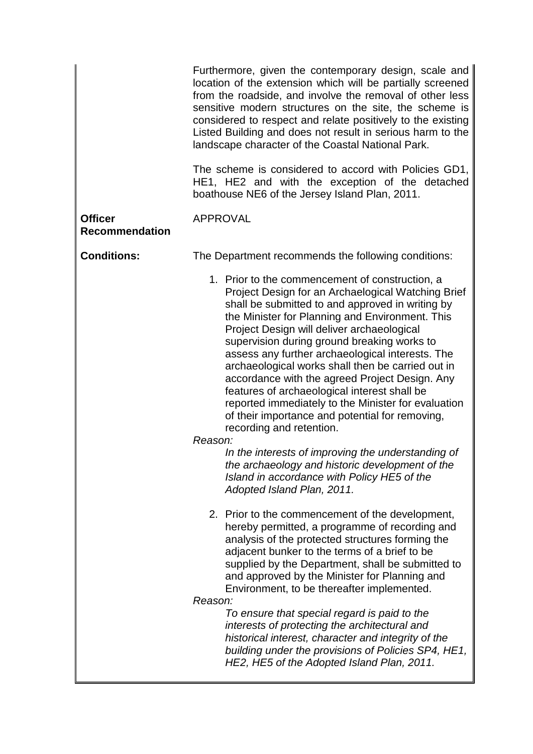| | |
|---|---|
| | Furthermore, given the contemporary design, scale and location of the extension which will be partially screened from the roadside, and involve the removal of other less sensitive modern structures on the site, the scheme is considered to respect and relate positively to the existing Listed Building and does not result in serious harm to the landscape character of the Coastal National Park.<br><br>The scheme is considered to accord with Policies GD1, HE1, HE2 and with the exception of the detached boathouse NE6 of the Jersey Island Plan, 2011. |
| **Officer Recommendation** | APPROVAL |
| **Conditions:** | The Department recommends the following conditions:<br><br>1. Prior to the commencement of construction, a Project Design for an Archaelogical Watching Brief shall be submitted to and approved in writing by the Minister for Planning and Environment. This Project Design will deliver archaeological supervision during ground breaking works to assess any further archaeological interests. The archaeological works shall then be carried out in accordance with the agreed Project Design. Any features of archaeological interest shall be reported immediately to the Minister for evaluation of their importance and potential for removing, recording and retention.<br>*Reason:*<br>*In the interests of improving the understanding of the archaeology and historic development of the Island in accordance with Policy HE5 of the Adopted Island Plan, 2011.*<br><br>2. Prior to the commencement of the development, hereby permitted, a programme of recording and analysis of the protected structures forming the adjacent bunker to the terms of a brief to be supplied by the Department, shall be submitted to and approved by the Minister for Planning and Environment, to be thereafter implemented.<br>*Reason:*<br>*To ensure that special regard is paid to the interests of protecting the architectural and historical interest, character and integrity of the building under the provisions of Policies SP4, HE1, HE2, HE5 of the Adopted Island Plan, 2011.* |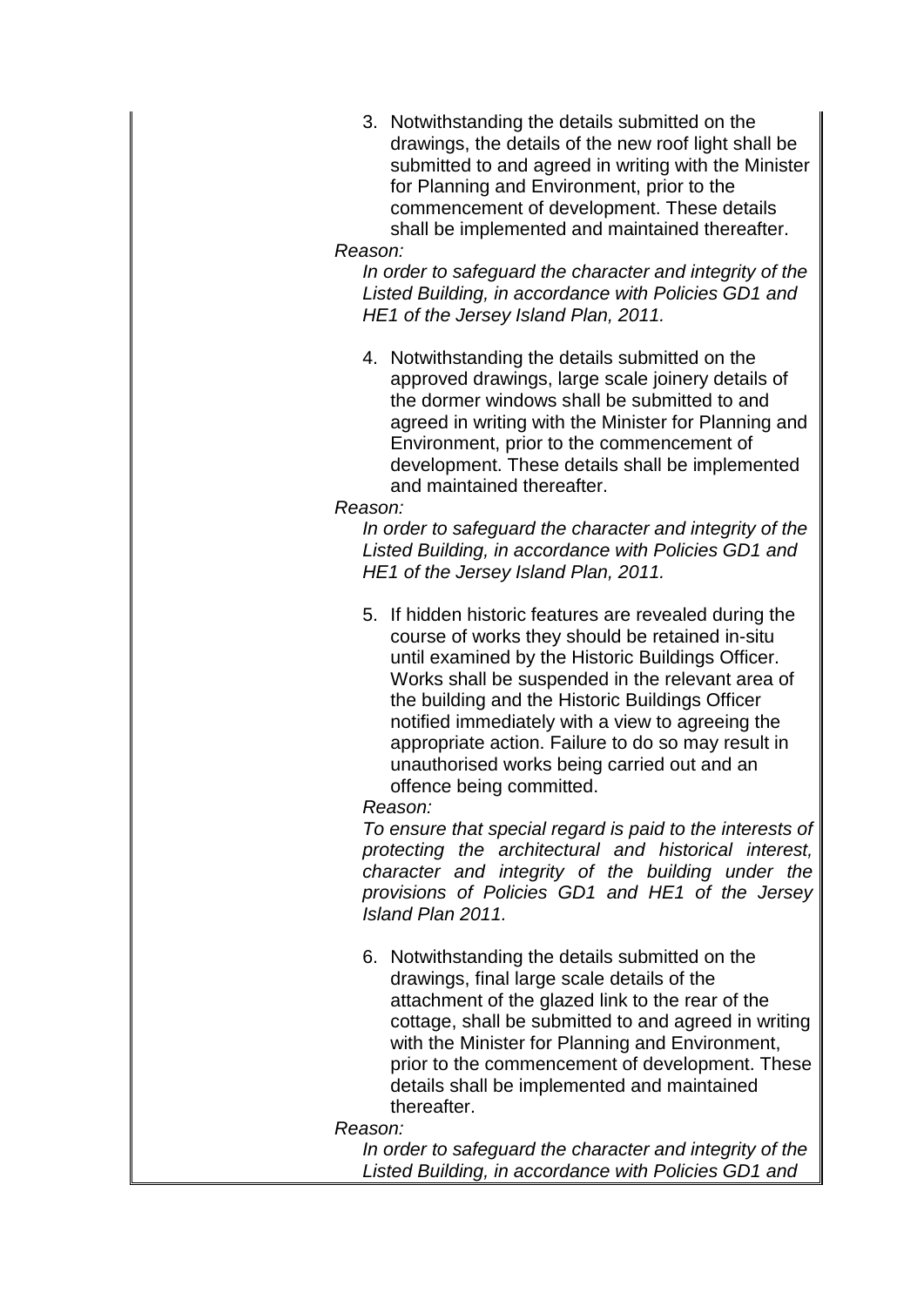3. Notwithstanding the details submitted on the drawings, the details of the new roof light shall be submitted to and agreed in writing with the Minister for Planning and Environment, prior to the commencement of development. These details shall be implemented and maintained thereafter.

*Reason:*

*In order to safeguard the character and integrity of the Listed Building, in accordance with Policies GD1 and HE1 of the Jersey Island Plan, 2011.*

4. Notwithstanding the details submitted on the approved drawings, large scale joinery details of the dormer windows shall be submitted to and agreed in writing with the Minister for Planning and Environment, prior to the commencement of development. These details shall be implemented and maintained thereafter.

*Reason:*

*In order to safeguard the character and integrity of the Listed Building, in accordance with Policies GD1 and HE1 of the Jersey Island Plan, 2011.*

5. If hidden historic features are revealed during the course of works they should be retained in-situ until examined by the Historic Buildings Officer. Works shall be suspended in the relevant area of the building and the Historic Buildings Officer notified immediately with a view to agreeing the appropriate action. Failure to do so may result in unauthorised works being carried out and an offence being committed.

*Reason:*

*To ensure that special regard is paid to the interests of protecting the architectural and historical interest, character and integrity of the building under the provisions of Policies GD1 and HE1 of the Jersey Island Plan 2011.*

6. Notwithstanding the details submitted on the drawings, final large scale details of the attachment of the glazed link to the rear of the cottage, shall be submitted to and agreed in writing with the Minister for Planning and Environment, prior to the commencement of development. These details shall be implemented and maintained thereafter.

*Reason:*

*In order to safeguard the character and integrity of the Listed Building, in accordance with Policies GD1 and*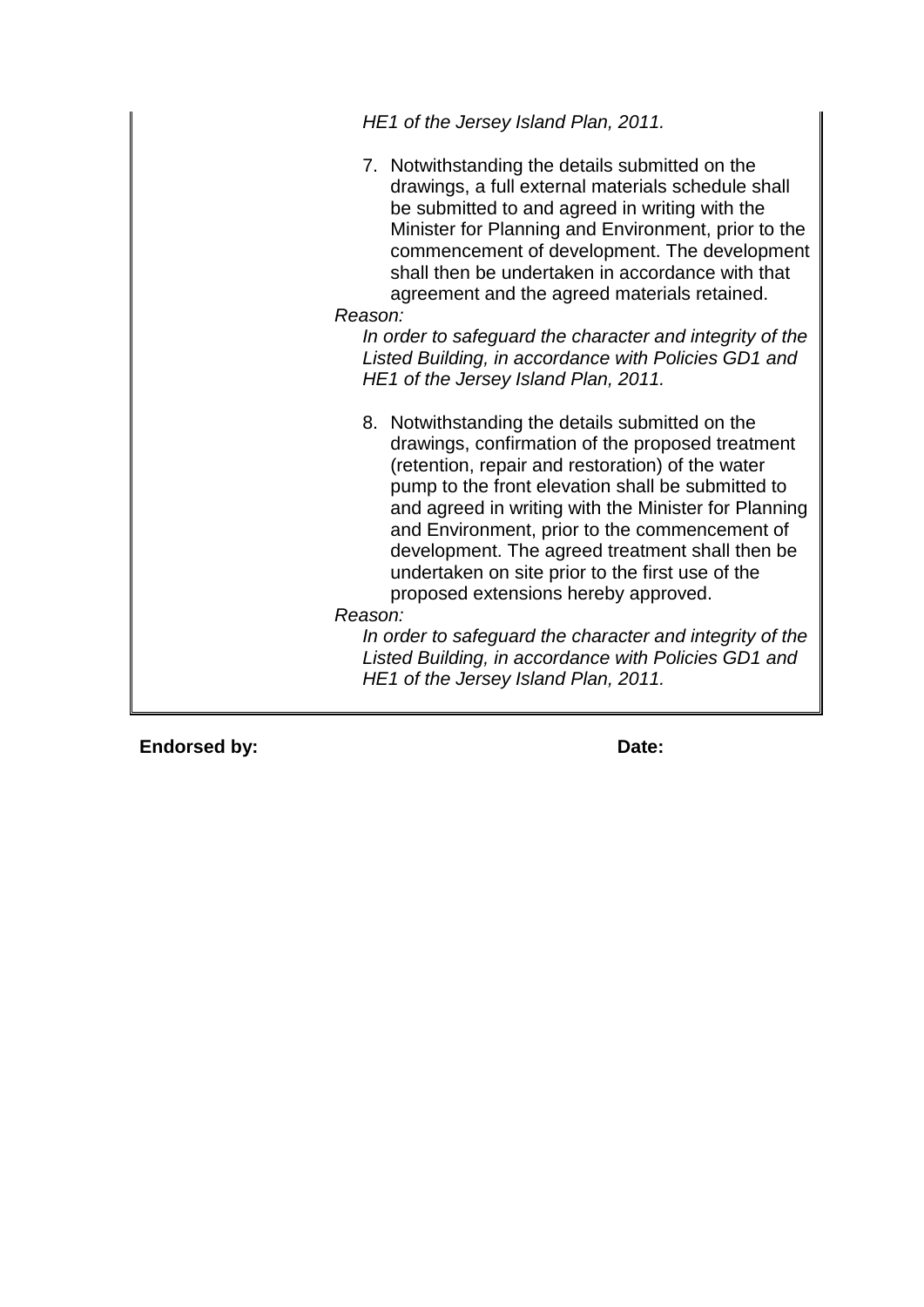*HE1 of the Jersey Island Plan, 2011.*

7. Notwithstanding the details submitted on the drawings, a full external materials schedule shall be submitted to and agreed in writing with the Minister for Planning and Environment, prior to the commencement of development. The development shall then be undertaken in accordance with that agreement and the agreed materials retained.

*Reason:*

*In order to safeguard the character and integrity of the Listed Building, in accordance with Policies GD1 and HE1 of the Jersey Island Plan, 2011.*

8. Notwithstanding the details submitted on the drawings, confirmation of the proposed treatment (retention, repair and restoration) of the water pump to the front elevation shall be submitted to and agreed in writing with the Minister for Planning and Environment, prior to the commencement of development. The agreed treatment shall then be undertaken on site prior to the first use of the proposed extensions hereby approved.

*Reason:*

*In order to safeguard the character and integrity of the Listed Building, in accordance with Policies GD1 and HE1 of the Jersey Island Plan, 2011.*

**Endorsed by:** **Date:**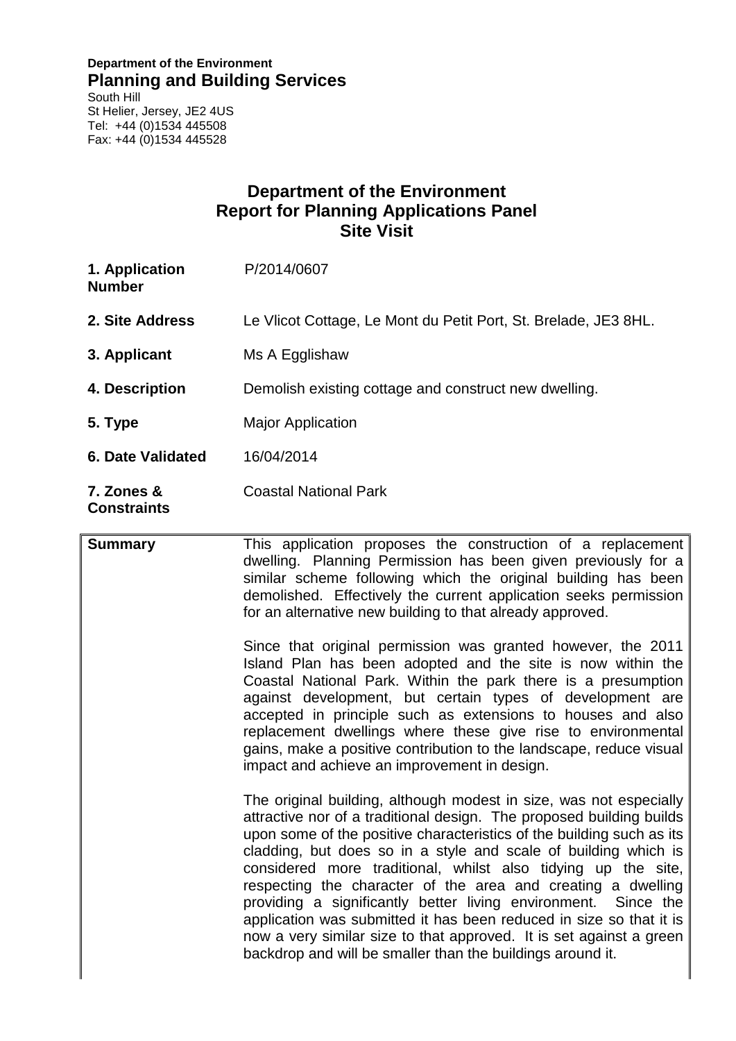**Department of the Environment**
**Planning and Building Services**
South Hill
St Helier, Jersey, JE2 4US
Tel: +44 (0)1534 445508
Fax: +44 (0)1534 445528

# Department of the Environment
# Report for Planning Applications Panel
# Site Visit

| | |
|---|---|
| **1. Application Number** | P/2014/0607 |
| **2. Site Address** | Le Vlicot Cottage, Le Mont du Petit Port, St. Brelade, JE3 8HL. |
| **3. Applicant** | Ms A Egglishaw |
| **4. Description** | Demolish existing cottage and construct new dwelling. |
| **5. Type** | Major Application |
| **6. Date Validated** | 16/04/2014 |
| **7. Zones & Constraints** | Coastal National Park |

| | |
|---|---|
| **Summary** | This application proposes the construction of a replacement dwelling. Planning Permission has been given previously for a similar scheme following which the original building has been demolished. Effectively the current application seeks permission for an alternative new building to that already approved.<br><br>Since that original permission was granted however, the 2011 Island Plan has been adopted and the site is now within the Coastal National Park. Within the park there is a presumption against development, but certain types of development are accepted in principle such as extensions to houses and also replacement dwellings where these give rise to environmental gains, make a positive contribution to the landscape, reduce visual impact and achieve an improvement in design.<br><br>The original building, although modest in size, was not especially attractive nor of a traditional design. The proposed building builds upon some of the positive characteristics of the building such as its cladding, but does so in a style and scale of building which is considered more traditional, whilst also tidying up the site, respecting the character of the area and creating a dwelling providing a significantly better living environment. Since the application was submitted it has been reduced in size so that it is now a very similar size to that approved. It is set against a green backdrop and will be smaller than the buildings around it. |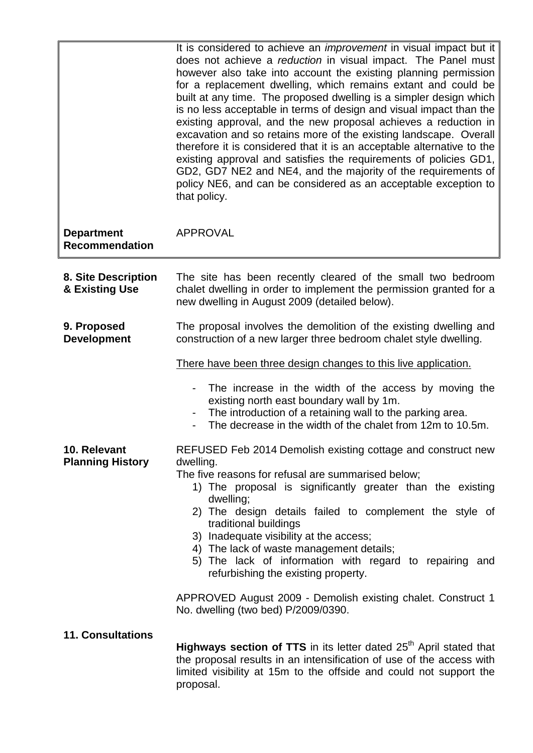| | |
|---|---|
| | It is considered to achieve an *improvement* in visual impact but it does not achieve a *reduction* in visual impact. The Panel must however also take into account the existing planning permission for a replacement dwelling, which remains extant and could be built at any time. The proposed dwelling is a simpler design which is no less acceptable in terms of design and visual impact than the existing approval, and the new proposal achieves a reduction in excavation and so retains more of the existing landscape. Overall therefore it is considered that it is an acceptable alternative to the existing approval and satisfies the requirements of policies GD1, GD2, GD7 NE2 and NE4, and the majority of the requirements of policy NE6, and can be considered as an acceptable exception to that policy. |
| **Department Recommendation** | APPROVAL |

**8. Site Description & Existing Use**

The site has been recently cleared of the small two bedroom chalet dwelling in order to implement the permission granted for a new dwelling in August 2009 (detailed below).

**9. Proposed Development**

The proposal involves the demolition of the existing dwelling and construction of a new larger three bedroom chalet style dwelling.

<u>There have been three design changes to this live application.</u>

- The increase in the width of the access by moving the existing north east boundary wall by 1m.
- The introduction of a retaining wall to the parking area.
- The decrease in the width of the chalet from 12m to 10.5m.

**10. Relevant Planning History**

REFUSED Feb 2014 Demolish existing cottage and construct new dwelling.
The five reasons for refusal are summarised below;

1) The proposal is significantly greater than the existing dwelling;
2) The design details failed to complement the style of traditional buildings
3) Inadequate visibility at the access;
4) The lack of waste management details;
5) The lack of information with regard to repairing and refurbishing the existing property.

APPROVED August 2009 - Demolish existing chalet. Construct 1 No. dwelling (two bed) P/2009/0390.

**11. Consultations**

**Highways section of TTS** in its letter dated 25th April stated that the proposal results in an intensification of use of the access with limited visibility at 15m to the offside and could not support the proposal.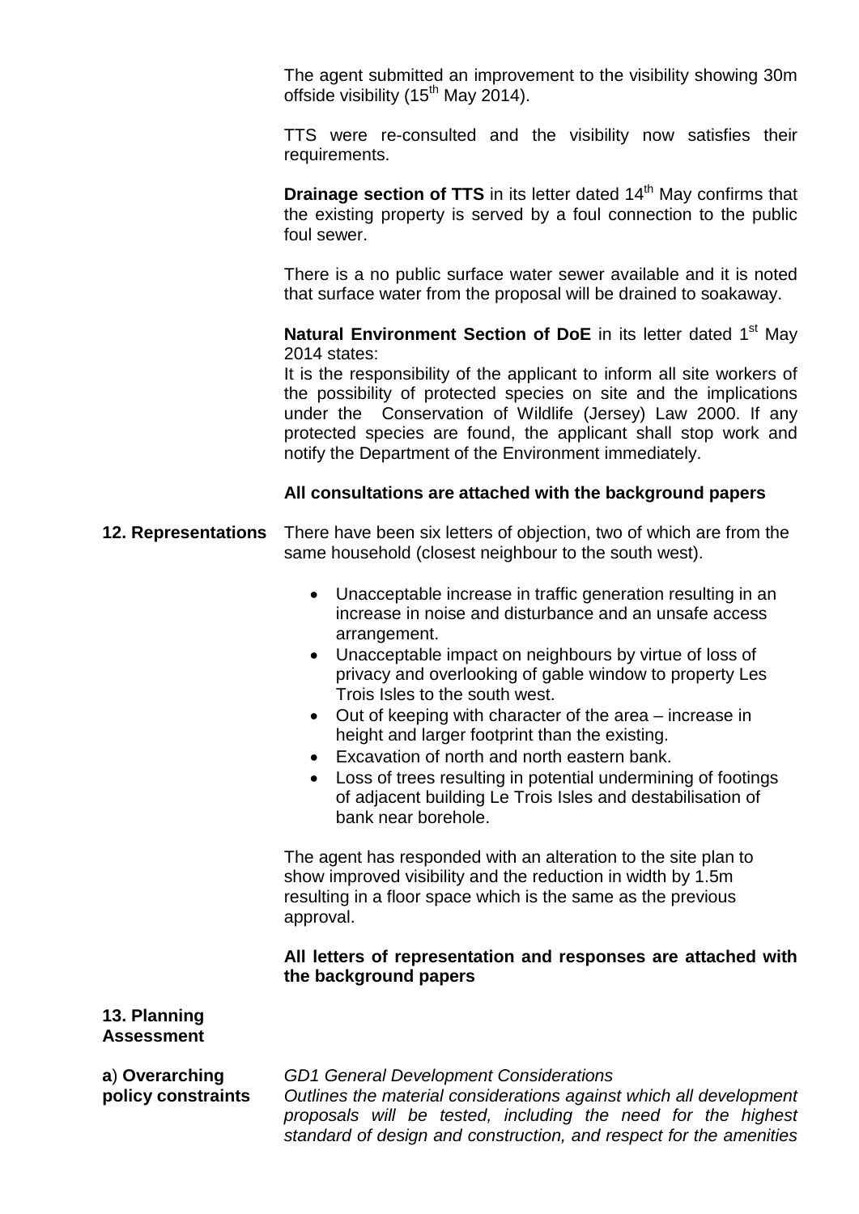The agent submitted an improvement to the visibility showing 30m offside visibility (15th May 2014).

TTS were re-consulted and the visibility now satisfies their requirements.

**Drainage section of TTS** in its letter dated 14th May confirms that the existing property is served by a foul connection to the public foul sewer.

There is a no public surface water sewer available and it is noted that surface water from the proposal will be drained to soakaway.

**Natural Environment Section of DoE** in its letter dated 1st May 2014 states:
It is the responsibility of the applicant to inform all site workers of the possibility of protected species on site and the implications under the Conservation of Wildlife (Jersey) Law 2000. If any protected species are found, the applicant shall stop work and notify the Department of the Environment immediately.

**All consultations are attached with the background papers**

**12. Representations**

There have been six letters of objection, two of which are from the same household (closest neighbour to the south west).

- Unacceptable increase in traffic generation resulting in an increase in noise and disturbance and an unsafe access arrangement.
- Unacceptable impact on neighbours by virtue of loss of privacy and overlooking of gable window to property Les Trois Isles to the south west.
- Out of keeping with character of the area – increase in height and larger footprint than the existing.
- Excavation of north and north eastern bank.
- Loss of trees resulting in potential undermining of footings of adjacent building Le Trois Isles and destabilisation of bank near borehole.

The agent has responded with an alteration to the site plan to show improved visibility and the reduction in width by 1.5m resulting in a floor space which is the same as the previous approval.

**All letters of representation and responses are attached with the background papers**

**13. Planning Assessment**

**a**) **Overarching policy constraints**

*GD1 General Development Considerations*
*Outlines the material considerations against which all development proposals will be tested, including the need for the highest standard of design and construction, and respect for the amenities*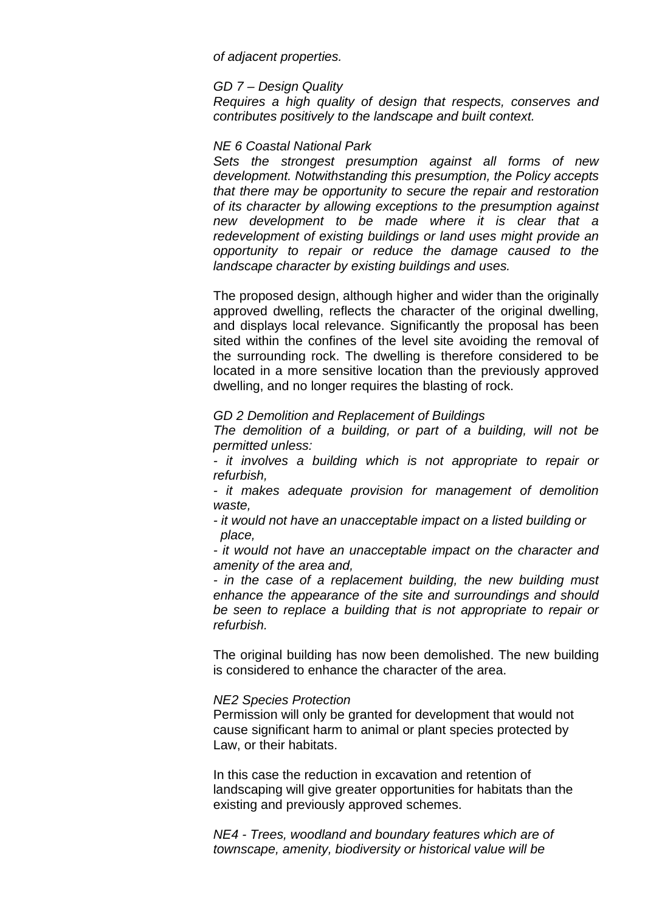*of adjacent properties.*

*GD 7 – Design Quality*
*Requires a high quality of design that respects, conserves and contributes positively to the landscape and built context.*

*NE 6 Coastal National Park*
*Sets the strongest presumption against all forms of new development. Notwithstanding this presumption, the Policy accepts that there may be opportunity to secure the repair and restoration of its character by allowing exceptions to the presumption against new development to be made where it is clear that a redevelopment of existing buildings or land uses might provide an opportunity to repair or reduce the damage caused to the landscape character by existing buildings and uses.*

The proposed design, although higher and wider than the originally approved dwelling, reflects the character of the original dwelling, and displays local relevance. Significantly the proposal has been sited within the confines of the level site avoiding the removal of the surrounding rock. The dwelling is therefore considered to be located in a more sensitive location than the previously approved dwelling, and no longer requires the blasting of rock.

*GD 2 Demolition and Replacement of Buildings*
*The demolition of a building, or part of a building, will not be permitted unless:*
*- it involves a building which is not appropriate to repair or refurbish,*
*- it makes adequate provision for management of demolition waste,*
*- it would not have an unacceptable impact on a listed building or place,*
*- it would not have an unacceptable impact on the character and amenity of the area and,*
*- in the case of a replacement building, the new building must enhance the appearance of the site and surroundings and should be seen to replace a building that is not appropriate to repair or refurbish.*

The original building has now been demolished. The new building is considered to enhance the character of the area.

*NE2 Species Protection*
Permission will only be granted for development that would not cause significant harm to animal or plant species protected by Law, or their habitats.

In this case the reduction in excavation and retention of landscaping will give greater opportunities for habitats than the existing and previously approved schemes.

*NE4 - Trees, woodland and boundary features which are of townscape, amenity, biodiversity or historical value will be*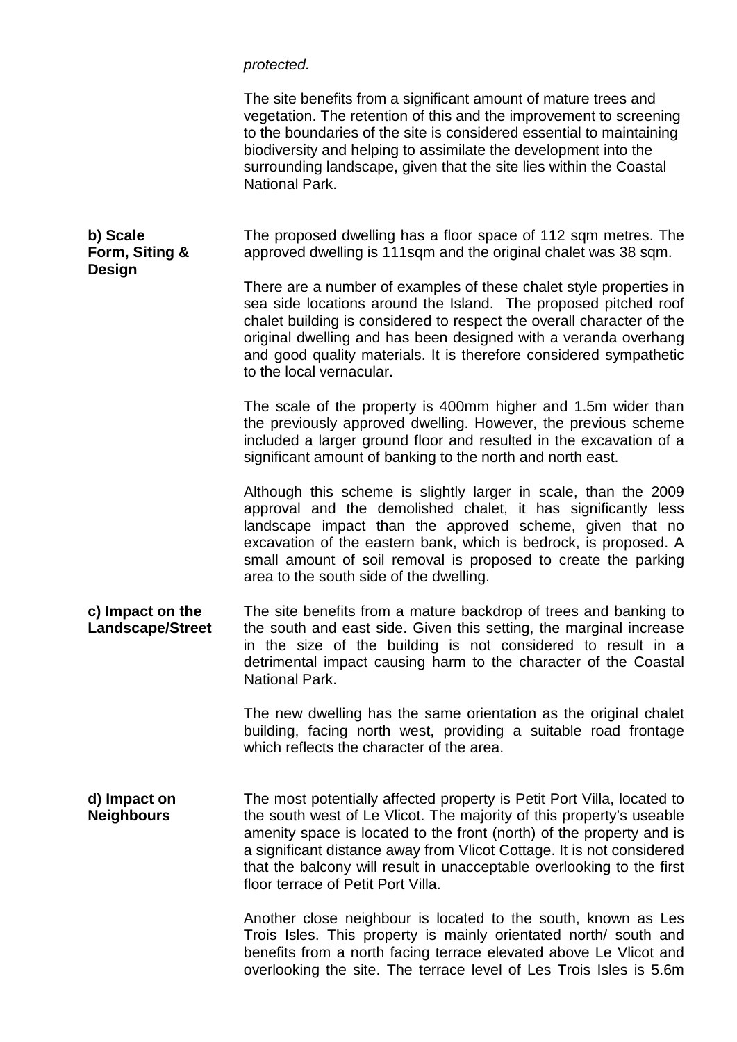*protected.*

The site benefits from a significant amount of mature trees and vegetation. The retention of this and the improvement to screening to the boundaries of the site is considered essential to maintaining biodiversity and helping to assimilate the development into the surrounding landscape, given that the site lies within the Coastal National Park.

**b) Scale Form, Siting & Design**

The proposed dwelling has a floor space of 112 sqm metres. The approved dwelling is 111sqm and the original chalet was 38 sqm.

There are a number of examples of these chalet style properties in sea side locations around the Island. The proposed pitched roof chalet building is considered to respect the overall character of the original dwelling and has been designed with a veranda overhang and good quality materials. It is therefore considered sympathetic to the local vernacular.

The scale of the property is 400mm higher and 1.5m wider than the previously approved dwelling. However, the previous scheme included a larger ground floor and resulted in the excavation of a significant amount of banking to the north and north east.

Although this scheme is slightly larger in scale, than the 2009 approval and the demolished chalet, it has significantly less landscape impact than the approved scheme, given that no excavation of the eastern bank, which is bedrock, is proposed. A small amount of soil removal is proposed to create the parking area to the south side of the dwelling.

**c) Impact on the Landscape/Street**

The site benefits from a mature backdrop of trees and banking to the south and east side. Given this setting, the marginal increase in the size of the building is not considered to result in a detrimental impact causing harm to the character of the Coastal National Park.

The new dwelling has the same orientation as the original chalet building, facing north west, providing a suitable road frontage which reflects the character of the area.

**d) Impact on Neighbours**

The most potentially affected property is Petit Port Villa, located to the south west of Le Vlicot. The majority of this property's useable amenity space is located to the front (north) of the property and is a significant distance away from Vlicot Cottage. It is not considered that the balcony will result in unacceptable overlooking to the first floor terrace of Petit Port Villa.

Another close neighbour is located to the south, known as Les Trois Isles. This property is mainly orientated north/ south and benefits from a north facing terrace elevated above Le Vlicot and overlooking the site. The terrace level of Les Trois Isles is 5.6m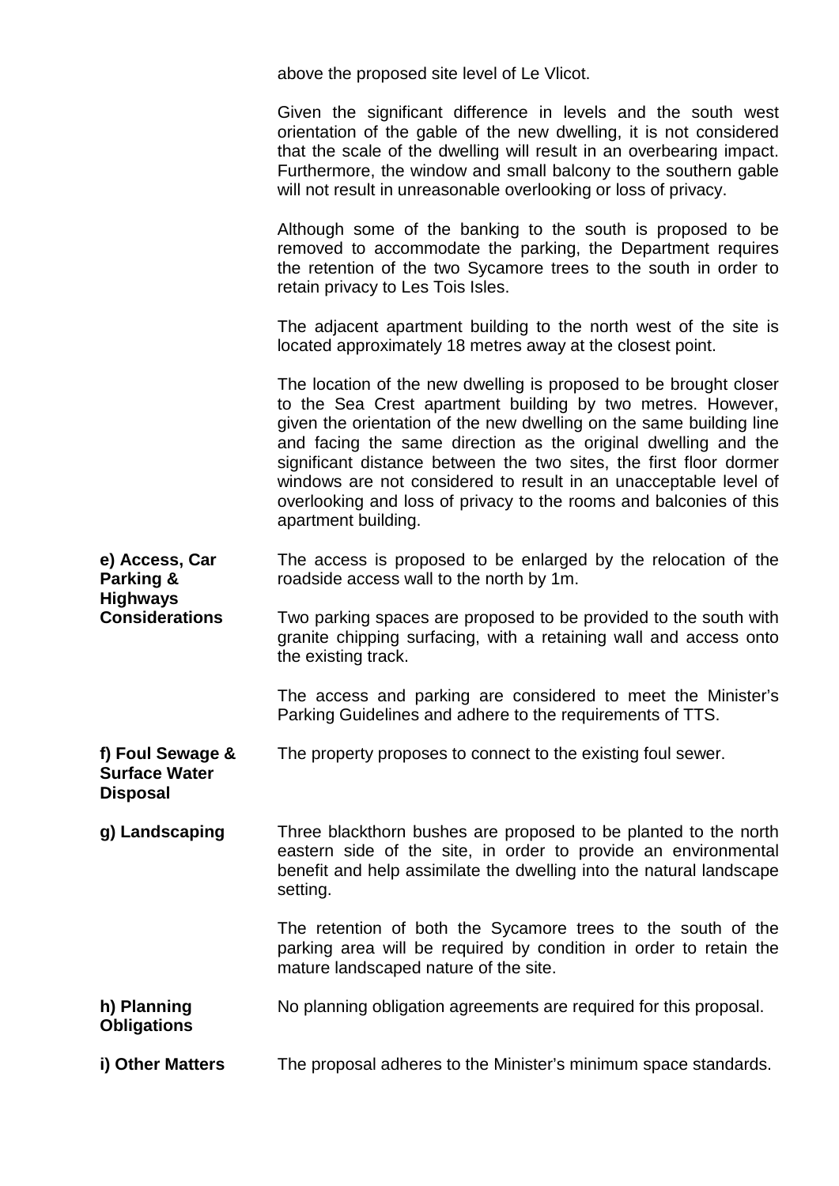above the proposed site level of Le Vlicot.

Given the significant difference in levels and the south west orientation of the gable of the new dwelling, it is not considered that the scale of the dwelling will result in an overbearing impact. Furthermore, the window and small balcony to the southern gable will not result in unreasonable overlooking or loss of privacy.

Although some of the banking to the south is proposed to be removed to accommodate the parking, the Department requires the retention of the two Sycamore trees to the south in order to retain privacy to Les Tois Isles.

The adjacent apartment building to the north west of the site is located approximately 18 metres away at the closest point.

The location of the new dwelling is proposed to be brought closer to the Sea Crest apartment building by two metres. However, given the orientation of the new dwelling on the same building line and facing the same direction as the original dwelling and the significant distance between the two sites, the first floor dormer windows are not considered to result in an unacceptable level of overlooking and loss of privacy to the rooms and balconies of this apartment building.

**e) Access, Car Parking & Highways Considerations**

The access is proposed to be enlarged by the relocation of the roadside access wall to the north by 1m.

Two parking spaces are proposed to be provided to the south with granite chipping surfacing, with a retaining wall and access onto the existing track.

The access and parking are considered to meet the Minister's Parking Guidelines and adhere to the requirements of TTS.

**f) Foul Sewage & Surface Water Disposal**

The property proposes to connect to the existing foul sewer.

**g) Landscaping**

Three blackthorn bushes are proposed to be planted to the north eastern side of the site, in order to provide an environmental benefit and help assimilate the dwelling into the natural landscape setting.

The retention of both the Sycamore trees to the south of the parking area will be required by condition in order to retain the mature landscaped nature of the site.

**h) Planning Obligations**

No planning obligation agreements are required for this proposal.

**i) Other Matters**

The proposal adheres to the Minister's minimum space standards.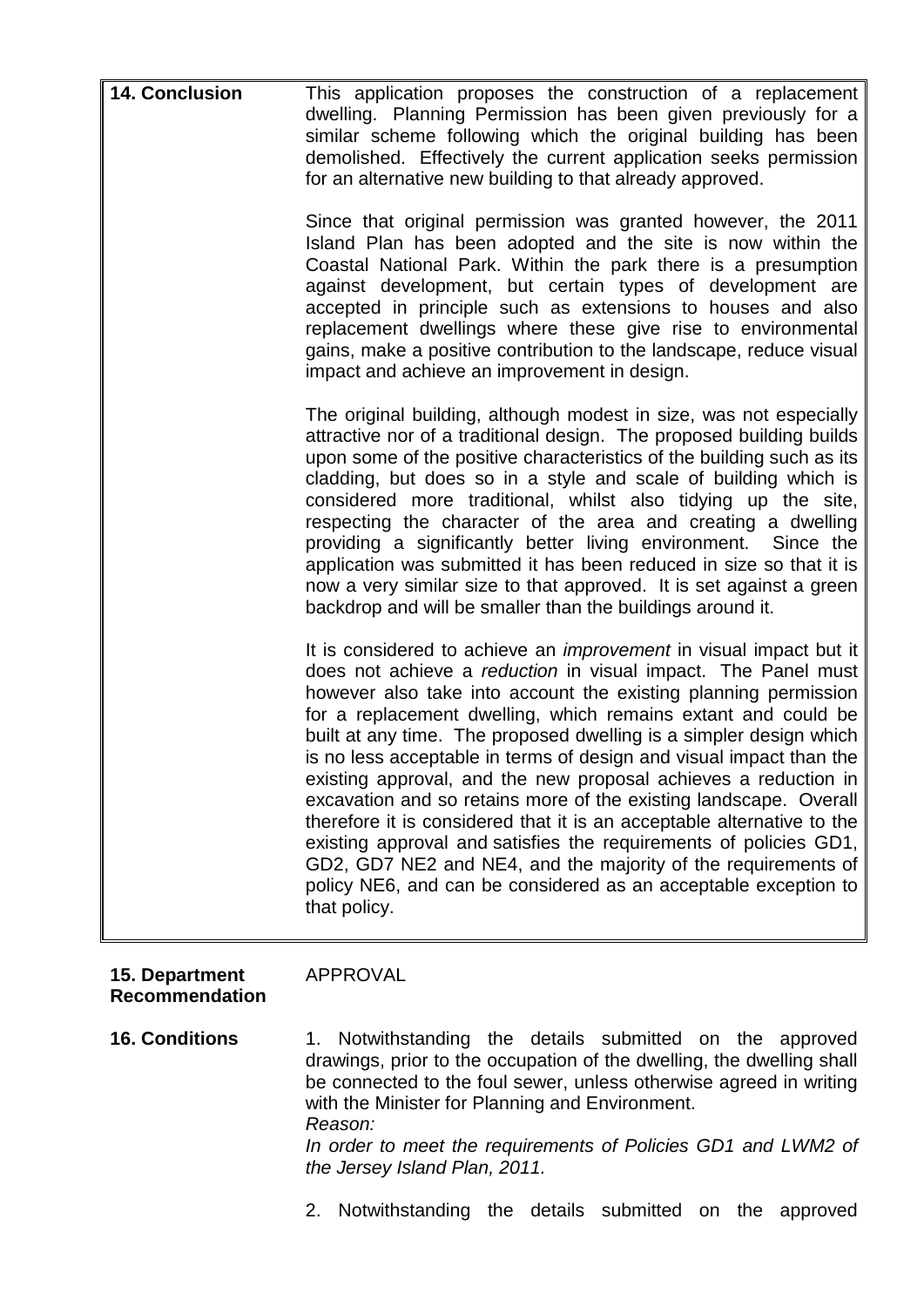**14. Conclusion**

This application proposes the construction of a replacement dwelling. Planning Permission has been given previously for a similar scheme following which the original building has been demolished. Effectively the current application seeks permission for an alternative new building to that already approved.

Since that original permission was granted however, the 2011 Island Plan has been adopted and the site is now within the Coastal National Park. Within the park there is a presumption against development, but certain types of development are accepted in principle such as extensions to houses and also replacement dwellings where these give rise to environmental gains, make a positive contribution to the landscape, reduce visual impact and achieve an improvement in design.

The original building, although modest in size, was not especially attractive nor of a traditional design. The proposed building builds upon some of the positive characteristics of the building such as its cladding, but does so in a style and scale of building which is considered more traditional, whilst also tidying up the site, respecting the character of the area and creating a dwelling providing a significantly better living environment. Since the application was submitted it has been reduced in size so that it is now a very similar size to that approved. It is set against a green backdrop and will be smaller than the buildings around it.

It is considered to achieve an *improvement* in visual impact but it does not achieve a *reduction* in visual impact. The Panel must however also take into account the existing planning permission for a replacement dwelling, which remains extant and could be built at any time. The proposed dwelling is a simpler design which is no less acceptable in terms of design and visual impact than the existing approval, and the new proposal achieves a reduction in excavation and so retains more of the existing landscape. Overall therefore it is considered that it is an acceptable alternative to the existing approval and satisfies the requirements of policies GD1, GD2, GD7 NE2 and NE4, and the majority of the requirements of policy NE6, and can be considered as an acceptable exception to that policy.

**15. Department Recommendation**

APPROVAL

**16. Conditions**

1. Notwithstanding the details submitted on the approved drawings, prior to the occupation of the dwelling, the dwelling shall be connected to the foul sewer, unless otherwise agreed in writing with the Minister for Planning and Environment.
*Reason:*
*In order to meet the requirements of Policies GD1 and LWM2 of the Jersey Island Plan, 2011.*

2. Notwithstanding the details submitted on the approved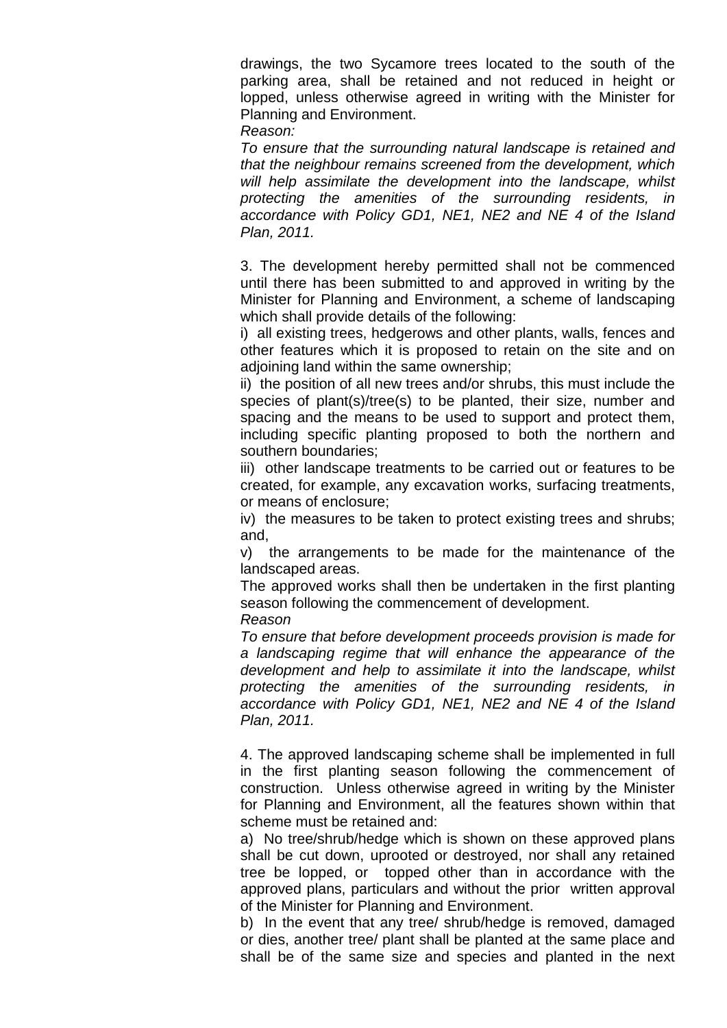drawings, the two Sycamore trees located to the south of the parking area, shall be retained and not reduced in height or lopped, unless otherwise agreed in writing with the Minister for Planning and Environment.

*Reason:*

*To ensure that the surrounding natural landscape is retained and that the neighbour remains screened from the development, which will help assimilate the development into the landscape, whilst protecting the amenities of the surrounding residents, in accordance with Policy GD1, NE1, NE2 and NE 4 of the Island Plan, 2011.*

3. The development hereby permitted shall not be commenced until there has been submitted to and approved in writing by the Minister for Planning and Environment, a scheme of landscaping which shall provide details of the following:

i) all existing trees, hedgerows and other plants, walls, fences and other features which it is proposed to retain on the site and on adjoining land within the same ownership;

ii) the position of all new trees and/or shrubs, this must include the species of plant(s)/tree(s) to be planted, their size, number and spacing and the means to be used to support and protect them, including specific planting proposed to both the northern and southern boundaries;

iii) other landscape treatments to be carried out or features to be created, for example, any excavation works, surfacing treatments, or means of enclosure;

iv) the measures to be taken to protect existing trees and shrubs; and,

v) the arrangements to be made for the maintenance of the landscaped areas.

The approved works shall then be undertaken in the first planting season following the commencement of development.

*Reason*

*To ensure that before development proceeds provision is made for a landscaping regime that will enhance the appearance of the development and help to assimilate it into the landscape, whilst protecting the amenities of the surrounding residents, in accordance with Policy GD1, NE1, NE2 and NE 4 of the Island Plan, 2011.*

4. The approved landscaping scheme shall be implemented in full in the first planting season following the commencement of construction. Unless otherwise agreed in writing by the Minister for Planning and Environment, all the features shown within that scheme must be retained and:

a) No tree/shrub/hedge which is shown on these approved plans shall be cut down, uprooted or destroyed, nor shall any retained tree be lopped, or topped other than in accordance with the approved plans, particulars and without the prior written approval of the Minister for Planning and Environment.

b) In the event that any tree/ shrub/hedge is removed, damaged or dies, another tree/ plant shall be planted at the same place and shall be of the same size and species and planted in the next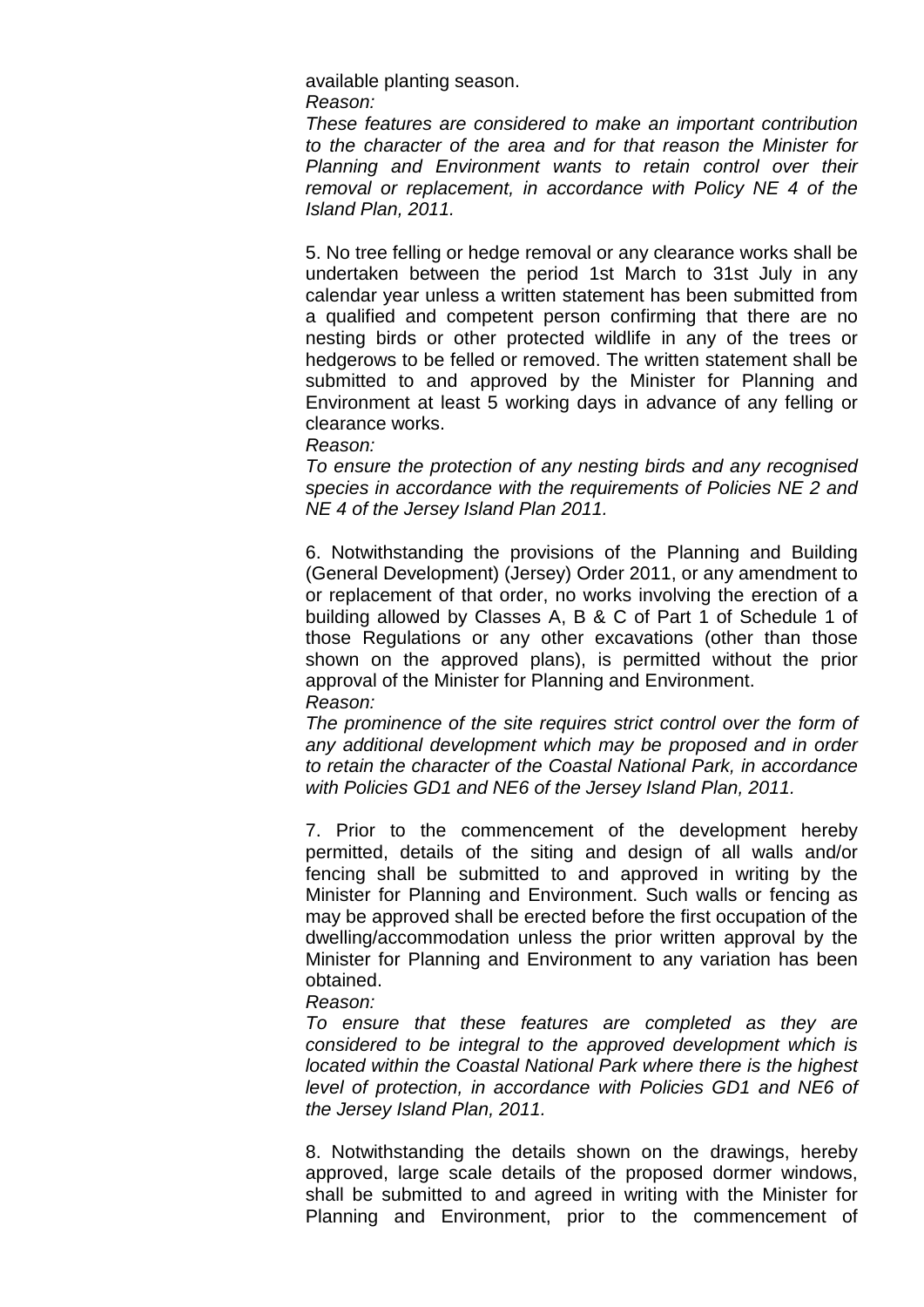available planting season.

*Reason:*

*These features are considered to make an important contribution to the character of the area and for that reason the Minister for Planning and Environment wants to retain control over their removal or replacement, in accordance with Policy NE 4 of the Island Plan, 2011.*

5. No tree felling or hedge removal or any clearance works shall be undertaken between the period 1st March to 31st July in any calendar year unless a written statement has been submitted from a qualified and competent person confirming that there are no nesting birds or other protected wildlife in any of the trees or hedgerows to be felled or removed. The written statement shall be submitted to and approved by the Minister for Planning and Environment at least 5 working days in advance of any felling or clearance works.

*Reason:*

*To ensure the protection of any nesting birds and any recognised species in accordance with the requirements of Policies NE 2 and NE 4 of the Jersey Island Plan 2011.*

6. Notwithstanding the provisions of the Planning and Building (General Development) (Jersey) Order 2011, or any amendment to or replacement of that order, no works involving the erection of a building allowed by Classes A, B & C of Part 1 of Schedule 1 of those Regulations or any other excavations (other than those shown on the approved plans), is permitted without the prior approval of the Minister for Planning and Environment.

*Reason:*

*The prominence of the site requires strict control over the form of any additional development which may be proposed and in order to retain the character of the Coastal National Park, in accordance with Policies GD1 and NE6 of the Jersey Island Plan, 2011.*

7. Prior to the commencement of the development hereby permitted, details of the siting and design of all walls and/or fencing shall be submitted to and approved in writing by the Minister for Planning and Environment. Such walls or fencing as may be approved shall be erected before the first occupation of the dwelling/accommodation unless the prior written approval by the Minister for Planning and Environment to any variation has been obtained.

*Reason:*

*To ensure that these features are completed as they are considered to be integral to the approved development which is located within the Coastal National Park where there is the highest level of protection, in accordance with Policies GD1 and NE6 of the Jersey Island Plan, 2011.*

8. Notwithstanding the details shown on the drawings, hereby approved, large scale details of the proposed dormer windows, shall be submitted to and agreed in writing with the Minister for Planning and Environment, prior to the commencement of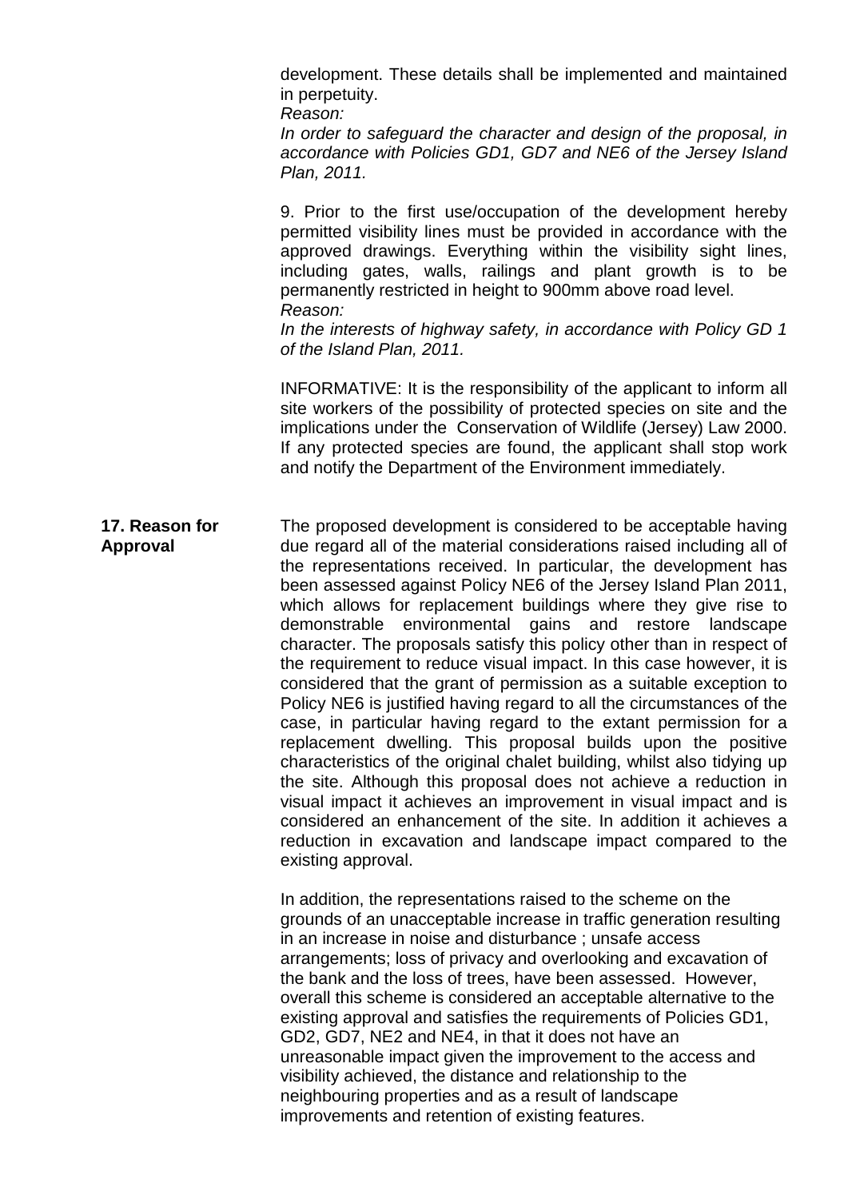development. These details shall be implemented and maintained in perpetuity.

*Reason:*

*In order to safeguard the character and design of the proposal, in accordance with Policies GD1, GD7 and NE6 of the Jersey Island Plan, 2011.*

9. Prior to the first use/occupation of the development hereby permitted visibility lines must be provided in accordance with the approved drawings. Everything within the visibility sight lines, including gates, walls, railings and plant growth is to be permanently restricted in height to 900mm above road level.

*Reason:*

*In the interests of highway safety, in accordance with Policy GD 1 of the Island Plan, 2011.*

INFORMATIVE: It is the responsibility of the applicant to inform all site workers of the possibility of protected species on site and the implications under the Conservation of Wildlife (Jersey) Law 2000. If any protected species are found, the applicant shall stop work and notify the Department of the Environment immediately.

**17. Reason for Approval**

The proposed development is considered to be acceptable having due regard all of the material considerations raised including all of the representations received. In particular, the development has been assessed against Policy NE6 of the Jersey Island Plan 2011, which allows for replacement buildings where they give rise to demonstrable environmental gains and restore landscape character. The proposals satisfy this policy other than in respect of the requirement to reduce visual impact. In this case however, it is considered that the grant of permission as a suitable exception to Policy NE6 is justified having regard to all the circumstances of the case, in particular having regard to the extant permission for a replacement dwelling. This proposal builds upon the positive characteristics of the original chalet building, whilst also tidying up the site. Although this proposal does not achieve a reduction in visual impact it achieves an improvement in visual impact and is considered an enhancement of the site. In addition it achieves a reduction in excavation and landscape impact compared to the existing approval.

In addition, the representations raised to the scheme on the grounds of an unacceptable increase in traffic generation resulting in an increase in noise and disturbance ; unsafe access arrangements; loss of privacy and overlooking and excavation of the bank and the loss of trees, have been assessed. However, overall this scheme is considered an acceptable alternative to the existing approval and satisfies the requirements of Policies GD1, GD2, GD7, NE2 and NE4, in that it does not have an unreasonable impact given the improvement to the access and visibility achieved, the distance and relationship to the neighbouring properties and as a result of landscape improvements and retention of existing features.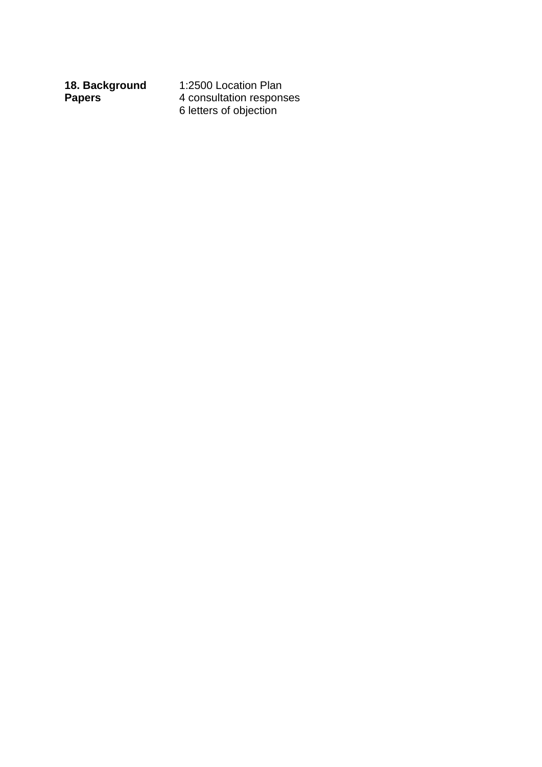| **18. Background Papers** | 1:2500 Location Plan<br>4 consultation responses<br>6 letters of objection |
|---|---|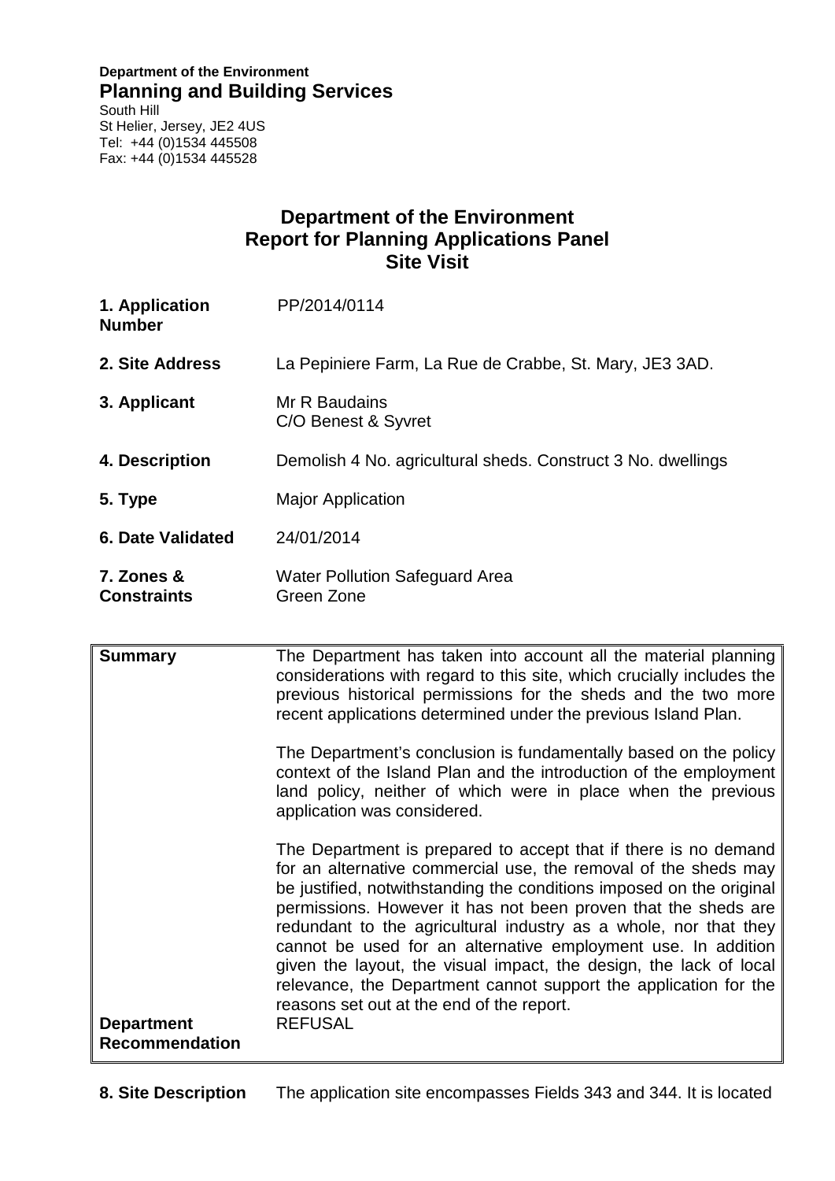**Department of the Environment**
**Planning and Building Services**
South Hill
St Helier, Jersey, JE2 4US
Tel: +44 (0)1534 445508
Fax: +44 (0)1534 445528

# Department of the Environment
# Report for Planning Applications Panel
# Site Visit

| | |
|---|---|
| **1. Application Number** | PP/2014/0114 |
| **2. Site Address** | La Pepiniere Farm, La Rue de Crabbe, St. Mary, JE3 3AD. |
| **3. Applicant** | Mr R Baudains<br>C/O Benest & Syvret |
| **4. Description** | Demolish 4 No. agricultural sheds. Construct 3 No. dwellings |
| **5. Type** | Major Application |
| **6. Date Validated** | 24/01/2014 |
| **7. Zones & Constraints** | Water Pollution Safeguard Area<br>Green Zone |

| | |
|---|---|
| **Summary** | The Department has taken into account all the material planning considerations with regard to this site, which crucially includes the previous historical permissions for the sheds and the two more recent applications determined under the previous Island Plan.<br><br>The Department's conclusion is fundamentally based on the policy context of the Island Plan and the introduction of the employment land policy, neither of which were in place when the previous application was considered.<br><br>The Department is prepared to accept that if there is no demand for an alternative commercial use, the removal of the sheds may be justified, notwithstanding the conditions imposed on the original permissions. However it has not been proven that the sheds are redundant to the agricultural industry as a whole, nor that they cannot be used for an alternative employment use. In addition given the layout, the visual impact, the design, the lack of local relevance, the Department cannot support the application for the reasons set out at the end of the report. |
| **Department Recommendation** | REFUSAL |

**8. Site Description** The application site encompasses Fields 343 and 344. It is located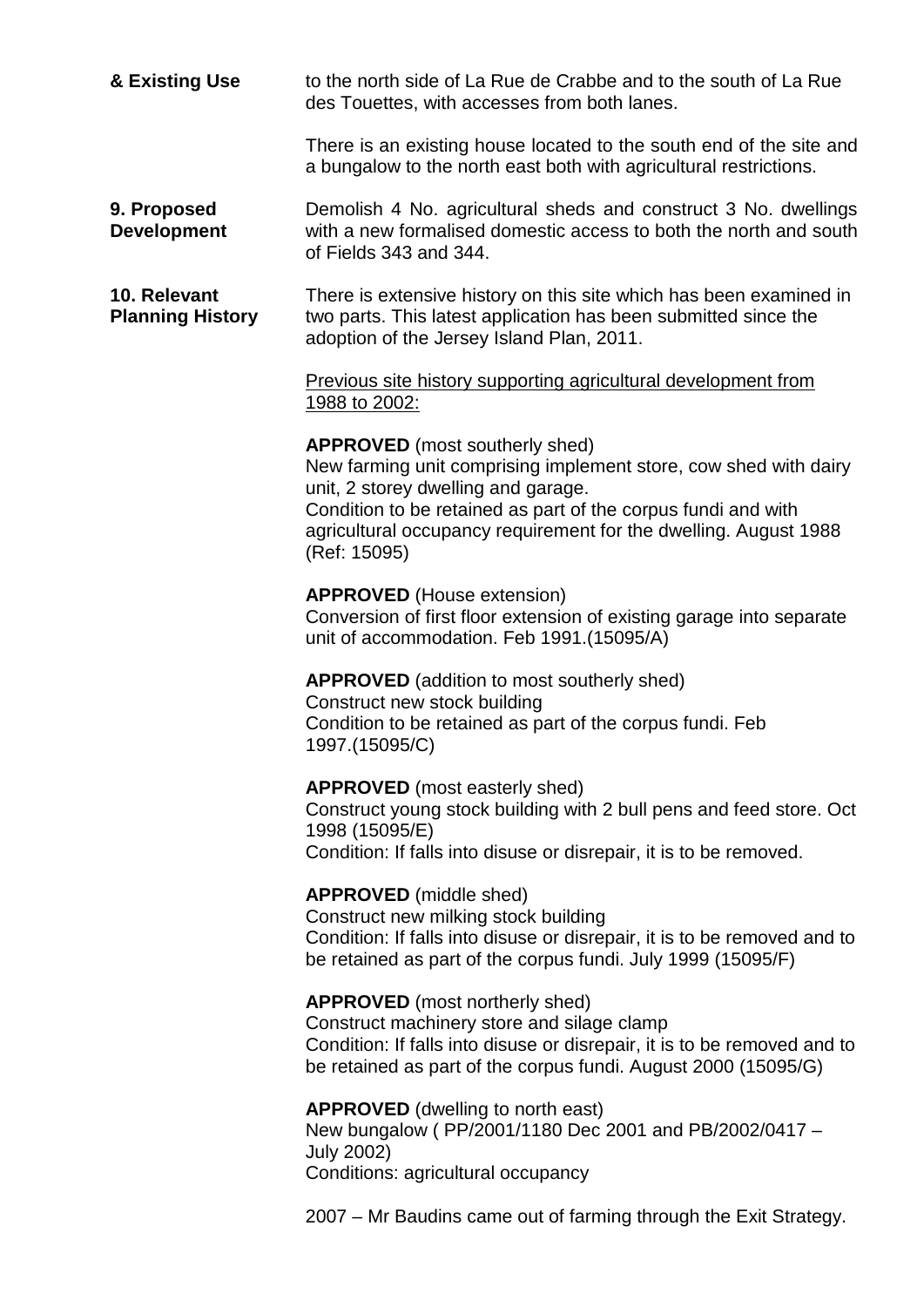**& Existing Use** to the north side of La Rue de Crabbe and to the south of La Rue des Touettes, with accesses from both lanes.

There is an existing house located to the south end of the site and a bungalow to the north east both with agricultural restrictions.

**9. Proposed Development** Demolish 4 No. agricultural sheds and construct 3 No. dwellings with a new formalised domestic access to both the north and south of Fields 343 and 344.

**10. Relevant Planning History** There is extensive history on this site which has been examined in two parts. This latest application has been submitted since the adoption of the Jersey Island Plan, 2011.

<u>Previous site history supporting agricultural development from 1988 to 2002:</u>

**APPROVED** (most southerly shed)
New farming unit comprising implement store, cow shed with dairy unit, 2 storey dwelling and garage.
Condition to be retained as part of the corpus fundi and with agricultural occupancy requirement for the dwelling. August 1988 (Ref: 15095)

**APPROVED** (House extension)
Conversion of first floor extension of existing garage into separate unit of accommodation. Feb 1991.(15095/A)

**APPROVED** (addition to most southerly shed)
Construct new stock building
Condition to be retained as part of the corpus fundi. Feb 1997.(15095/C)

**APPROVED** (most easterly shed)
Construct young stock building with 2 bull pens and feed store. Oct 1998 (15095/E)
Condition: If falls into disuse or disrepair, it is to be removed.

**APPROVED** (middle shed)
Construct new milking stock building
Condition: If falls into disuse or disrepair, it is to be removed and to be retained as part of the corpus fundi. July 1999 (15095/F)

**APPROVED** (most northerly shed)
Construct machinery store and silage clamp
Condition: If falls into disuse or disrepair, it is to be removed and to be retained as part of the corpus fundi. August 2000 (15095/G)

**APPROVED** (dwelling to north east)
New bungalow ( PP/2001/1180 Dec 2001 and PB/2002/0417 – July 2002)
Conditions: agricultural occupancy

2007 – Mr Baudins came out of farming through the Exit Strategy.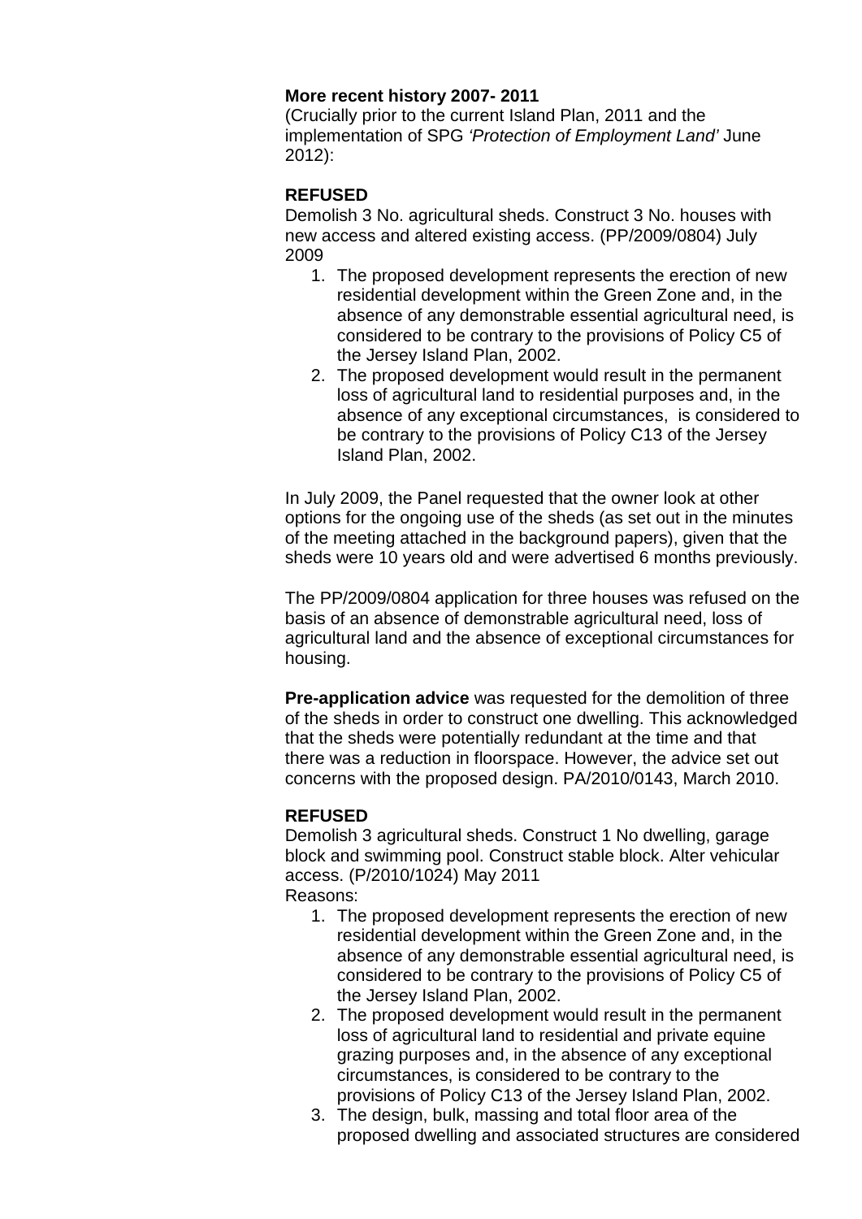**More recent history 2007- 2011**

(Crucially prior to the current Island Plan, 2011 and the implementation of SPG *'Protection of Employment Land'* June 2012):

**REFUSED**

Demolish 3 No. agricultural sheds. Construct 3 No. houses with new access and altered existing access. (PP/2009/0804) July 2009

1. The proposed development represents the erection of new residential development within the Green Zone and, in the absence of any demonstrable essential agricultural need, is considered to be contrary to the provisions of Policy C5 of the Jersey Island Plan, 2002.
2. The proposed development would result in the permanent loss of agricultural land to residential purposes and, in the absence of any exceptional circumstances, is considered to be contrary to the provisions of Policy C13 of the Jersey Island Plan, 2002.

In July 2009, the Panel requested that the owner look at other options for the ongoing use of the sheds (as set out in the minutes of the meeting attached in the background papers), given that the sheds were 10 years old and were advertised 6 months previously.

The PP/2009/0804 application for three houses was refused on the basis of an absence of demonstrable agricultural need, loss of agricultural land and the absence of exceptional circumstances for housing.

**Pre-application advice** was requested for the demolition of three of the sheds in order to construct one dwelling. This acknowledged that the sheds were potentially redundant at the time and that there was a reduction in floorspace. However, the advice set out concerns with the proposed design. PA/2010/0143, March 2010.

**REFUSED**

Demolish 3 agricultural sheds. Construct 1 No dwelling, garage block and swimming pool. Construct stable block. Alter vehicular access. (P/2010/1024) May 2011

Reasons:

1. The proposed development represents the erection of new residential development within the Green Zone and, in the absence of any demonstrable essential agricultural need, is considered to be contrary to the provisions of Policy C5 of the Jersey Island Plan, 2002.
2. The proposed development would result in the permanent loss of agricultural land to residential and private equine grazing purposes and, in the absence of any exceptional circumstances, is considered to be contrary to the provisions of Policy C13 of the Jersey Island Plan, 2002.
3. The design, bulk, massing and total floor area of the proposed dwelling and associated structures are considered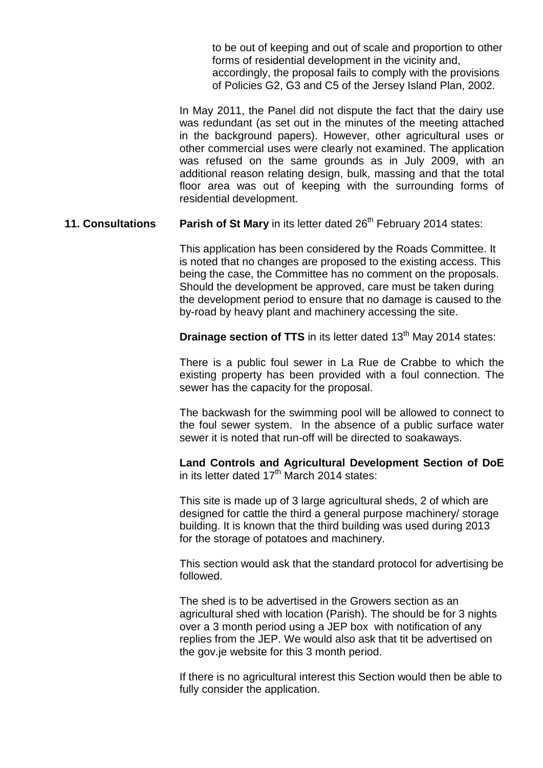to be out of keeping and out of scale and proportion to other forms of residential development in the vicinity and, accordingly, the proposal fails to comply with the provisions of Policies G2, G3 and C5 of the Jersey Island Plan, 2002.

In May 2011, the Panel did not dispute the fact that the dairy use was redundant (as set out in the minutes of the meeting attached in the background papers). However, other agricultural uses or other commercial uses were clearly not examined. The application was refused on the same grounds as in July 2009, with an additional reason relating design, bulk, massing and that the total floor area was out of keeping with the surrounding forms of residential development.

**11. Consultations**

**Parish of St Mary** in its letter dated 26th February 2014 states:

This application has been considered by the Roads Committee. It is noted that no changes are proposed to the existing access. This being the case, the Committee has no comment on the proposals. Should the development be approved, care must be taken during the development period to ensure that no damage is caused to the by-road by heavy plant and machinery accessing the site.

**Drainage section of TTS** in its letter dated 13th May 2014 states:

There is a public foul sewer in La Rue de Crabbe to which the existing property has been provided with a foul connection. The sewer has the capacity for the proposal.

The backwash for the swimming pool will be allowed to connect to the foul sewer system. In the absence of a public surface water sewer it is noted that run-off will be directed to soakaways.

**Land Controls and Agricultural Development Section of DoE** in its letter dated 17th March 2014 states:

This site is made up of 3 large agricultural sheds, 2 of which are designed for cattle the third a general purpose machinery/ storage building. It is known that the third building was used during 2013 for the storage of potatoes and machinery.

This section would ask that the standard protocol for advertising be followed.

The shed is to be advertised in the Growers section as an agricultural shed with location (Parish). The should be for 3 nights over a 3 month period using a JEP box with notification of any replies from the JEP. We would also ask that tit be advertised on the gov.je website for this 3 month period.

If there is no agricultural interest this Section would then be able to fully consider the application.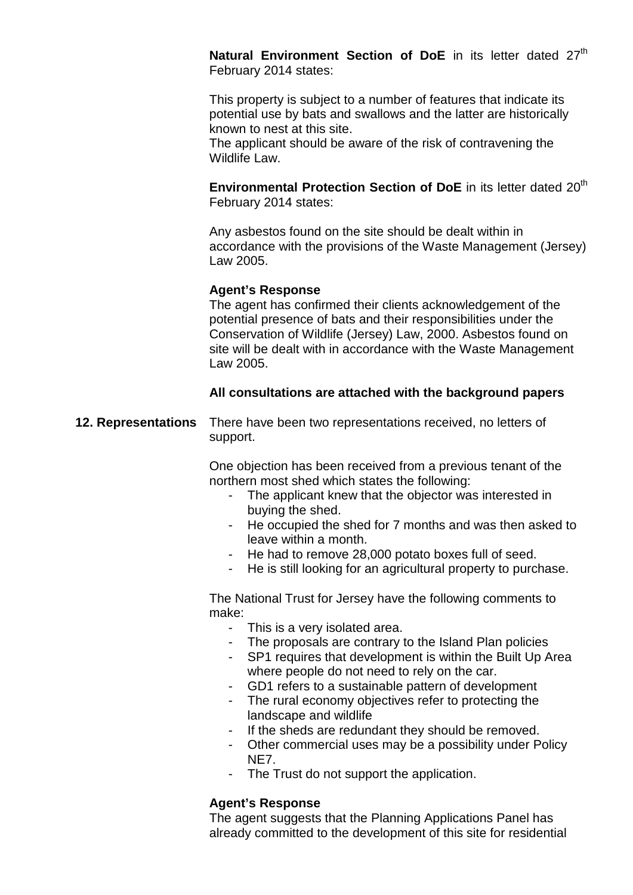**Natural Environment Section of DoE** in its letter dated 27th February 2014 states:

This property is subject to a number of features that indicate its potential use by bats and swallows and the latter are historically known to nest at this site.
The applicant should be aware of the risk of contravening the Wildlife Law.

**Environmental Protection Section of DoE** in its letter dated 20th February 2014 states:

Any asbestos found on the site should be dealt within in accordance with the provisions of the Waste Management (Jersey) Law 2005.

**Agent's Response**
The agent has confirmed their clients acknowledgement of the potential presence of bats and their responsibilities under the Conservation of Wildlife (Jersey) Law, 2000. Asbestos found on site will be dealt with in accordance with the Waste Management Law 2005.

**All consultations are attached with the background papers**

**12. Representations** There have been two representations received, no letters of support.

One objection has been received from a previous tenant of the northern most shed which states the following:

- The applicant knew that the objector was interested in buying the shed.
- He occupied the shed for 7 months and was then asked to leave within a month.
- He had to remove 28,000 potato boxes full of seed.
- He is still looking for an agricultural property to purchase.

The National Trust for Jersey have the following comments to make:

- This is a very isolated area.
- The proposals are contrary to the Island Plan policies
- SP1 requires that development is within the Built Up Area where people do not need to rely on the car.
- GD1 refers to a sustainable pattern of development
- The rural economy objectives refer to protecting the landscape and wildlife
- If the sheds are redundant they should be removed.
- Other commercial uses may be a possibility under Policy NE7.
- The Trust do not support the application.

**Agent's Response**
The agent suggests that the Planning Applications Panel has already committed to the development of this site for residential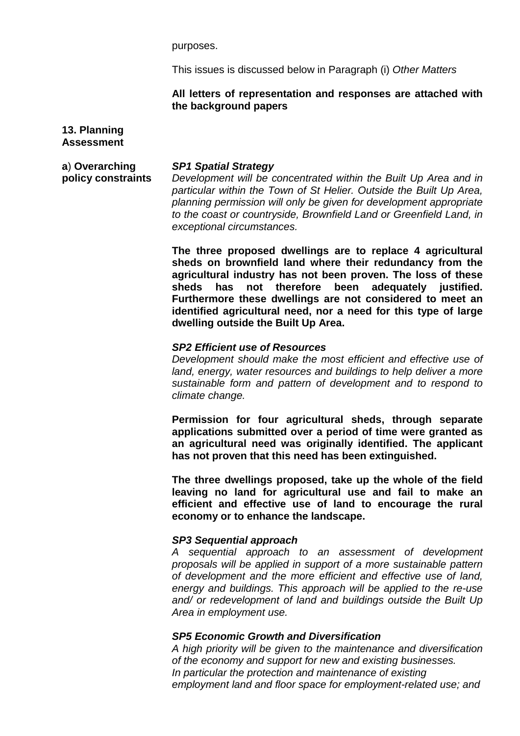purposes.

This issues is discussed below in Paragraph (i) *Other Matters*

**All letters of representation and responses are attached with the background papers**

## 13. Planning Assessment

**a) Overarching policy constraints**

***SP1 Spatial Strategy***
*Development will be concentrated within the Built Up Area and in particular within the Town of St Helier. Outside the Built Up Area, planning permission will only be given for development appropriate to the coast or countryside, Brownfield Land or Greenfield Land, in exceptional circumstances.*

**The three proposed dwellings are to replace 4 agricultural sheds on brownfield land where their redundancy from the agricultural industry has not been proven. The loss of these sheds has not therefore been adequately justified. Furthermore these dwellings are not considered to meet an identified agricultural need, nor a need for this type of large dwelling outside the Built Up Area.**

***SP2 Efficient use of Resources***
*Development should make the most efficient and effective use of land, energy, water resources and buildings to help deliver a more sustainable form and pattern of development and to respond to climate change.*

**Permission for four agricultural sheds, through separate applications submitted over a period of time were granted as an agricultural need was originally identified. The applicant has not proven that this need has been extinguished.**

**The three dwellings proposed, take up the whole of the field leaving no land for agricultural use and fail to make an efficient and effective use of land to encourage the rural economy or to enhance the landscape.**

***SP3 Sequential approach***
*A sequential approach to an assessment of development proposals will be applied in support of a more sustainable pattern of development and the more efficient and effective use of land, energy and buildings. This approach will be applied to the re-use and/ or redevelopment of land and buildings outside the Built Up Area in employment use.*

***SP5 Economic Growth and Diversification***
*A high priority will be given to the maintenance and diversification of the economy and support for new and existing businesses. In particular the protection and maintenance of existing employment land and floor space for employment-related use; and*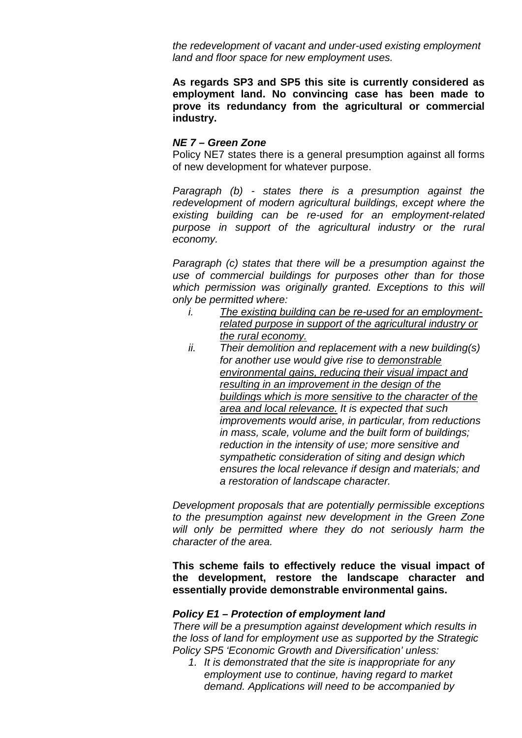*the redevelopment of vacant and under-used existing employment land and floor space for new employment uses.*

**As regards SP3 and SP5 this site is currently considered as employment land. No convincing case has been made to prove its redundancy from the agricultural or commercial industry.**

***NE 7 – Green Zone***

Policy NE7 states there is a general presumption against all forms of new development for whatever purpose.

*Paragraph (b) - states there is a presumption against the redevelopment of modern agricultural buildings, except where the existing building can be re-used for an employment-related purpose in support of the agricultural industry or the rural economy.*

*Paragraph (c) states that there will be a presumption against the use of commercial buildings for purposes other than for those which permission was originally granted. Exceptions to this will only be permitted where:*

*i. <u>The existing building can be re-used for an employment-related purpose in support of the agricultural industry or the rural economy.</u>*

*ii. Their demolition and replacement with a new building(s) for another use would give rise to <u>demonstrable environmental gains, reducing their visual impact and resulting in an improvement in the design of the buildings which is more sensitive to the character of the area and local relevance.</u> It is expected that such improvements would arise, in particular, from reductions in mass, scale, volume and the built form of buildings; reduction in the intensity of use; more sensitive and sympathetic consideration of siting and design which ensures the local relevance if design and materials; and a restoration of landscape character.*

*Development proposals that are potentially permissible exceptions to the presumption against new development in the Green Zone will only be permitted where they do not seriously harm the character of the area.*

**This scheme fails to effectively reduce the visual impact of the development, restore the landscape character and essentially provide demonstrable environmental gains.**

***Policy E1 – Protection of employment land***

*There will be a presumption against development which results in the loss of land for employment use as supported by the Strategic Policy SP5 'Economic Growth and Diversification' unless:*

1. *It is demonstrated that the site is inappropriate for any employment use to continue, having regard to market demand. Applications will need to be accompanied by*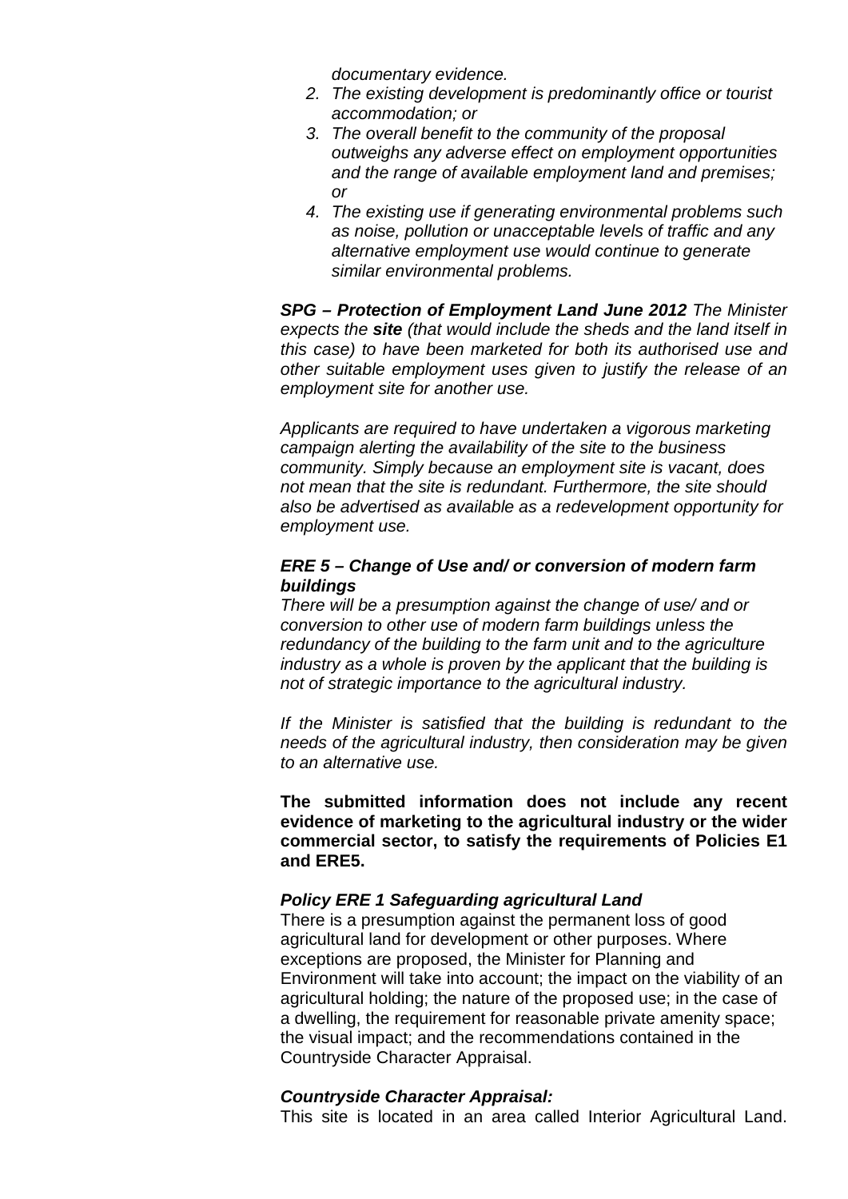*documentary evidence.*

2. *The existing development is predominantly office or tourist accommodation; or*
3. *The overall benefit to the community of the proposal outweighs any adverse effect on employment opportunities and the range of available employment land and premises; or*
4. *The existing use if generating environmental problems such as noise, pollution or unacceptable levels of traffic and any alternative employment use would continue to generate similar environmental problems.*

***SPG – Protection of Employment Land June 2012*** *The Minister expects the* ***site*** *(that would include the sheds and the land itself in this case) to have been marketed for both its authorised use and other suitable employment uses given to justify the release of an employment site for another use.*

*Applicants are required to have undertaken a vigorous marketing campaign alerting the availability of the site to the business community. Simply because an employment site is vacant, does not mean that the site is redundant. Furthermore, the site should also be advertised as available as a redevelopment opportunity for employment use.*

***ERE 5 – Change of Use and/ or conversion of modern farm buildings***

*There will be a presumption against the change of use/ and or conversion to other use of modern farm buildings unless the redundancy of the building to the farm unit and to the agriculture industry as a whole is proven by the applicant that the building is not of strategic importance to the agricultural industry.*

*If the Minister is satisfied that the building is redundant to the needs of the agricultural industry, then consideration may be given to an alternative use.*

**The submitted information does not include any recent evidence of marketing to the agricultural industry or the wider commercial sector, to satisfy the requirements of Policies E1 and ERE5.**

***Policy ERE 1 Safeguarding agricultural Land***

There is a presumption against the permanent loss of good agricultural land for development or other purposes. Where exceptions are proposed, the Minister for Planning and Environment will take into account; the impact on the viability of an agricultural holding; the nature of the proposed use; in the case of a dwelling, the requirement for reasonable private amenity space; the visual impact; and the recommendations contained in the Countryside Character Appraisal.

***Countryside Character Appraisal:***

This site is located in an area called Interior Agricultural Land.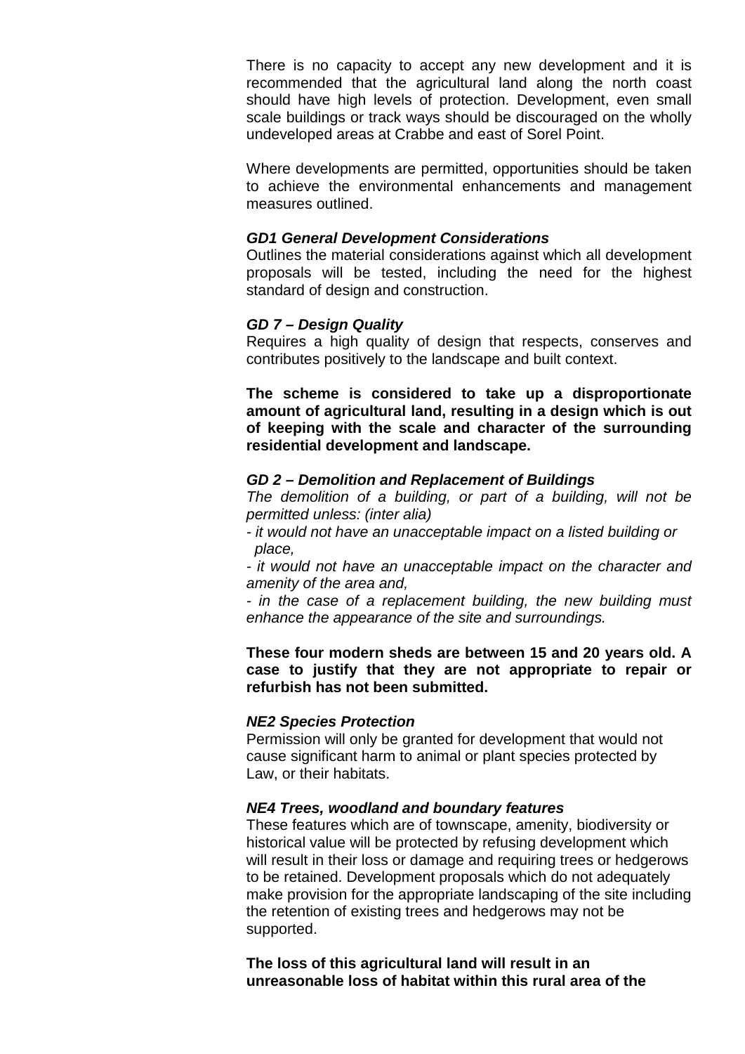There is no capacity to accept any new development and it is recommended that the agricultural land along the north coast should have high levels of protection. Development, even small scale buildings or track ways should be discouraged on the wholly undeveloped areas at Crabbe and east of Sorel Point.

Where developments are permitted, opportunities should be taken to achieve the environmental enhancements and management measures outlined.

***GD1 General Development Considerations***
Outlines the material considerations against which all development proposals will be tested, including the need for the highest standard of design and construction.

***GD 7 – Design Quality***
Requires a high quality of design that respects, conserves and contributes positively to the landscape and built context.

**The scheme is considered to take up a disproportionate amount of agricultural land, resulting in a design which is out of keeping with the scale and character of the surrounding residential development and landscape.**

***GD 2 – Demolition and Replacement of Buildings***
*The demolition of a building, or part of a building, will not be permitted unless: (inter alia)*

- *it would not have an unacceptable impact on a listed building or place,*
- *it would not have an unacceptable impact on the character and amenity of the area and,*
- *in the case of a replacement building, the new building must enhance the appearance of the site and surroundings.*

**These four modern sheds are between 15 and 20 years old. A case to justify that they are not appropriate to repair or refurbish has not been submitted.**

***NE2 Species Protection***
Permission will only be granted for development that would not cause significant harm to animal or plant species protected by Law, or their habitats.

***NE4 Trees, woodland and boundary features***
These features which are of townscape, amenity, biodiversity or historical value will be protected by refusing development which will result in their loss or damage and requiring trees or hedgerows to be retained. Development proposals which do not adequately make provision for the appropriate landscaping of the site including the retention of existing trees and hedgerows may not be supported.

**The loss of this agricultural land will result in an unreasonable loss of habitat within this rural area of the**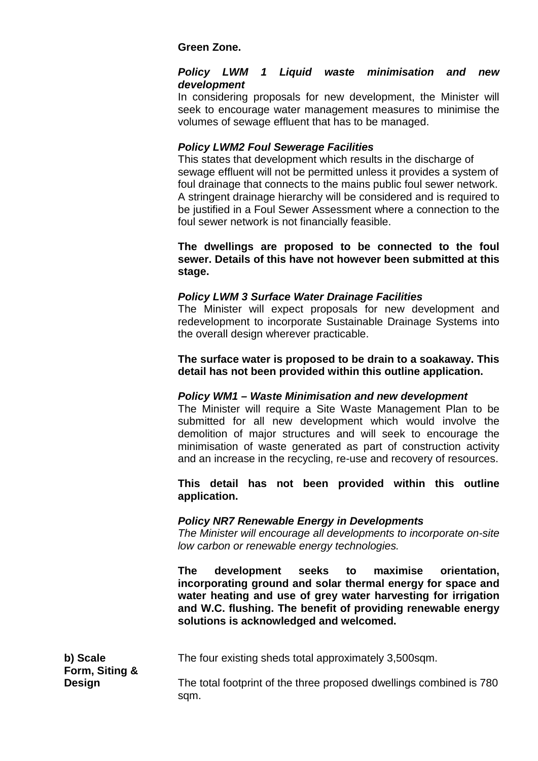**Green Zone.**

***Policy LWM 1 Liquid waste minimisation and new development***
In considering proposals for new development, the Minister will seek to encourage water management measures to minimise the volumes of sewage effluent that has to be managed.

***Policy LWM2 Foul Sewerage Facilities***
This states that development which results in the discharge of sewage effluent will not be permitted unless it provides a system of foul drainage that connects to the mains public foul sewer network. A stringent drainage hierarchy will be considered and is required to be justified in a Foul Sewer Assessment where a connection to the foul sewer network is not financially feasible.

**The dwellings are proposed to be connected to the foul sewer. Details of this have not however been submitted at this stage.**

***Policy LWM 3 Surface Water Drainage Facilities***
The Minister will expect proposals for new development and redevelopment to incorporate Sustainable Drainage Systems into the overall design wherever practicable.

**The surface water is proposed to be drain to a soakaway. This detail has not been provided within this outline application.**

***Policy WM1 – Waste Minimisation and new development***
The Minister will require a Site Waste Management Plan to be submitted for all new development which would involve the demolition of major structures and will seek to encourage the minimisation of waste generated as part of construction activity and an increase in the recycling, re-use and recovery of resources.

**This detail has not been provided within this outline application.**

***Policy NR7 Renewable Energy in Developments***
*The Minister will encourage all developments to incorporate on-site low carbon or renewable energy technologies.*

**The development seeks to maximise orientation, incorporating ground and solar thermal energy for space and water heating and use of grey water harvesting for irrigation and W.C. flushing. The benefit of providing renewable energy solutions is acknowledged and welcomed.**

**b) Scale Form, Siting & Design**

The four existing sheds total approximately 3,500sqm.

The total footprint of the three proposed dwellings combined is 780 sqm.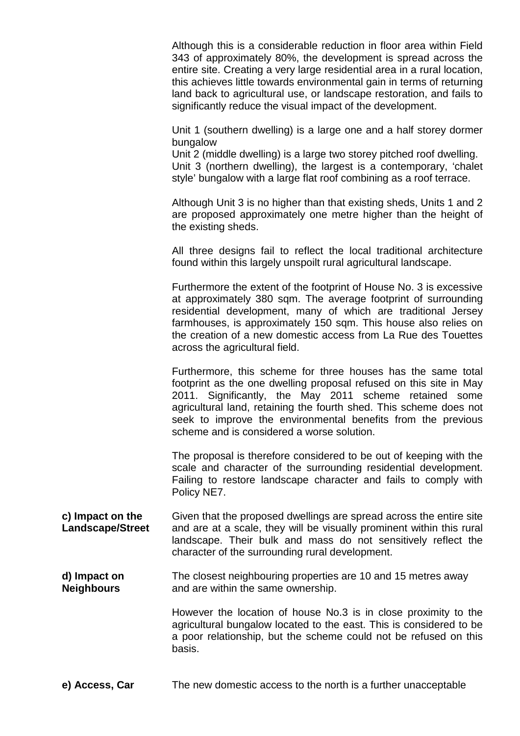Although this is a considerable reduction in floor area within Field 343 of approximately 80%, the development is spread across the entire site. Creating a very large residential area in a rural location, this achieves little towards environmental gain in terms of returning land back to agricultural use, or landscape restoration, and fails to significantly reduce the visual impact of the development.

Unit 1 (southern dwelling) is a large one and a half storey dormer bungalow
Unit 2 (middle dwelling) is a large two storey pitched roof dwelling.
Unit 3 (northern dwelling), the largest is a contemporary, 'chalet style' bungalow with a large flat roof combining as a roof terrace.

Although Unit 3 is no higher than that existing sheds, Units 1 and 2 are proposed approximately one metre higher than the height of the existing sheds.

All three designs fail to reflect the local traditional architecture found within this largely unspoilt rural agricultural landscape.

Furthermore the extent of the footprint of House No. 3 is excessive at approximately 380 sqm. The average footprint of surrounding residential development, many of which are traditional Jersey farmhouses, is approximately 150 sqm. This house also relies on the creation of a new domestic access from La Rue des Touettes across the agricultural field.

Furthermore, this scheme for three houses has the same total footprint as the one dwelling proposal refused on this site in May 2011. Significantly, the May 2011 scheme retained some agricultural land, retaining the fourth shed. This scheme does not seek to improve the environmental benefits from the previous scheme and is considered a worse solution.

The proposal is therefore considered to be out of keeping with the scale and character of the surrounding residential development. Failing to restore landscape character and fails to comply with Policy NE7.

**c) Impact on the Landscape/Street**

Given that the proposed dwellings are spread across the entire site and are at a scale, they will be visually prominent within this rural landscape. Their bulk and mass do not sensitively reflect the character of the surrounding rural development.

**d) Impact on Neighbours**

The closest neighbouring properties are 10 and 15 metres away and are within the same ownership.

However the location of house No.3 is in close proximity to the agricultural bungalow located to the east. This is considered to be a poor relationship, but the scheme could not be refused on this basis.

**e) Access, Car**

The new domestic access to the north is a further unacceptable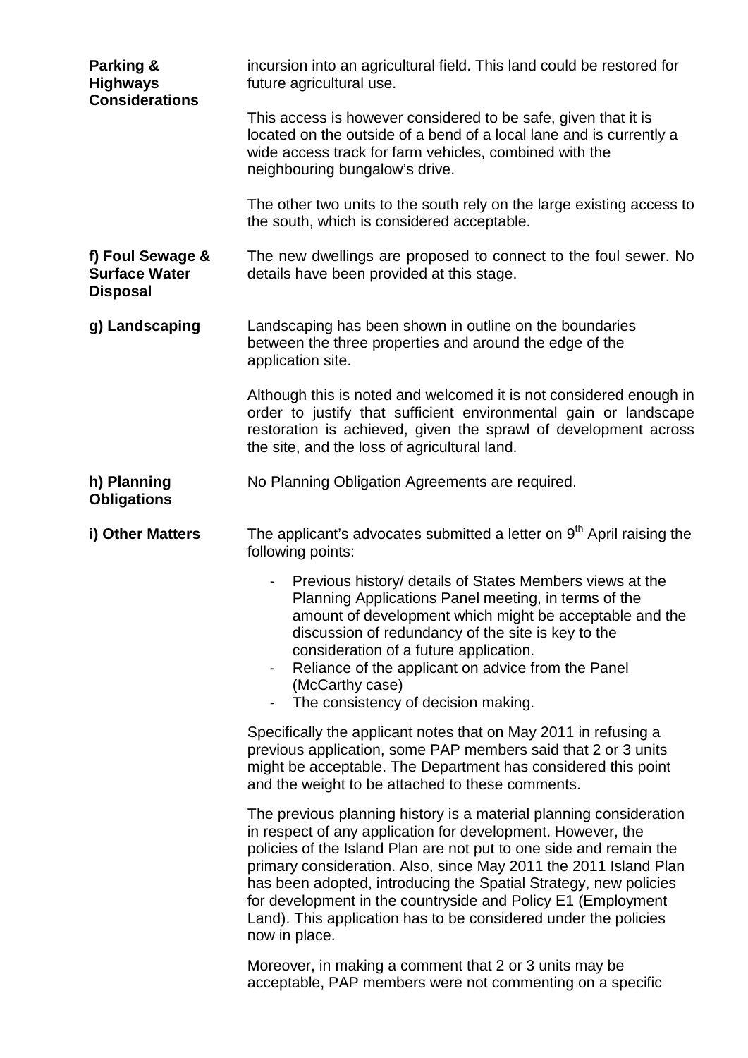**Parking & Highways Considerations**

incursion into an agricultural field. This land could be restored for future agricultural use.

This access is however considered to be safe, given that it is located on the outside of a bend of a local lane and is currently a wide access track for farm vehicles, combined with the neighbouring bungalow's drive.

The other two units to the south rely on the large existing access to the south, which is considered acceptable.

**f) Foul Sewage & Surface Water Disposal**

The new dwellings are proposed to connect to the foul sewer. No details have been provided at this stage.

**g) Landscaping**

Landscaping has been shown in outline on the boundaries between the three properties and around the edge of the application site.

Although this is noted and welcomed it is not considered enough in order to justify that sufficient environmental gain or landscape restoration is achieved, given the sprawl of development across the site, and the loss of agricultural land.

**h) Planning Obligations**

No Planning Obligation Agreements are required.

**i) Other Matters**

The applicant's advocates submitted a letter on 9th April raising the following points:

- Previous history/ details of States Members views at the Planning Applications Panel meeting, in terms of the amount of development which might be acceptable and the discussion of redundancy of the site is key to the consideration of a future application.
- Reliance of the applicant on advice from the Panel (McCarthy case)
- The consistency of decision making.

Specifically the applicant notes that on May 2011 in refusing a previous application, some PAP members said that 2 or 3 units might be acceptable. The Department has considered this point and the weight to be attached to these comments.

The previous planning history is a material planning consideration in respect of any application for development. However, the policies of the Island Plan are not put to one side and remain the primary consideration. Also, since May 2011 the 2011 Island Plan has been adopted, introducing the Spatial Strategy, new policies for development in the countryside and Policy E1 (Employment Land). This application has to be considered under the policies now in place.

Moreover, in making a comment that 2 or 3 units may be acceptable, PAP members were not commenting on a specific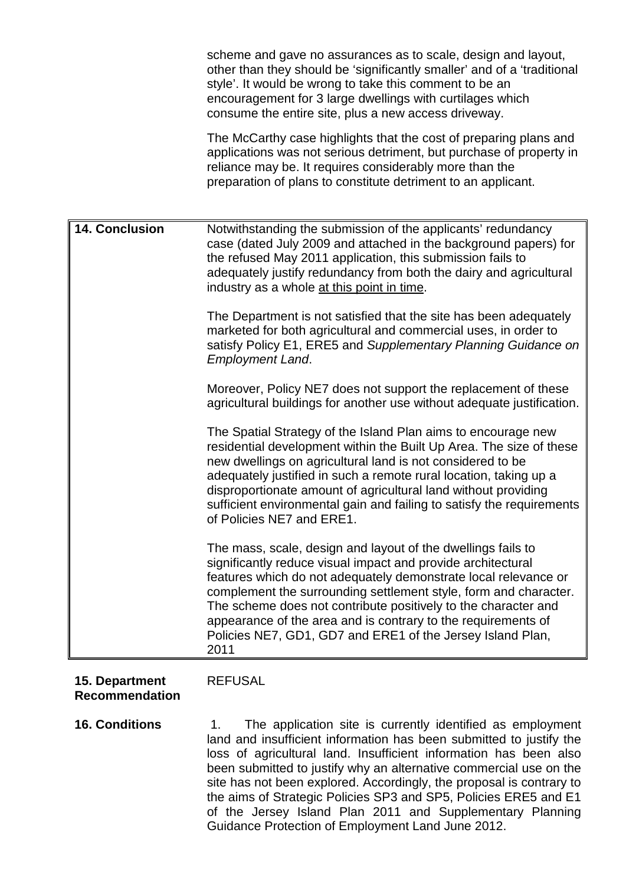scheme and gave no assurances as to scale, design and layout, other than they should be 'significantly smaller' and of a 'traditional style'. It would be wrong to take this comment to be an encouragement for 3 large dwellings with curtilages which consume the entire site, plus a new access driveway.

The McCarthy case highlights that the cost of preparing plans and applications was not serious detriment, but purchase of property in reliance may be. It requires considerably more than the preparation of plans to constitute detriment to an applicant.

| **14. Conclusion** | Notwithstanding the submission of the applicants' redundancy case (dated July 2009 and attached in the background papers) for the refused May 2011 application, this submission fails to adequately justify redundancy from both the dairy and agricultural industry as a whole <u>at this point in time</u>.<br><br>The Department is not satisfied that the site has been adequately marketed for both agricultural and commercial uses, in order to satisfy Policy E1, ERE5 and *Supplementary Planning Guidance on Employment Land*.<br><br>Moreover, Policy NE7 does not support the replacement of these agricultural buildings for another use without adequate justification.<br><br>The Spatial Strategy of the Island Plan aims to encourage new residential development within the Built Up Area. The size of these new dwellings on agricultural land is not considered to be adequately justified in such a remote rural location, taking up a disproportionate amount of agricultural land without providing sufficient environmental gain and failing to satisfy the requirements of Policies NE7 and ERE1.<br><br>The mass, scale, design and layout of the dwellings fails to significantly reduce visual impact and provide architectural features which do not adequately demonstrate local relevance or complement the surrounding settlement style, form and character. The scheme does not contribute positively to the character and appearance of the area and is contrary to the requirements of Policies NE7, GD1, GD7 and ERE1 of the Jersey Island Plan, 2011 |
|---|---|

**15. Department Recommendation** REFUSAL

**16. Conditions**

1. The application site is currently identified as employment land and insufficient information has been submitted to justify the loss of agricultural land. Insufficient information has been also been submitted to justify why an alternative commercial use on the site has not been explored. Accordingly, the proposal is contrary to the aims of Strategic Policies SP3 and SP5, Policies ERE5 and E1 of the Jersey Island Plan 2011 and Supplementary Planning Guidance Protection of Employment Land June 2012.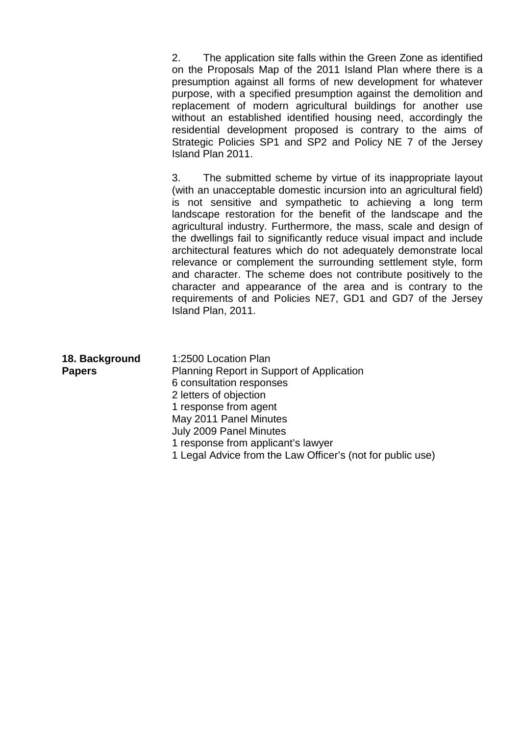2. The application site falls within the Green Zone as identified on the Proposals Map of the 2011 Island Plan where there is a presumption against all forms of new development for whatever purpose, with a specified presumption against the demolition and replacement of modern agricultural buildings for another use without an established identified housing need, accordingly the residential development proposed is contrary to the aims of Strategic Policies SP1 and SP2 and Policy NE 7 of the Jersey Island Plan 2011.

3. The submitted scheme by virtue of its inappropriate layout (with an unacceptable domestic incursion into an agricultural field) is not sensitive and sympathetic to achieving a long term landscape restoration for the benefit of the landscape and the agricultural industry. Furthermore, the mass, scale and design of the dwellings fail to significantly reduce visual impact and include architectural features which do not adequately demonstrate local relevance or complement the surrounding settlement style, form and character. The scheme does not contribute positively to the character and appearance of the area and is contrary to the requirements of and Policies NE7, GD1 and GD7 of the Jersey Island Plan, 2011.

**18. Background Papers**

1:2500 Location Plan
Planning Report in Support of Application
6 consultation responses
2 letters of objection
1 response from agent
May 2011 Panel Minutes
July 2009 Panel Minutes
1 response from applicant's lawyer
1 Legal Advice from the Law Officer's (not for public use)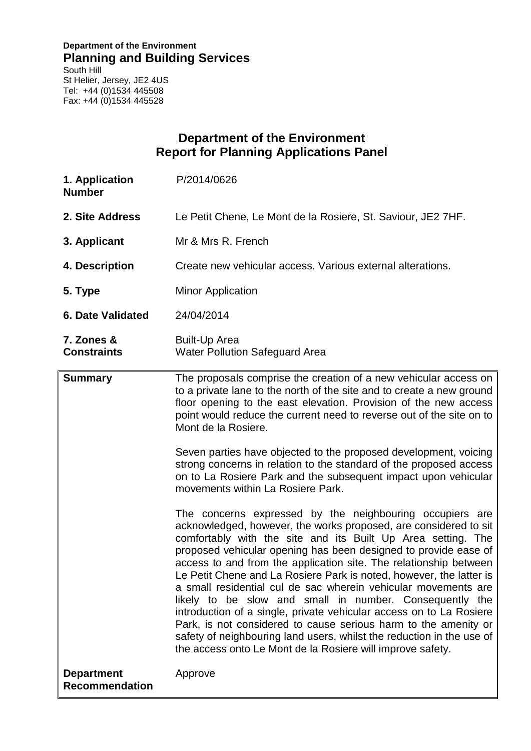**Department of the Environment**
## Planning and Building Services
South Hill
St Helier, Jersey, JE2 4US
Tel: +44 (0)1534 445508
Fax: +44 (0)1534 445528

# Department of the Environment
# Report for Planning Applications Panel

| | |
|---|---|
| **1. Application Number** | P/2014/0626 |
| **2. Site Address** | Le Petit Chene, Le Mont de la Rosiere, St. Saviour, JE2 7HF. |
| **3. Applicant** | Mr & Mrs R. French |
| **4. Description** | Create new vehicular access. Various external alterations. |
| **5. Type** | Minor Application |
| **6. Date Validated** | 24/04/2014 |
| **7. Zones & Constraints** | Built-Up Area<br>Water Pollution Safeguard Area |

| | |
|---|---|
| **Summary** | The proposals comprise the creation of a new vehicular access on to a private lane to the north of the site and to create a new ground floor opening to the east elevation. Provision of the new access point would reduce the current need to reverse out of the site on to Mont de la Rosiere.<br><br>Seven parties have objected to the proposed development, voicing strong concerns in relation to the standard of the proposed access on to La Rosiere Park and the subsequent impact upon vehicular movements within La Rosiere Park.<br><br>The concerns expressed by the neighbouring occupiers are acknowledged, however, the works proposed, are considered to sit comfortably with the site and its Built Up Area setting. The proposed vehicular opening has been designed to provide ease of access to and from the application site. The relationship between Le Petit Chene and La Rosiere Park is noted, however, the latter is a small residential cul de sac wherein vehicular movements are likely to be slow and small in number. Consequently the introduction of a single, private vehicular access on to La Rosiere Park, is not considered to cause serious harm to the amenity or safety of neighbouring land users, whilst the reduction in the use of the access onto Le Mont de la Rosiere will improve safety. |
| **Department Recommendation** | Approve |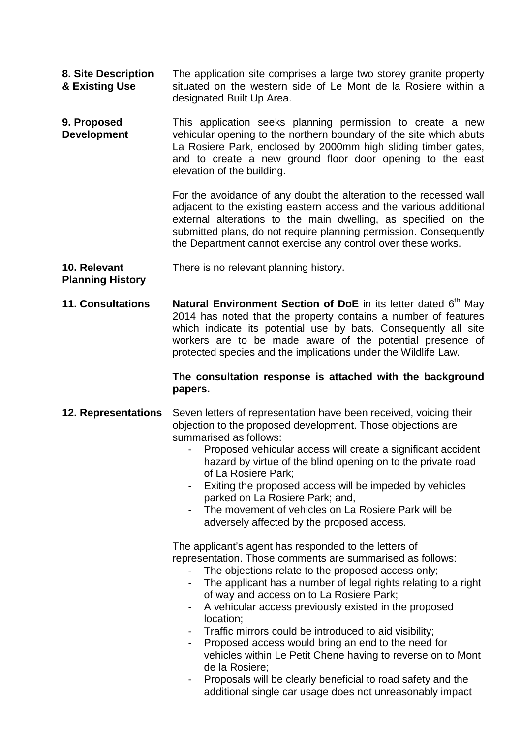**8. Site Description & Existing Use**

The application site comprises a large two storey granite property situated on the western side of Le Mont de la Rosiere within a designated Built Up Area.

**9. Proposed Development**

This application seeks planning permission to create a new vehicular opening to the northern boundary of the site which abuts La Rosiere Park, enclosed by 2000mm high sliding timber gates, and to create a new ground floor door opening to the east elevation of the building.

For the avoidance of any doubt the alteration to the recessed wall adjacent to the existing eastern access and the various additional external alterations to the main dwelling, as specified on the submitted plans, do not require planning permission. Consequently the Department cannot exercise any control over these works.

**10. Relevant Planning History**

There is no relevant planning history.

**11. Consultations**

**Natural Environment Section of DoE** in its letter dated 6th May 2014 has noted that the property contains a number of features which indicate its potential use by bats. Consequently all site workers are to be made aware of the potential presence of protected species and the implications under the Wildlife Law.

**The consultation response is attached with the background papers.**

**12. Representations**

Seven letters of representation have been received, voicing their objection to the proposed development. Those objections are summarised as follows:

- Proposed vehicular access will create a significant accident hazard by virtue of the blind opening on to the private road of La Rosiere Park;
- Exiting the proposed access will be impeded by vehicles parked on La Rosiere Park; and,
- The movement of vehicles on La Rosiere Park will be adversely affected by the proposed access.

The applicant's agent has responded to the letters of representation. Those comments are summarised as follows:

- The objections relate to the proposed access only;
- The applicant has a number of legal rights relating to a right of way and access on to La Rosiere Park;
- A vehicular access previously existed in the proposed location;
- Traffic mirrors could be introduced to aid visibility;
- Proposed access would bring an end to the need for vehicles within Le Petit Chene having to reverse on to Mont de la Rosiere;
- Proposals will be clearly beneficial to road safety and the additional single car usage does not unreasonably impact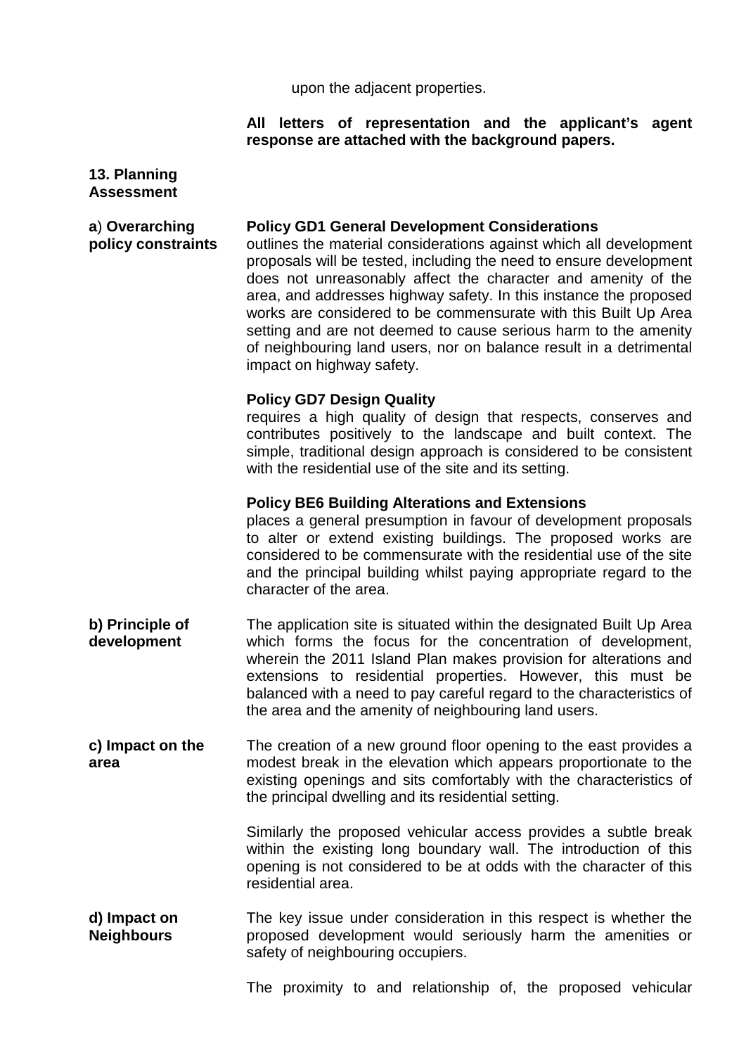upon the adjacent properties.

**All letters of representation and the applicant's agent response are attached with the background papers.**

## 13. Planning Assessment

**a) Overarching policy constraints**

**Policy GD1 General Development Considerations**
outlines the material considerations against which all development proposals will be tested, including the need to ensure development does not unreasonably affect the character and amenity of the area, and addresses highway safety. In this instance the proposed works are considered to be commensurate with this Built Up Area setting and are not deemed to cause serious harm to the amenity of neighbouring land users, nor on balance result in a detrimental impact on highway safety.

**Policy GD7 Design Quality**
requires a high quality of design that respects, conserves and contributes positively to the landscape and built context. The simple, traditional design approach is considered to be consistent with the residential use of the site and its setting.

**Policy BE6 Building Alterations and Extensions**
places a general presumption in favour of development proposals to alter or extend existing buildings. The proposed works are considered to be commensurate with the residential use of the site and the principal building whilst paying appropriate regard to the character of the area.

**b) Principle of development**

The application site is situated within the designated Built Up Area which forms the focus for the concentration of development, wherein the 2011 Island Plan makes provision for alterations and extensions to residential properties. However, this must be balanced with a need to pay careful regard to the characteristics of the area and the amenity of neighbouring land users.

**c) Impact on the area**

The creation of a new ground floor opening to the east provides a modest break in the elevation which appears proportionate to the existing openings and sits comfortably with the characteristics of the principal dwelling and its residential setting.

Similarly the proposed vehicular access provides a subtle break within the existing long boundary wall. The introduction of this opening is not considered to be at odds with the character of this residential area.

**d) Impact on Neighbours**

The key issue under consideration in this respect is whether the proposed development would seriously harm the amenities or safety of neighbouring occupiers.

The proximity to and relationship of, the proposed vehicular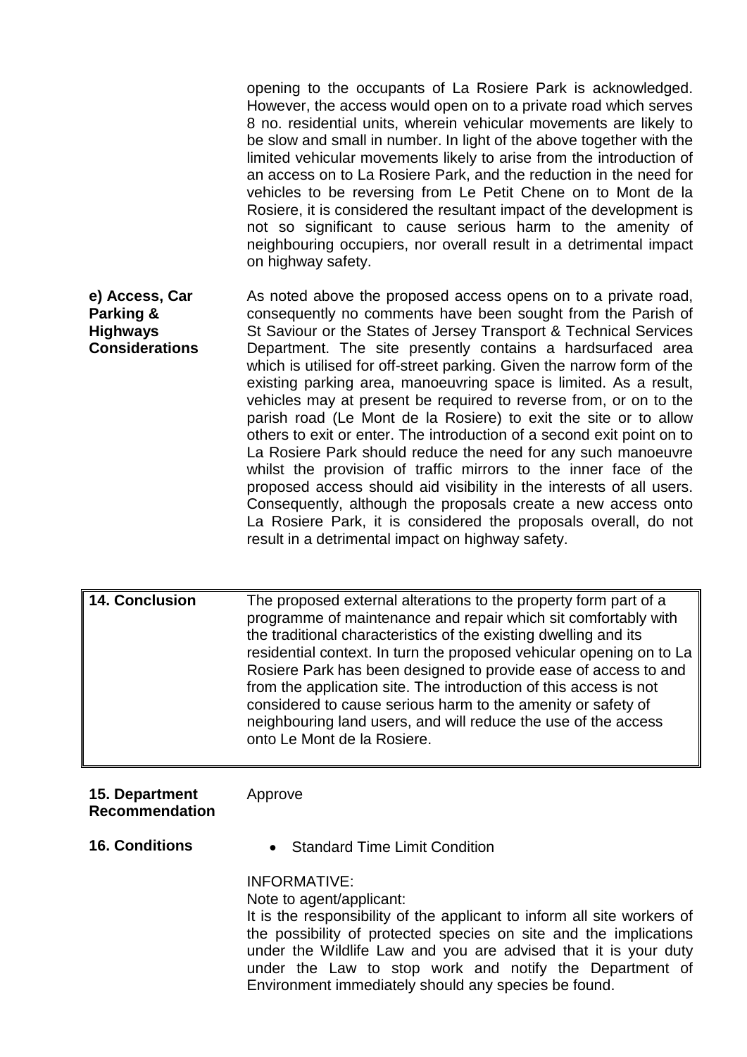opening to the occupants of La Rosiere Park is acknowledged. However, the access would open on to a private road which serves 8 no. residential units, wherein vehicular movements are likely to be slow and small in number. In light of the above together with the limited vehicular movements likely to arise from the introduction of an access on to La Rosiere Park, and the reduction in the need for vehicles to be reversing from Le Petit Chene on to Mont de la Rosiere, it is considered the resultant impact of the development is not so significant to cause serious harm to the amenity of neighbouring occupiers, nor overall result in a detrimental impact on highway safety.

**e) Access, Car Parking & Highways Considerations**

As noted above the proposed access opens on to a private road, consequently no comments have been sought from the Parish of St Saviour or the States of Jersey Transport & Technical Services Department. The site presently contains a hardsurfaced area which is utilised for off-street parking. Given the narrow form of the existing parking area, manoeuvring space is limited. As a result, vehicles may at present be required to reverse from, or on to the parish road (Le Mont de la Rosiere) to exit the site or to allow others to exit or enter. The introduction of a second exit point on to La Rosiere Park should reduce the need for any such manoeuvre whilst the provision of traffic mirrors to the inner face of the proposed access should aid visibility in the interests of all users. Consequently, although the proposals create a new access onto La Rosiere Park, it is considered the proposals overall, do not result in a detrimental impact on highway safety.

| **14. Conclusion** | The proposed external alterations to the property form part of a programme of maintenance and repair which sit comfortably with the traditional characteristics of the existing dwelling and its residential context. In turn the proposed vehicular opening on to La Rosiere Park has been designed to provide ease of access to and from the application site. The introduction of this access is not considered to cause serious harm to the amenity or safety of neighbouring land users, and will reduce the use of the access onto Le Mont de la Rosiere. |
|---|---|

**15. Department Recommendation**

Approve

**16. Conditions**

- Standard Time Limit Condition

INFORMATIVE:
Note to agent/applicant:
It is the responsibility of the applicant to inform all site workers of the possibility of protected species on site and the implications under the Wildlife Law and you are advised that it is your duty under the Law to stop work and notify the Department of Environment immediately should any species be found.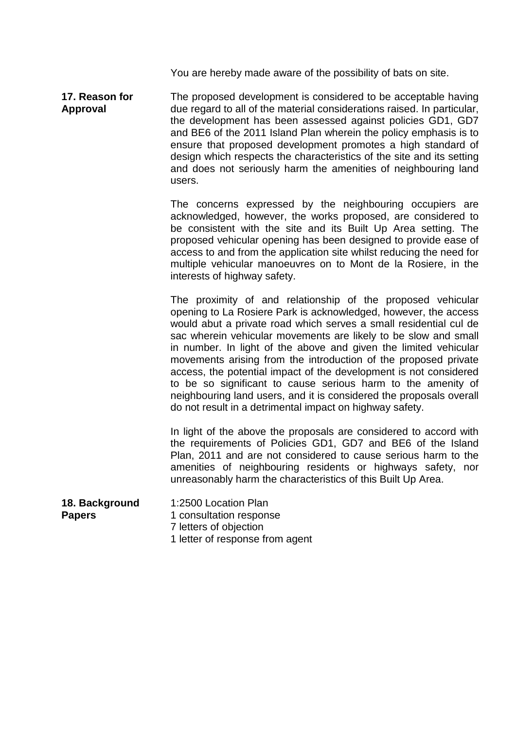You are hereby made aware of the possibility of bats on site.

**17. Reason for Approval**

The proposed development is considered to be acceptable having due regard to all of the material considerations raised. In particular, the development has been assessed against policies GD1, GD7 and BE6 of the 2011 Island Plan wherein the policy emphasis is to ensure that proposed development promotes a high standard of design which respects the characteristics of the site and its setting and does not seriously harm the amenities of neighbouring land users.

The concerns expressed by the neighbouring occupiers are acknowledged, however, the works proposed, are considered to be consistent with the site and its Built Up Area setting. The proposed vehicular opening has been designed to provide ease of access to and from the application site whilst reducing the need for multiple vehicular manoeuvres on to Mont de la Rosiere, in the interests of highway safety.

The proximity of and relationship of the proposed vehicular opening to La Rosiere Park is acknowledged, however, the access would abut a private road which serves a small residential cul de sac wherein vehicular movements are likely to be slow and small in number. In light of the above and given the limited vehicular movements arising from the introduction of the proposed private access, the potential impact of the development is not considered to be so significant to cause serious harm to the amenity of neighbouring land users, and it is considered the proposals overall do not result in a detrimental impact on highway safety.

In light of the above the proposals are considered to accord with the requirements of Policies GD1, GD7 and BE6 of the Island Plan, 2011 and are not considered to cause serious harm to the amenities of neighbouring residents or highways safety, nor unreasonably harm the characteristics of this Built Up Area.

**18. Background Papers**

1:2500 Location Plan
1 consultation response
7 letters of objection
1 letter of response from agent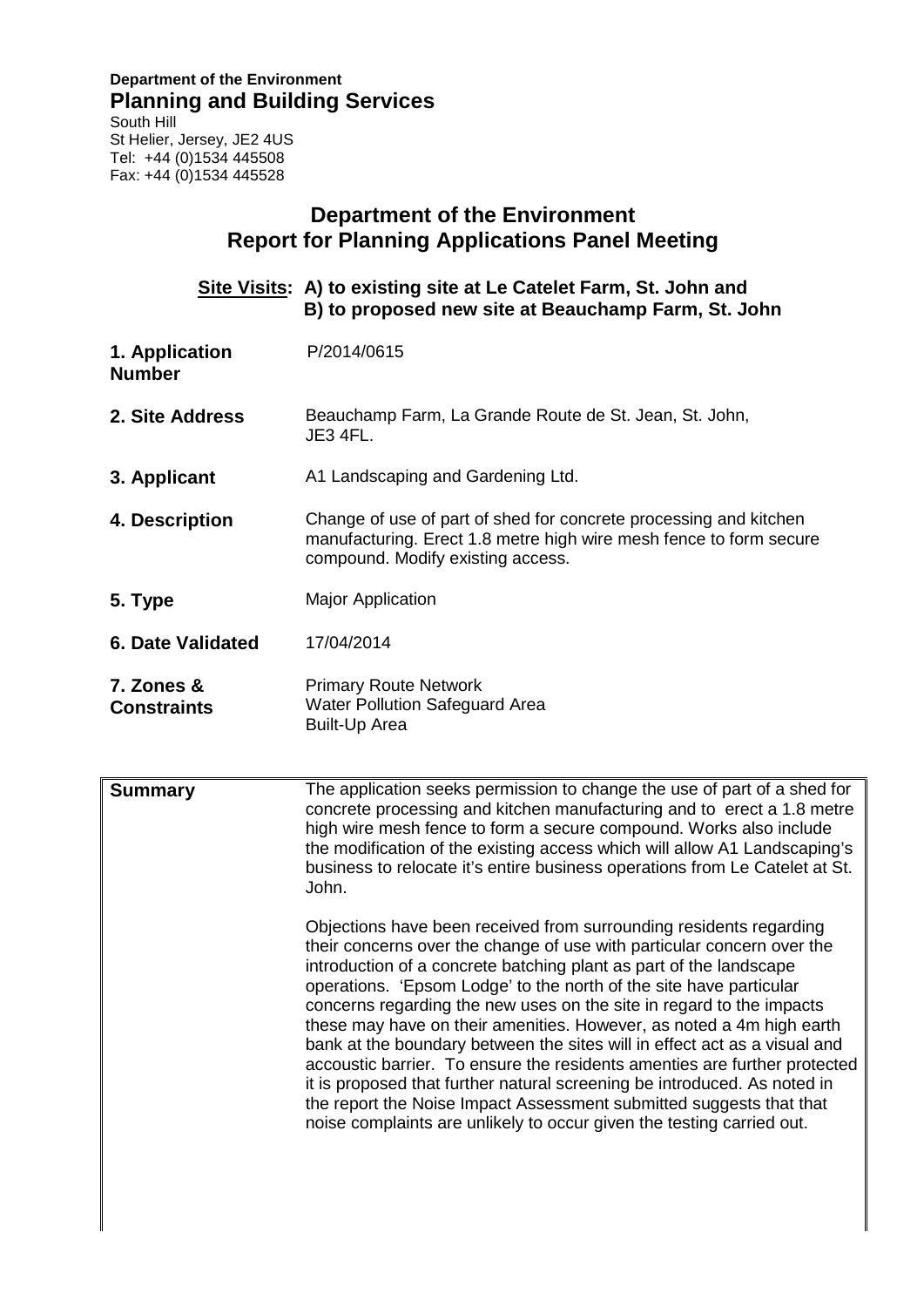**Department of the Environment**
## Planning and Building Services

South Hill
St Helier, Jersey, JE2 4US
Tel: +44 (0)1534 445508
Fax: +44 (0)1534 445528

# Department of the Environment
# Report for Planning Applications Panel Meeting

**Site Visits: A) to existing site at Le Catelet Farm, St. John and B) to proposed new site at Beauchamp Farm, St. John**

| | |
|---|---|
| **1. Application Number** | P/2014/0615 |
| **2. Site Address** | Beauchamp Farm, La Grande Route de St. Jean, St. John, JE3 4FL. |
| **3. Applicant** | A1 Landscaping and Gardening Ltd. |
| **4. Description** | Change of use of part of shed for concrete processing and kitchen manufacturing. Erect 1.8 metre high wire mesh fence to form secure compound. Modify existing access. |
| **5. Type** | Major Application |
| **6. Date Validated** | 17/04/2014 |
| **7. Zones & Constraints** | Primary Route Network<br>Water Pollution Safeguard Area<br>Built-Up Area |

| | |
|---|---|
| **Summary** | The application seeks permission to change the use of part of a shed for concrete processing and kitchen manufacturing and to erect a 1.8 metre high wire mesh fence to form a secure compound. Works also include the modification of the existing access which will allow A1 Landscaping's business to relocate it's entire business operations from Le Catelet at St. John.<br><br>Objections have been received from surrounding residents regarding their concerns over the change of use with particular concern over the introduction of a concrete batching plant as part of the landscape operations. 'Epsom Lodge' to the north of the site have particular concerns regarding the new uses on the site in regard to the impacts these may have on their amenities. However, as noted a 4m high earth bank at the boundary between the sites will in effect act as a visual and accoustic barrier. To ensure the residents amenties are further protected it is proposed that further natural screening be introduced. As noted in the report the Noise Impact Assessment submitted suggests that that noise complaints are unlikely to occur given the testing carried out. |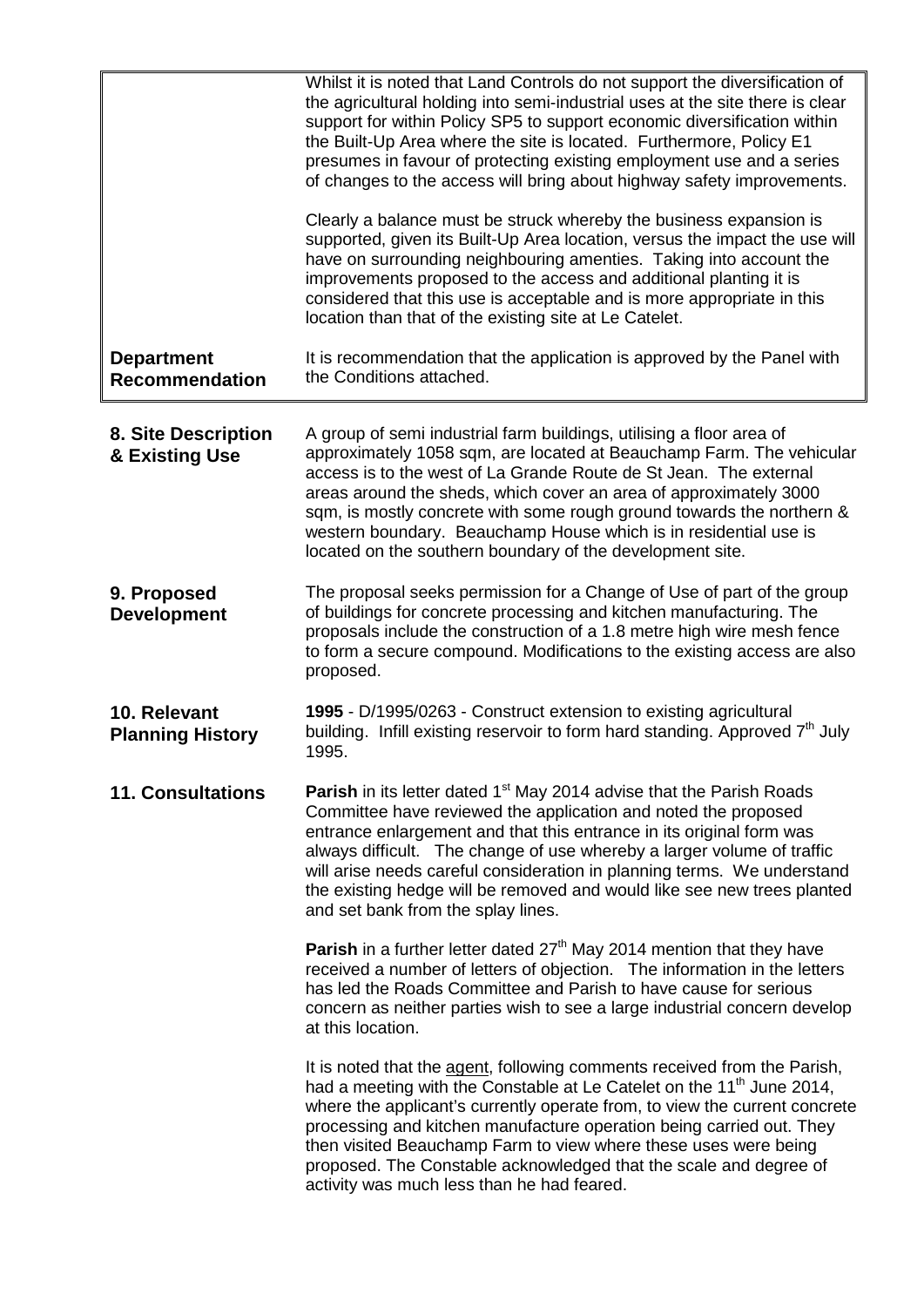| | |
|---|---|
| | Whilst it is noted that Land Controls do not support the diversification of the agricultural holding into semi-industrial uses at the site there is clear support for within Policy SP5 to support economic diversification within the Built-Up Area where the site is located. Furthermore, Policy E1 presumes in favour of protecting existing employment use and a series of changes to the access will bring about highway safety improvements.<br><br>Clearly a balance must be struck whereby the business expansion is supported, given its Built-Up Area location, versus the impact the use will have on surrounding neighbouring amenties. Taking into account the improvements proposed to the access and additional planting it is considered that this use is acceptable and is more appropriate in this location than that of the existing site at Le Catelet. |
| **Department Recommendation** | It is recommendation that the application is approved by the Panel with the Conditions attached. |

**8. Site Description & Existing Use**

A group of semi industrial farm buildings, utilising a floor area of approximately 1058 sqm, are located at Beauchamp Farm. The vehicular access is to the west of La Grande Route de St Jean. The external areas around the sheds, which cover an area of approximately 3000 sqm, is mostly concrete with some rough ground towards the northern & western boundary. Beauchamp House which is in residential use is located on the southern boundary of the development site.

**9. Proposed Development**

The proposal seeks permission for a Change of Use of part of the group of buildings for concrete processing and kitchen manufacturing. The proposals include the construction of a 1.8 metre high wire mesh fence to form a secure compound. Modifications to the existing access are also proposed.

**10. Relevant Planning History**

**1995** - D/1995/0263 - Construct extension to existing agricultural building. Infill existing reservoir to form hard standing. Approved 7th July 1995.

**11. Consultations**

**Parish** in its letter dated 1st May 2014 advise that the Parish Roads Committee have reviewed the application and noted the proposed entrance enlargement and that this entrance in its original form was always difficult. The change of use whereby a larger volume of traffic will arise needs careful consideration in planning terms. We understand the existing hedge will be removed and would like see new trees planted and set bank from the splay lines.

**Parish** in a further letter dated 27th May 2014 mention that they have received a number of letters of objection. The information in the letters has led the Roads Committee and Parish to have cause for serious concern as neither parties wish to see a large industrial concern develop at this location.

It is noted that the agent, following comments received from the Parish, had a meeting with the Constable at Le Catelet on the 11th June 2014, where the applicant's currently operate from, to view the current concrete processing and kitchen manufacture operation being carried out. They then visited Beauchamp Farm to view where these uses were being proposed. The Constable acknowledged that the scale and degree of activity was much less than he had feared.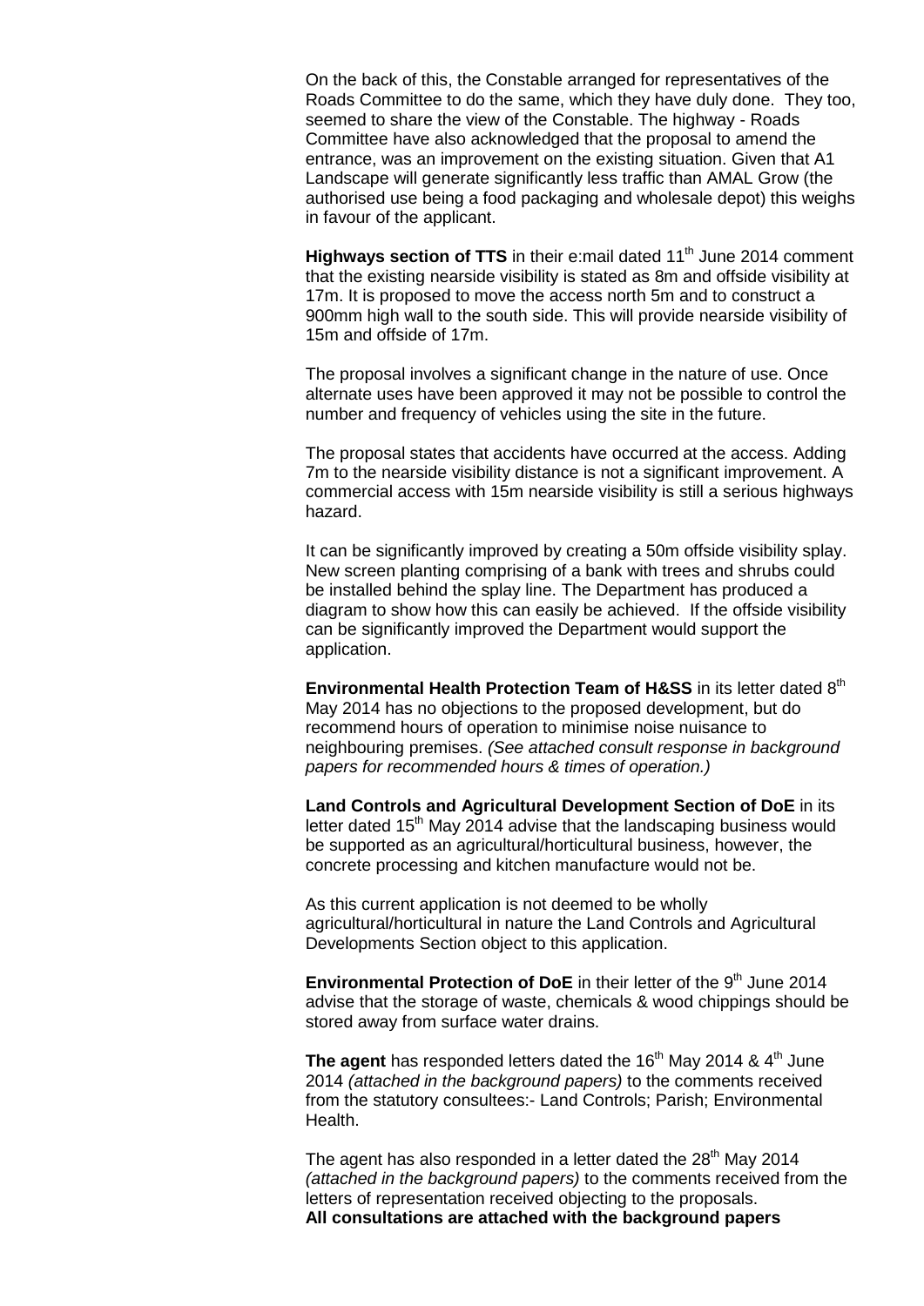On the back of this, the Constable arranged for representatives of the Roads Committee to do the same, which they have duly done. They too, seemed to share the view of the Constable. The highway - Roads Committee have also acknowledged that the proposal to amend the entrance, was an improvement on the existing situation. Given that A1 Landscape will generate significantly less traffic than AMAL Grow (the authorised use being a food packaging and wholesale depot) this weighs in favour of the applicant.

**Highways section of TTS** in their e:mail dated 11th June 2014 comment that the existing nearside visibility is stated as 8m and offside visibility at 17m. It is proposed to move the access north 5m and to construct a 900mm high wall to the south side. This will provide nearside visibility of 15m and offside of 17m.

The proposal involves a significant change in the nature of use. Once alternate uses have been approved it may not be possible to control the number and frequency of vehicles using the site in the future.

The proposal states that accidents have occurred at the access. Adding 7m to the nearside visibility distance is not a significant improvement. A commercial access with 15m nearside visibility is still a serious highways hazard.

It can be significantly improved by creating a 50m offside visibility splay. New screen planting comprising of a bank with trees and shrubs could be installed behind the splay line. The Department has produced a diagram to show how this can easily be achieved. If the offside visibility can be significantly improved the Department would support the application.

**Environmental Health Protection Team of H&SS** in its letter dated 8th May 2014 has no objections to the proposed development, but do recommend hours of operation to minimise noise nuisance to neighbouring premises. *(See attached consult response in background papers for recommended hours & times of operation.)*

**Land Controls and Agricultural Development Section of DoE** in its letter dated 15th May 2014 advise that the landscaping business would be supported as an agricultural/horticultural business, however, the concrete processing and kitchen manufacture would not be.

As this current application is not deemed to be wholly agricultural/horticultural in nature the Land Controls and Agricultural Developments Section object to this application.

**Environmental Protection of DoE** in their letter of the 9th June 2014 advise that the storage of waste, chemicals & wood chippings should be stored away from surface water drains.

**The agent** has responded letters dated the 16th May 2014 & 4th June 2014 *(attached in the background papers)* to the comments received from the statutory consultees:- Land Controls; Parish; Environmental Health.

The agent has also responded in a letter dated the 28th May 2014 *(attached in the background papers)* to the comments received from the letters of representation received objecting to the proposals.
**All consultations are attached with the background papers**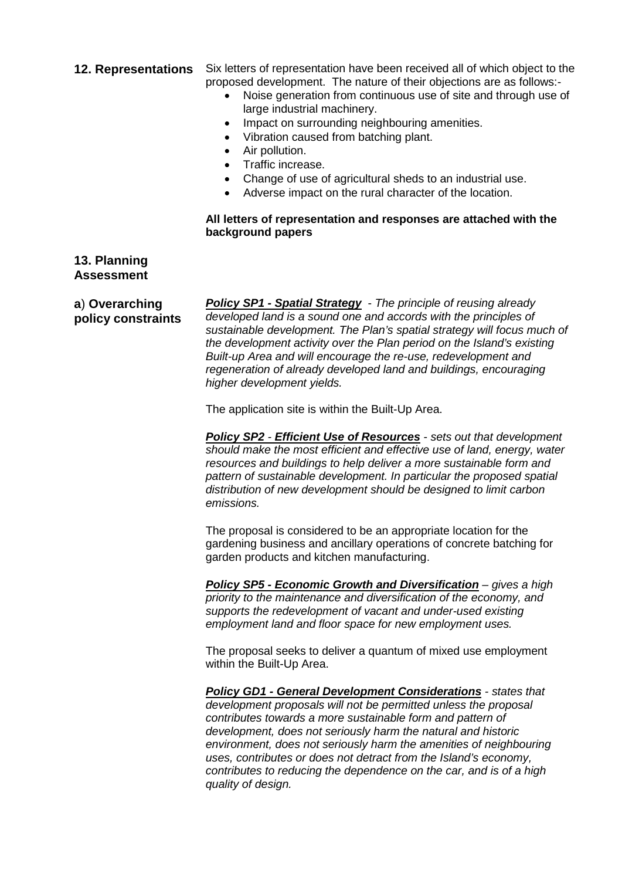## 12. Representations

Six letters of representation have been received all of which object to the proposed development. The nature of their objections are as follows:-

- Noise generation from continuous use of site and through use of large industrial machinery.
- Impact on surrounding neighbouring amenities.
- Vibration caused from batching plant.
- Air pollution.
- Traffic increase.
- Change of use of agricultural sheds to an industrial use.
- Adverse impact on the rural character of the location.

**All letters of representation and responses are attached with the background papers**

## 13. Planning Assessment

### a) Overarching policy constraints

***Policy SP1 - Spatial Strategy*** *- The principle of reusing already developed land is a sound one and accords with the principles of sustainable development. The Plan's spatial strategy will focus much of the development activity over the Plan period on the Island's existing Built-up Area and will encourage the re-use, redevelopment and regeneration of already developed land and buildings, encouraging higher development yields.*

The application site is within the Built-Up Area.

***Policy SP2 - Efficient Use of Resources*** *- sets out that development should make the most efficient and effective use of land, energy, water resources and buildings to help deliver a more sustainable form and pattern of sustainable development. In particular the proposed spatial distribution of new development should be designed to limit carbon emissions.*

The proposal is considered to be an appropriate location for the gardening business and ancillary operations of concrete batching for garden products and kitchen manufacturing.

***Policy SP5 - Economic Growth and Diversification*** *– gives a high priority to the maintenance and diversification of the economy, and supports the redevelopment of vacant and under-used existing employment land and floor space for new employment uses.*

The proposal seeks to deliver a quantum of mixed use employment within the Built-Up Area.

***Policy GD1 - General Development Considerations*** *- states that development proposals will not be permitted unless the proposal contributes towards a more sustainable form and pattern of development, does not seriously harm the natural and historic environment, does not seriously harm the amenities of neighbouring uses, contributes or does not detract from the Island's economy, contributes to reducing the dependence on the car, and is of a high quality of design.*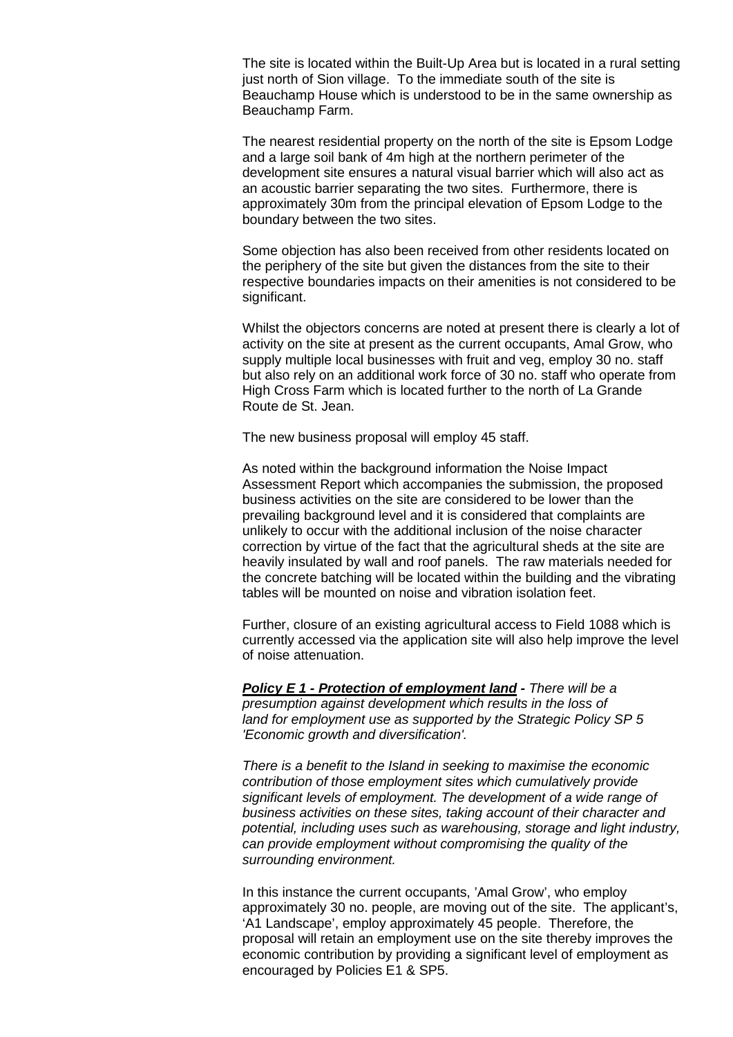The site is located within the Built-Up Area but is located in a rural setting just north of Sion village. To the immediate south of the site is Beauchamp House which is understood to be in the same ownership as Beauchamp Farm.

The nearest residential property on the north of the site is Epsom Lodge and a large soil bank of 4m high at the northern perimeter of the development site ensures a natural visual barrier which will also act as an acoustic barrier separating the two sites. Furthermore, there is approximately 30m from the principal elevation of Epsom Lodge to the boundary between the two sites.

Some objection has also been received from other residents located on the periphery of the site but given the distances from the site to their respective boundaries impacts on their amenities is not considered to be significant.

Whilst the objectors concerns are noted at present there is clearly a lot of activity on the site at present as the current occupants, Amal Grow, who supply multiple local businesses with fruit and veg, employ 30 no. staff but also rely on an additional work force of 30 no. staff who operate from High Cross Farm which is located further to the north of La Grande Route de St. Jean.

The new business proposal will employ 45 staff.

As noted within the background information the Noise Impact Assessment Report which accompanies the submission, the proposed business activities on the site are considered to be lower than the prevailing background level and it is considered that complaints are unlikely to occur with the additional inclusion of the noise character correction by virtue of the fact that the agricultural sheds at the site are heavily insulated by wall and roof panels. The raw materials needed for the concrete batching will be located within the building and the vibrating tables will be mounted on noise and vibration isolation feet.

Further, closure of an existing agricultural access to Field 1088 which is currently accessed via the application site will also help improve the level of noise attenuation.

***Policy E 1 - Protection of employment land*** *- There will be a presumption against development which results in the loss of land for employment use as supported by the Strategic Policy SP 5 'Economic growth and diversification'.*

*There is a benefit to the Island in seeking to maximise the economic contribution of those employment sites which cumulatively provide significant levels of employment. The development of a wide range of business activities on these sites, taking account of their character and potential, including uses such as warehousing, storage and light industry, can provide employment without compromising the quality of the surrounding environment.*

In this instance the current occupants, 'Amal Grow', who employ approximately 30 no. people, are moving out of the site. The applicant's, 'A1 Landscape', employ approximately 45 people. Therefore, the proposal will retain an employment use on the site thereby improves the economic contribution by providing a significant level of employment as encouraged by Policies E1 & SP5.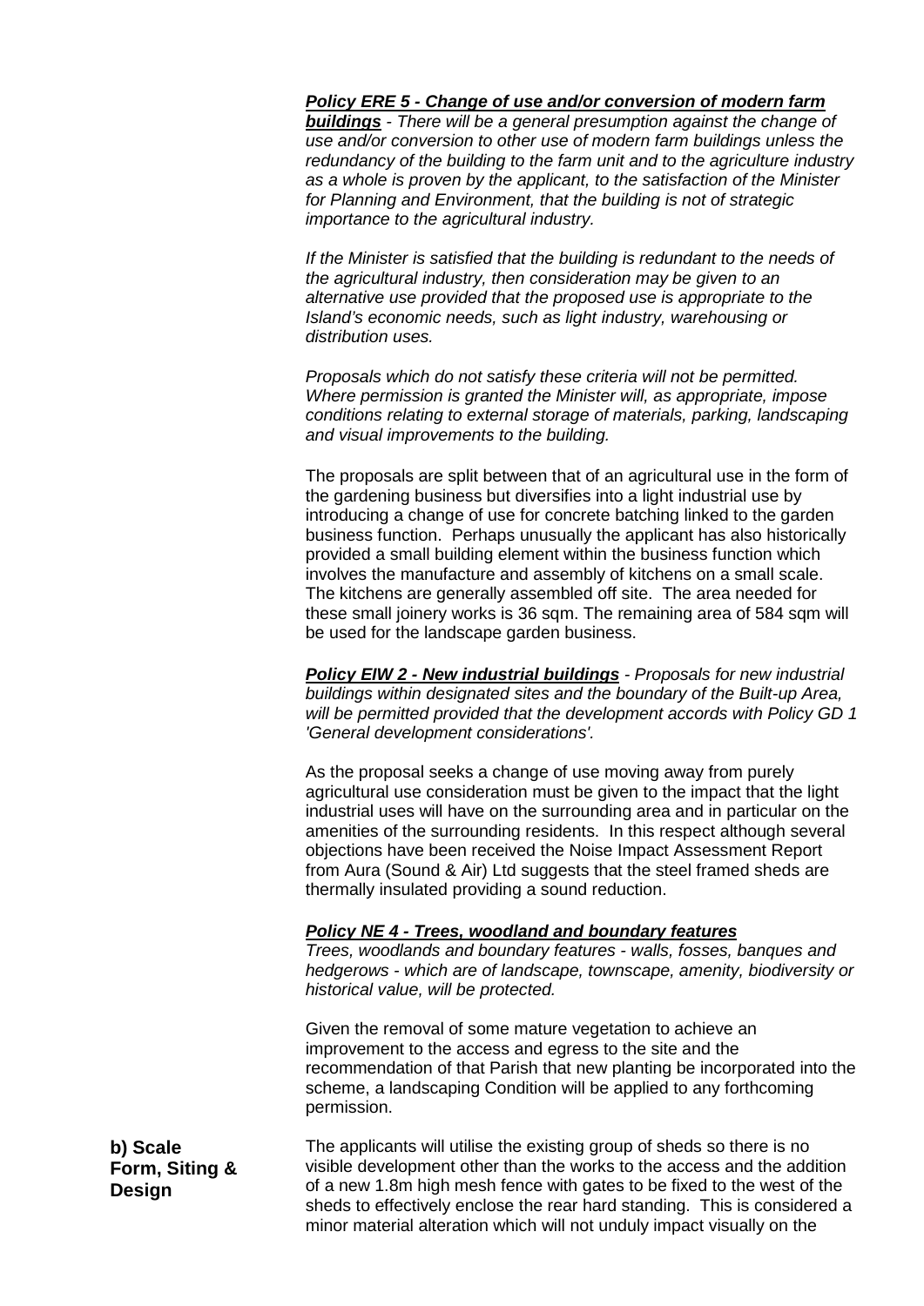***Policy ERE 5 - Change of use and/or conversion of modern farm buildings*** *- There will be a general presumption against the change of use and/or conversion to other use of modern farm buildings unless the redundancy of the building to the farm unit and to the agriculture industry as a whole is proven by the applicant, to the satisfaction of the Minister for Planning and Environment, that the building is not of strategic importance to the agricultural industry.*

*If the Minister is satisfied that the building is redundant to the needs of the agricultural industry, then consideration may be given to an alternative use provided that the proposed use is appropriate to the Island's economic needs, such as light industry, warehousing or distribution uses.*

*Proposals which do not satisfy these criteria will not be permitted. Where permission is granted the Minister will, as appropriate, impose conditions relating to external storage of materials, parking, landscaping and visual improvements to the building.*

The proposals are split between that of an agricultural use in the form of the gardening business but diversifies into a light industrial use by introducing a change of use for concrete batching linked to the garden business function. Perhaps unusually the applicant has also historically provided a small building element within the business function which involves the manufacture and assembly of kitchens on a small scale. The kitchens are generally assembled off site. The area needed for these small joinery works is 36 sqm. The remaining area of 584 sqm will be used for the landscape garden business.

***Policy EIW 2 - New industrial buildings*** *- Proposals for new industrial buildings within designated sites and the boundary of the Built-up Area, will be permitted provided that the development accords with Policy GD 1 'General development considerations'.*

As the proposal seeks a change of use moving away from purely agricultural use consideration must be given to the impact that the light industrial uses will have on the surrounding area and in particular on the amenities of the surrounding residents. In this respect although several objections have been received the Noise Impact Assessment Report from Aura (Sound & Air) Ltd suggests that the steel framed sheds are thermally insulated providing a sound reduction.

***Policy NE 4 - Trees, woodland and boundary features***

*Trees, woodlands and boundary features - walls, fosses, banques and hedgerows - which are of landscape, townscape, amenity, biodiversity or historical value, will be protected.*

Given the removal of some mature vegetation to achieve an improvement to the access and egress to the site and the recommendation of that Parish that new planting be incorporated into the scheme, a landscaping Condition will be applied to any forthcoming permission.

**b) Scale Form, Siting & Design**

The applicants will utilise the existing group of sheds so there is no visible development other than the works to the access and the addition of a new 1.8m high mesh fence with gates to be fixed to the west of the sheds to effectively enclose the rear hard standing. This is considered a minor material alteration which will not unduly impact visually on the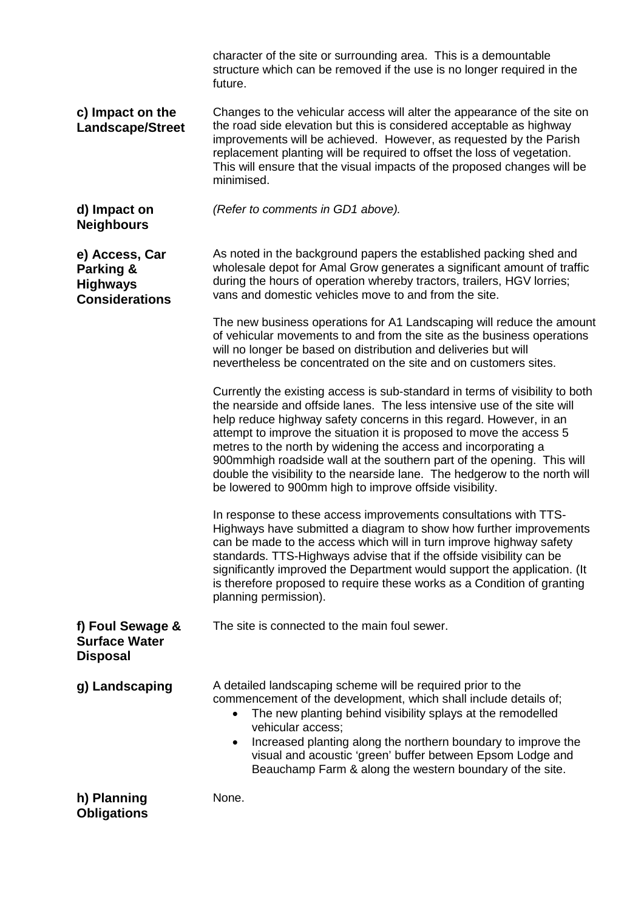character of the site or surrounding area. This is a demountable structure which can be removed if the use is no longer required in the future.

**c) Impact on the Landscape/Street**

Changes to the vehicular access will alter the appearance of the site on the road side elevation but this is considered acceptable as highway improvements will be achieved. However, as requested by the Parish replacement planting will be required to offset the loss of vegetation. This will ensure that the visual impacts of the proposed changes will be minimised.

**d) Impact on Neighbours**

*(Refer to comments in GD1 above).*

**e) Access, Car Parking & Highways Considerations**

As noted in the background papers the established packing shed and wholesale depot for Amal Grow generates a significant amount of traffic during the hours of operation whereby tractors, trailers, HGV lorries; vans and domestic vehicles move to and from the site.

The new business operations for A1 Landscaping will reduce the amount of vehicular movements to and from the site as the business operations will no longer be based on distribution and deliveries but will nevertheless be concentrated on the site and on customers sites.

Currently the existing access is sub-standard in terms of visibility to both the nearside and offside lanes. The less intensive use of the site will help reduce highway safety concerns in this regard. However, in an attempt to improve the situation it is proposed to move the access 5 metres to the north by widening the access and incorporating a 900mmhigh roadside wall at the southern part of the opening. This will double the visibility to the nearside lane. The hedgerow to the north will be lowered to 900mm high to improve offside visibility.

In response to these access improvements consultations with TTS-Highways have submitted a diagram to show how further improvements can be made to the access which will in turn improve highway safety standards. TTS-Highways advise that if the offside visibility can be significantly improved the Department would support the application. (It is therefore proposed to require these works as a Condition of granting planning permission).

**f) Foul Sewage & Surface Water Disposal**

The site is connected to the main foul sewer.

**g) Landscaping**

A detailed landscaping scheme will be required prior to the commencement of the development, which shall include details of;

- The new planting behind visibility splays at the remodelled vehicular access;
- Increased planting along the northern boundary to improve the visual and acoustic 'green' buffer between Epsom Lodge and Beauchamp Farm & along the western boundary of the site.

**h) Planning Obligations**

None.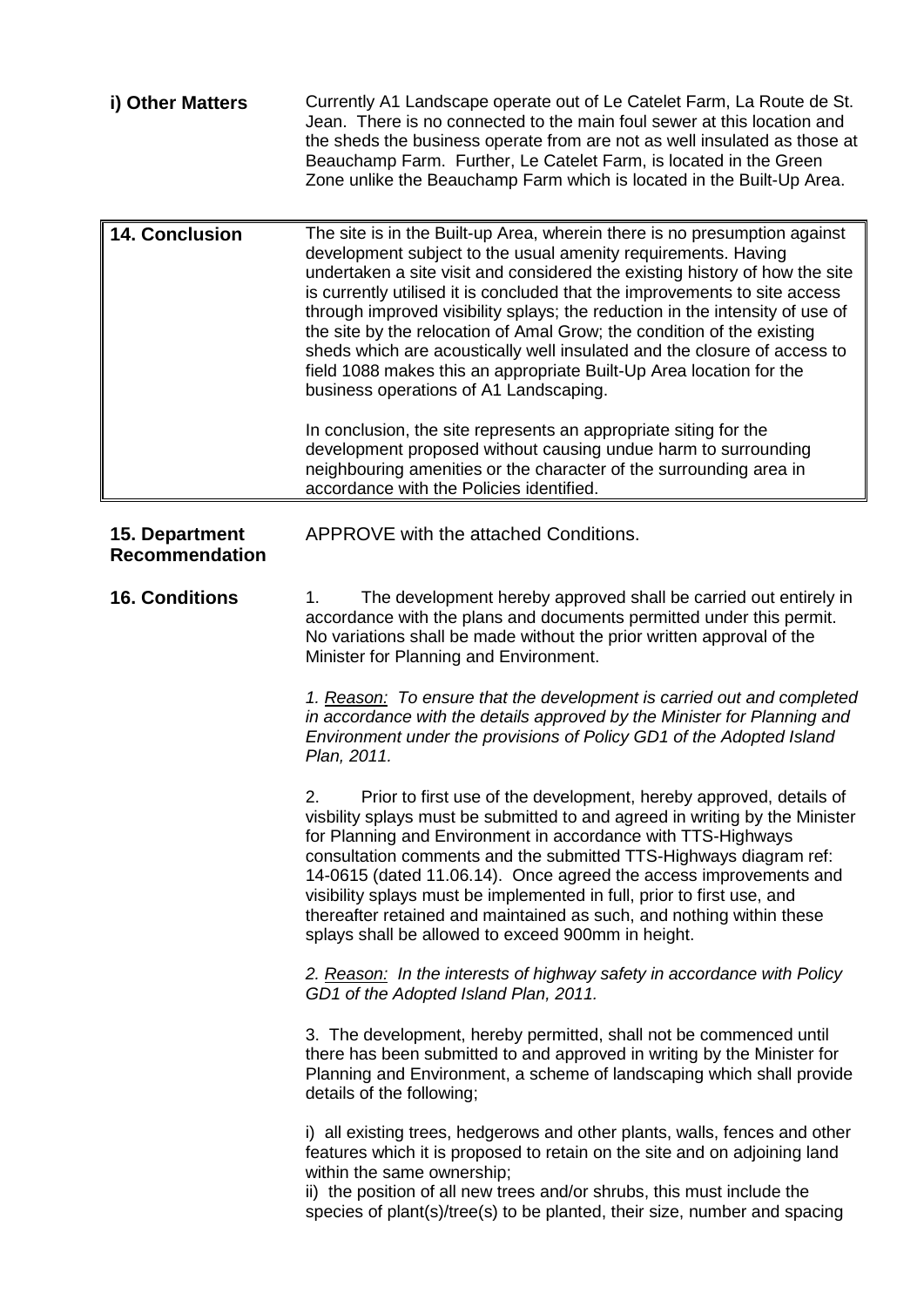**i) Other Matters**

Currently A1 Landscape operate out of Le Catelet Farm, La Route de St. Jean. There is no connected to the main foul sewer at this location and the sheds the business operate from are not as well insulated as those at Beauchamp Farm. Further, Le Catelet Farm, is located in the Green Zone unlike the Beauchamp Farm which is located in the Built-Up Area.

| **14. Conclusion** | The site is in the Built-up Area, wherein there is no presumption against development subject to the usual amenity requirements. Having undertaken a site visit and considered the existing history of how the site is currently utilised it is concluded that the improvements to site access through improved visibility splays; the reduction in the intensity of use of the site by the relocation of Amal Grow; the condition of the existing sheds which are acoustically well insulated and the closure of access to field 1088 makes this an appropriate Built-Up Area location for the business operations of A1 Landscaping.<br><br>In conclusion, the site represents an appropriate siting for the development proposed without causing undue harm to surrounding neighbouring amenities or the character of the surrounding area in accordance with the Policies identified. |
|---|---|

**15. Department Recommendation**

APPROVE with the attached Conditions.

**16. Conditions**

1. The development hereby approved shall be carried out entirely in accordance with the plans and documents permitted under this permit. No variations shall be made without the prior written approval of the Minister for Planning and Environment.

*1. Reason: To ensure that the development is carried out and completed in accordance with the details approved by the Minister for Planning and Environment under the provisions of Policy GD1 of the Adopted Island Plan, 2011.*

2. Prior to first use of the development, hereby approved, details of visbility splays must be submitted to and agreed in writing by the Minister for Planning and Environment in accordance with TTS-Highways consultation comments and the submitted TTS-Highways diagram ref: 14-0615 (dated 11.06.14). Once agreed the access improvements and visibility splays must be implemented in full, prior to first use, and thereafter retained and maintained as such, and nothing within these splays shall be allowed to exceed 900mm in height.

*2. Reason: In the interests of highway safety in accordance with Policy GD1 of the Adopted Island Plan, 2011.*

3. The development, hereby permitted, shall not be commenced until there has been submitted to and approved in writing by the Minister for Planning and Environment, a scheme of landscaping which shall provide details of the following;

i) all existing trees, hedgerows and other plants, walls, fences and other features which it is proposed to retain on the site and on adjoining land within the same ownership;
ii) the position of all new trees and/or shrubs, this must include the species of plant(s)/tree(s) to be planted, their size, number and spacing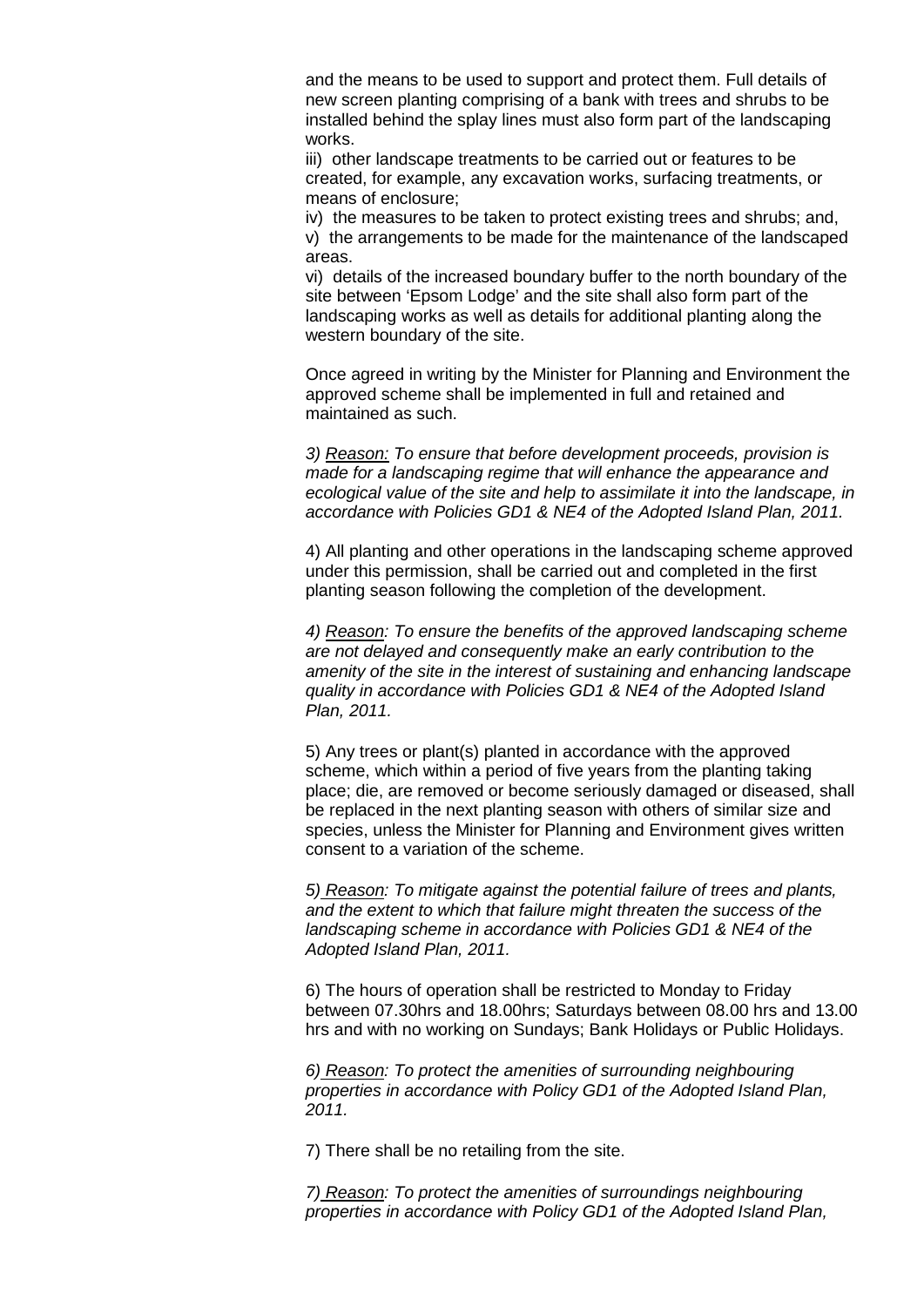and the means to be used to support and protect them. Full details of new screen planting comprising of a bank with trees and shrubs to be installed behind the splay lines must also form part of the landscaping works.

iii) other landscape treatments to be carried out or features to be created, for example, any excavation works, surfacing treatments, or means of enclosure;

iv) the measures to be taken to protect existing trees and shrubs; and,

v) the arrangements to be made for the maintenance of the landscaped areas.

vi) details of the increased boundary buffer to the north boundary of the site between 'Epsom Lodge' and the site shall also form part of the landscaping works as well as details for additional planting along the western boundary of the site.

Once agreed in writing by the Minister for Planning and Environment the approved scheme shall be implemented in full and retained and maintained as such.

*3) Reason: To ensure that before development proceeds, provision is made for a landscaping regime that will enhance the appearance and ecological value of the site and help to assimilate it into the landscape, in accordance with Policies GD1 & NE4 of the Adopted Island Plan, 2011.*

4) All planting and other operations in the landscaping scheme approved under this permission, shall be carried out and completed in the first planting season following the completion of the development.

*4) Reason: To ensure the benefits of the approved landscaping scheme are not delayed and consequently make an early contribution to the amenity of the site in the interest of sustaining and enhancing landscape quality in accordance with Policies GD1 & NE4 of the Adopted Island Plan, 2011.*

5) Any trees or plant(s) planted in accordance with the approved scheme, which within a period of five years from the planting taking place; die, are removed or become seriously damaged or diseased, shall be replaced in the next planting season with others of similar size and species, unless the Minister for Planning and Environment gives written consent to a variation of the scheme.

*5) Reason: To mitigate against the potential failure of trees and plants, and the extent to which that failure might threaten the success of the landscaping scheme in accordance with Policies GD1 & NE4 of the Adopted Island Plan, 2011.*

6) The hours of operation shall be restricted to Monday to Friday between 07.30hrs and 18.00hrs; Saturdays between 08.00 hrs and 13.00 hrs and with no working on Sundays; Bank Holidays or Public Holidays.

*6) Reason: To protect the amenities of surrounding neighbouring properties in accordance with Policy GD1 of the Adopted Island Plan, 2011.*

7) There shall be no retailing from the site.

*7) Reason: To protect the amenities of surroundings neighbouring properties in accordance with Policy GD1 of the Adopted Island Plan,*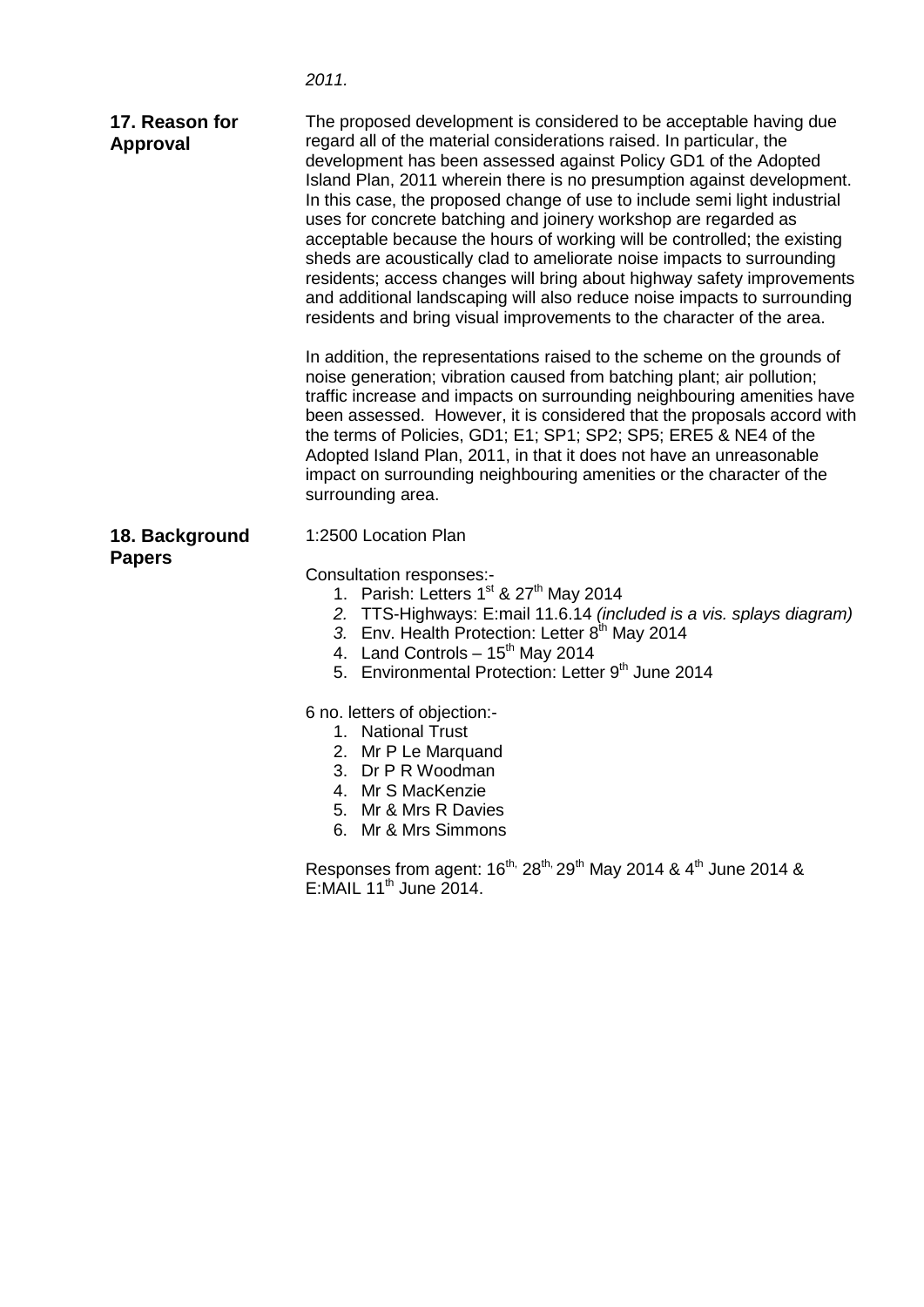*2011.*

**17. Reason for Approval**

The proposed development is considered to be acceptable having due regard all of the material considerations raised. In particular, the development has been assessed against Policy GD1 of the Adopted Island Plan, 2011 wherein there is no presumption against development. In this case, the proposed change of use to include semi light industrial uses for concrete batching and joinery workshop are regarded as acceptable because the hours of working will be controlled; the existing sheds are acoustically clad to ameliorate noise impacts to surrounding residents; access changes will bring about highway safety improvements and additional landscaping will also reduce noise impacts to surrounding residents and bring visual improvements to the character of the area.

In addition, the representations raised to the scheme on the grounds of noise generation; vibration caused from batching plant; air pollution; traffic increase and impacts on surrounding neighbouring amenities have been assessed. However, it is considered that the proposals accord with the terms of Policies, GD1; E1; SP1; SP2; SP5; ERE5 & NE4 of the Adopted Island Plan, 2011, in that it does not have an unreasonable impact on surrounding neighbouring amenities or the character of the surrounding area.

**18. Background Papers**

1:2500 Location Plan

Consultation responses:-

1. Parish: Letters 1st & 27th May 2014
2. *TTS-Highways: E:mail 11.6.14 (included is a vis. splays diagram)*
3. *Env. Health Protection: Letter 8th May 2014*
4. Land Controls – 15th May 2014
5. Environmental Protection: Letter 9th June 2014

6 no. letters of objection:-

1. National Trust
2. Mr P Le Marquand
3. Dr P R Woodman
4. Mr S MacKenzie
5. Mr & Mrs R Davies
6. Mr & Mrs Simmons

Responses from agent: 16th, 28th, 29th May 2014 & 4th June 2014 & E:MAIL 11th June 2014.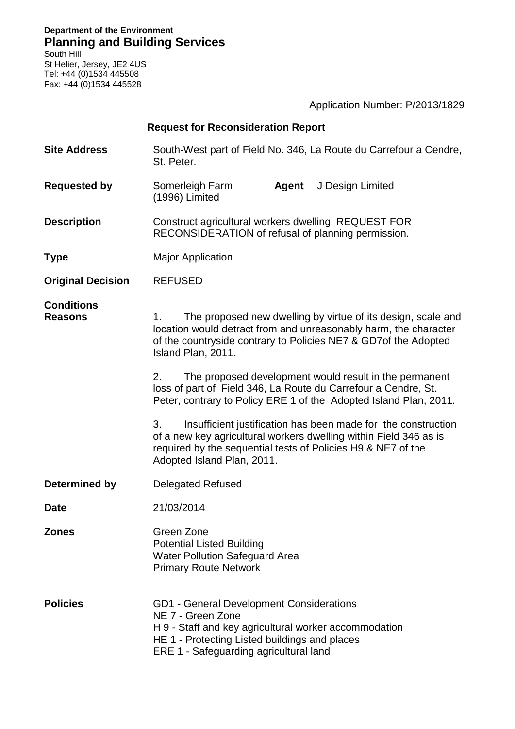**Department of the Environment**
## Planning and Building Services
South Hill
St Helier, Jersey, JE2 4US
Tel: +44 (0)1534 445508
Fax: +44 (0)1534 445528

Application Number: P/2013/1829

### Request for Reconsideration Report

**Site Address** South-West part of Field No. 346, La Route du Carrefour a Cendre, St. Peter.

**Requested by** Somerleigh Farm (1996) Limited **Agent** J Design Limited

**Description** Construct agricultural workers dwelling. REQUEST FOR RECONSIDERATION of refusal of planning permission.

**Type** Major Application

**Original Decision** REFUSED

**Conditions Reasons**

1. The proposed new dwelling by virtue of its design, scale and location would detract from and unreasonably harm, the character of the countryside contrary to Policies NE7 & GD7of the Adopted Island Plan, 2011.

2. The proposed development would result in the permanent loss of part of Field 346, La Route du Carrefour a Cendre, St. Peter, contrary to Policy ERE 1 of the Adopted Island Plan, 2011.

3. Insufficient justification has been made for the construction of a new key agricultural workers dwelling within Field 346 as is required by the sequential tests of Policies H9 & NE7 of the Adopted Island Plan, 2011.

**Determined by** Delegated Refused

**Date** 21/03/2014

**Zones**
Green Zone
Potential Listed Building
Water Pollution Safeguard Area
Primary Route Network

**Policies**
GD1 - General Development Considerations
NE 7 - Green Zone
H 9 - Staff and key agricultural worker accommodation
HE 1 - Protecting Listed buildings and places
ERE 1 - Safeguarding agricultural land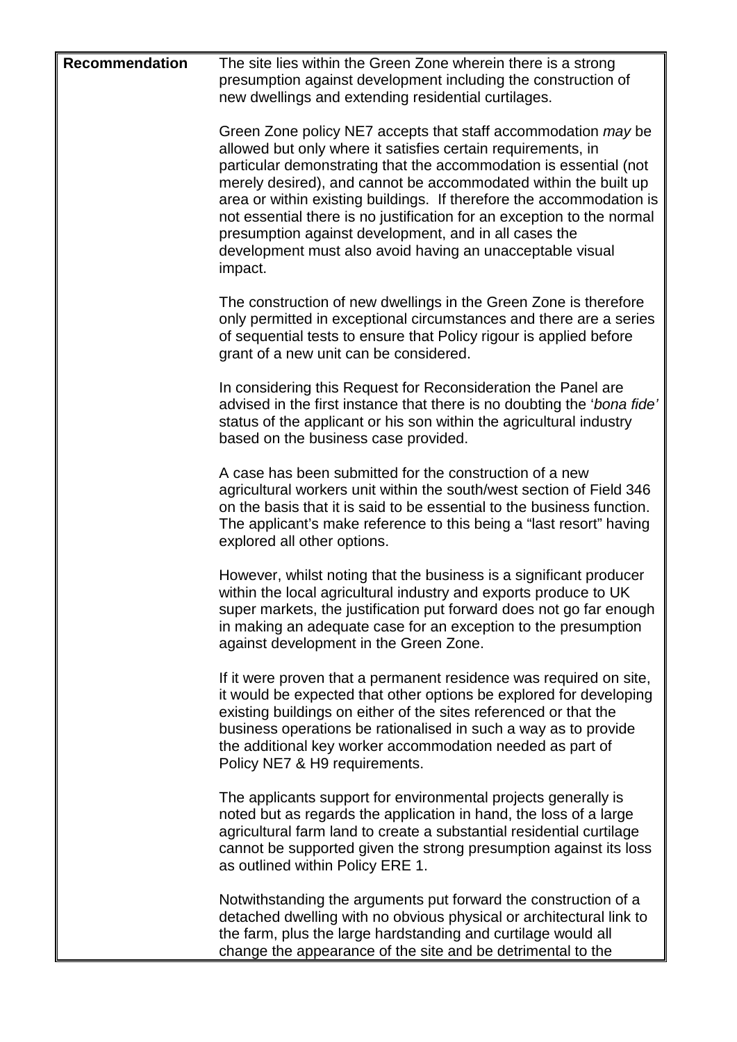| **Recommendation** | The site lies within the Green Zone wherein there is a strong presumption against development including the construction of new dwellings and extending residential curtilages.<br><br>Green Zone policy NE7 accepts that staff accommodation *may* be allowed but only where it satisfies certain requirements, in particular demonstrating that the accommodation is essential (not merely desired), and cannot be accommodated within the built up area or within existing buildings. If therefore the accommodation is not essential there is no justification for an exception to the normal presumption against development, and in all cases the development must also avoid having an unacceptable visual impact.<br><br>The construction of new dwellings in the Green Zone is therefore only permitted in exceptional circumstances and there are a series of sequential tests to ensure that Policy rigour is applied before grant of a new unit can be considered.<br><br>In considering this Request for Reconsideration the Panel are advised in the first instance that there is no doubting the '*bona fide'* status of the applicant or his son within the agricultural industry based on the business case provided.<br><br>A case has been submitted for the construction of a new agricultural workers unit within the south/west section of Field 346 on the basis that it is said to be essential to the business function. The applicant's make reference to this being a "last resort" having explored all other options.<br><br>However, whilst noting that the business is a significant producer within the local agricultural industry and exports produce to UK super markets, the justification put forward does not go far enough in making an adequate case for an exception to the presumption against development in the Green Zone.<br><br>If it were proven that a permanent residence was required on site, it would be expected that other options be explored for developing existing buildings on either of the sites referenced or that the business operations be rationalised in such a way as to provide the additional key worker accommodation needed as part of Policy NE7 & H9 requirements.<br><br>The applicants support for environmental projects generally is noted but as regards the application in hand, the loss of a large agricultural farm land to create a substantial residential curtilage cannot be supported given the strong presumption against its loss as outlined within Policy ERE 1.<br><br>Notwithstanding the arguments put forward the construction of a detached dwelling with no obvious physical or architectural link to the farm, plus the large hardstanding and curtilage would all change the appearance of the site and be detrimental to the |
|---|---|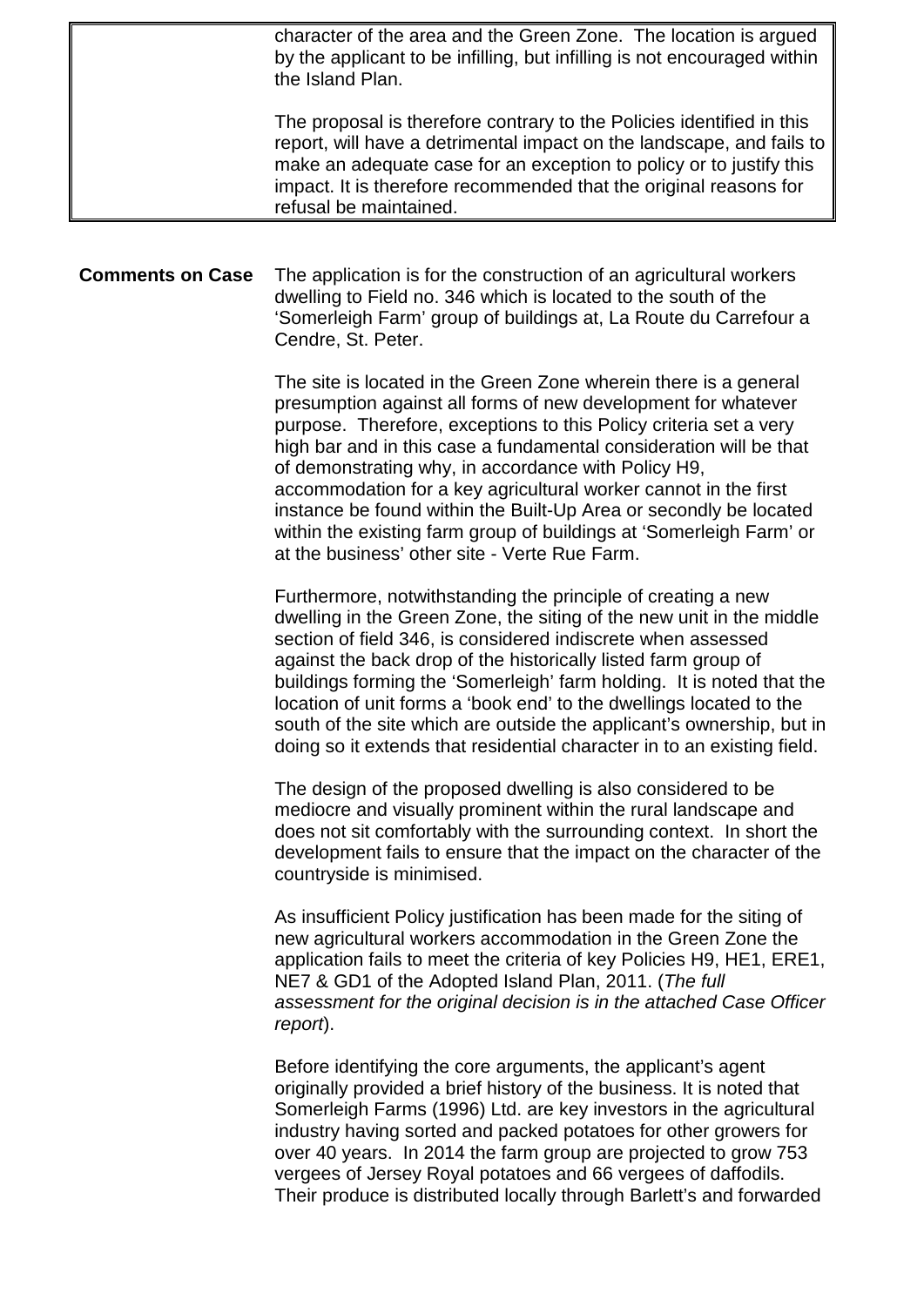| | character of the area and the Green Zone. The location is argued by the applicant to be infilling, but infilling is not encouraged within the Island Plan.<br><br>The proposal is therefore contrary to the Policies identified in this report, will have a detrimental impact on the landscape, and fails to make an adequate case for an exception to policy or to justify this impact. It is therefore recommended that the original reasons for refusal be maintained. |
|---|---|

**Comments on Case**

The application is for the construction of an agricultural workers dwelling to Field no. 346 which is located to the south of the 'Somerleigh Farm' group of buildings at, La Route du Carrefour a Cendre, St. Peter.

The site is located in the Green Zone wherein there is a general presumption against all forms of new development for whatever purpose. Therefore, exceptions to this Policy criteria set a very high bar and in this case a fundamental consideration will be that of demonstrating why, in accordance with Policy H9, accommodation for a key agricultural worker cannot in the first instance be found within the Built-Up Area or secondly be located within the existing farm group of buildings at 'Somerleigh Farm' or at the business' other site - Verte Rue Farm.

Furthermore, notwithstanding the principle of creating a new dwelling in the Green Zone, the siting of the new unit in the middle section of field 346, is considered indiscrete when assessed against the back drop of the historically listed farm group of buildings forming the 'Somerleigh' farm holding. It is noted that the location of unit forms a 'book end' to the dwellings located to the south of the site which are outside the applicant's ownership, but in doing so it extends that residential character in to an existing field.

The design of the proposed dwelling is also considered to be mediocre and visually prominent within the rural landscape and does not sit comfortably with the surrounding context. In short the development fails to ensure that the impact on the character of the countryside is minimised.

As insufficient Policy justification has been made for the siting of new agricultural workers accommodation in the Green Zone the application fails to meet the criteria of key Policies H9, HE1, ERE1, NE7 & GD1 of the Adopted Island Plan, 2011. (*The full assessment for the original decision is in the attached Case Officer report*).

Before identifying the core arguments, the applicant's agent originally provided a brief history of the business. It is noted that Somerleigh Farms (1996) Ltd. are key investors in the agricultural industry having sorted and packed potatoes for other growers for over 40 years. In 2014 the farm group are projected to grow 753 vergees of Jersey Royal potatoes and 66 vergees of daffodils. Their produce is distributed locally through Barlett's and forwarded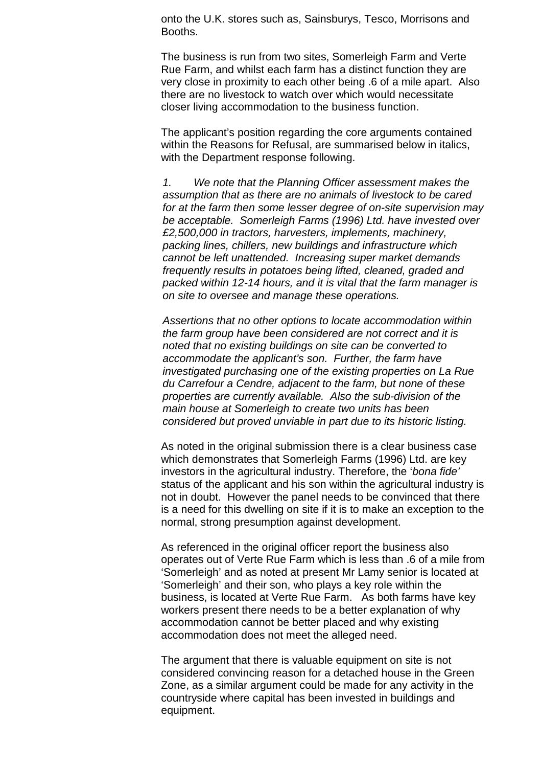onto the U.K. stores such as, Sainsburys, Tesco, Morrisons and Booths.

The business is run from two sites, Somerleigh Farm and Verte Rue Farm, and whilst each farm has a distinct function they are very close in proximity to each other being .6 of a mile apart. Also there are no livestock to watch over which would necessitate closer living accommodation to the business function.

The applicant's position regarding the core arguments contained within the Reasons for Refusal, are summarised below in italics, with the Department response following.

*1. We note that the Planning Officer assessment makes the assumption that as there are no animals of livestock to be cared for at the farm then some lesser degree of on-site supervision may be acceptable. Somerleigh Farms (1996) Ltd. have invested over £2,500,000 in tractors, harvesters, implements, machinery, packing lines, chillers, new buildings and infrastructure which cannot be left unattended. Increasing super market demands frequently results in potatoes being lifted, cleaned, graded and packed within 12-14 hours, and it is vital that the farm manager is on site to oversee and manage these operations.*

*Assertions that no other options to locate accommodation within the farm group have been considered are not correct and it is noted that no existing buildings on site can be converted to accommodate the applicant's son. Further, the farm have investigated purchasing one of the existing properties on La Rue du Carrefour a Cendre, adjacent to the farm, but none of these properties are currently available. Also the sub-division of the main house at Somerleigh to create two units has been considered but proved unviable in part due to its historic listing.*

As noted in the original submission there is a clear business case which demonstrates that Somerleigh Farms (1996) Ltd. are key investors in the agricultural industry. Therefore, the '*bona fide'* status of the applicant and his son within the agricultural industry is not in doubt. However the panel needs to be convinced that there is a need for this dwelling on site if it is to make an exception to the normal, strong presumption against development.

As referenced in the original officer report the business also operates out of Verte Rue Farm which is less than .6 of a mile from 'Somerleigh' and as noted at present Mr Lamy senior is located at 'Somerleigh' and their son, who plays a key role within the business, is located at Verte Rue Farm. As both farms have key workers present there needs to be a better explanation of why accommodation cannot be better placed and why existing accommodation does not meet the alleged need.

The argument that there is valuable equipment on site is not considered convincing reason for a detached house in the Green Zone, as a similar argument could be made for any activity in the countryside where capital has been invested in buildings and equipment.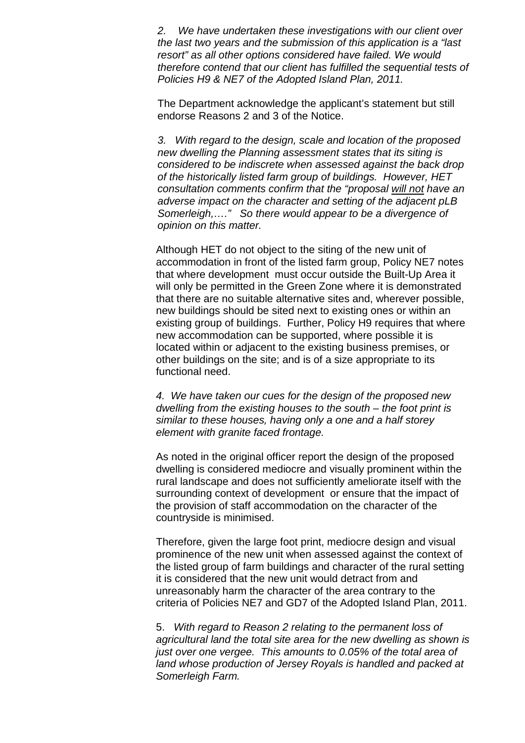*2. We have undertaken these investigations with our client over the last two years and the submission of this application is a "last resort" as all other options considered have failed. We would therefore contend that our client has fulfilled the sequential tests of Policies H9 & NE7 of the Adopted Island Plan, 2011.*

The Department acknowledge the applicant's statement but still endorse Reasons 2 and 3 of the Notice.

*3. With regard to the design, scale and location of the proposed new dwelling the Planning assessment states that its siting is considered to be indiscrete when assessed against the back drop of the historically listed farm group of buildings. However, HET consultation comments confirm that the "proposal <u>will not</u> have an adverse impact on the character and setting of the adjacent pLB Somerleigh,…." So there would appear to be a divergence of opinion on this matter.*

Although HET do not object to the siting of the new unit of accommodation in front of the listed farm group, Policy NE7 notes that where development must occur outside the Built-Up Area it will only be permitted in the Green Zone where it is demonstrated that there are no suitable alternative sites and, wherever possible, new buildings should be sited next to existing ones or within an existing group of buildings. Further, Policy H9 requires that where new accommodation can be supported, where possible it is located within or adjacent to the existing business premises, or other buildings on the site; and is of a size appropriate to its functional need.

*4. We have taken our cues for the design of the proposed new dwelling from the existing houses to the south – the foot print is similar to these houses, having only a one and a half storey element with granite faced frontage.*

As noted in the original officer report the design of the proposed dwelling is considered mediocre and visually prominent within the rural landscape and does not sufficiently ameliorate itself with the surrounding context of development or ensure that the impact of the provision of staff accommodation on the character of the countryside is minimised.

Therefore, given the large foot print, mediocre design and visual prominence of the new unit when assessed against the context of the listed group of farm buildings and character of the rural setting it is considered that the new unit would detract from and unreasonably harm the character of the area contrary to the criteria of Policies NE7 and GD7 of the Adopted Island Plan, 2011.

5. *With regard to Reason 2 relating to the permanent loss of agricultural land the total site area for the new dwelling as shown is just over one vergee. This amounts to 0.05% of the total area of land whose production of Jersey Royals is handled and packed at Somerleigh Farm.*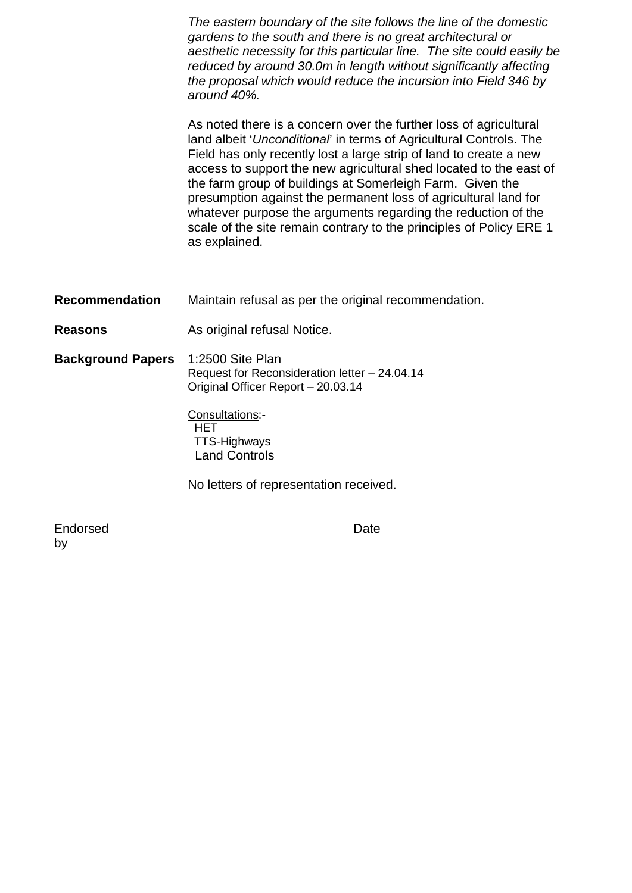*The eastern boundary of the site follows the line of the domestic gardens to the south and there is no great architectural or aesthetic necessity for this particular line. The site could easily be reduced by around 30.0m in length without significantly affecting the proposal which would reduce the incursion into Field 346 by around 40%.*

As noted there is a concern over the further loss of agricultural land albeit '*Unconditional*' in terms of Agricultural Controls. The Field has only recently lost a large strip of land to create a new access to support the new agricultural shed located to the east of the farm group of buildings at Somerleigh Farm. Given the presumption against the permanent loss of agricultural land for whatever purpose the arguments regarding the reduction of the scale of the site remain contrary to the principles of Policy ERE 1 as explained.

**Recommendation** Maintain refusal as per the original recommendation.

**Reasons** As original refusal Notice.

**Background Papers** 1:2500 Site Plan
Request for Reconsideration letter – 24.04.14
Original Officer Report – 20.03.14

Consultations:-
HET
TTS-Highways
Land Controls

No letters of representation received.

Endorsed by Date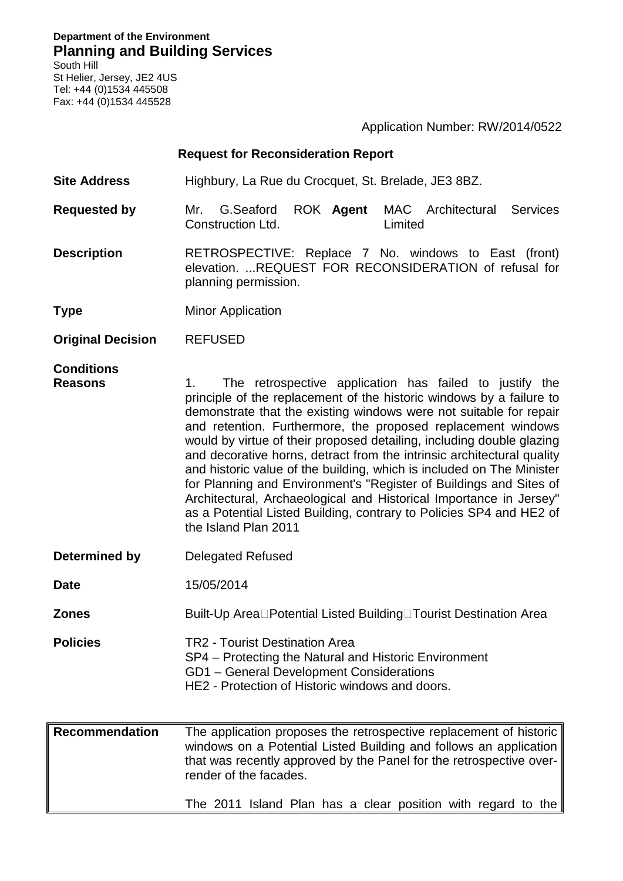**Department of the Environment**
**Planning and Building Services**
South Hill
St Helier, Jersey, JE2 4US
Tel: +44 (0)1534 445508
Fax: +44 (0)1534 445528

Application Number: RW/2014/0522

### Request for Reconsideration Report

| | |
|---|---|
| **Site Address** | Highbury, La Rue du Crocquet, St. Brelade, JE3 8BZ. |
| **Requested by** | Mr. G.Seaford ROK Construction Ltd. **Agent** MAC Architectural Services Limited |
| **Description** | RETROSPECTIVE: Replace 7 No. windows to East (front) elevation. ...REQUEST FOR RECONSIDERATION of refusal for planning permission. |
| **Type** | Minor Application |
| **Original Decision** | REFUSED |
| **Conditions** | |
| **Reasons** | 1. The retrospective application has failed to justify the principle of the replacement of the historic windows by a failure to demonstrate that the existing windows were not suitable for repair and retention. Furthermore, the proposed replacement windows would by virtue of their proposed detailing, including double glazing and decorative horns, detract from the intrinsic architectural quality and historic value of the building, which is included on The Minister for Planning and Environment's "Register of Buildings and Sites of Architectural, Archaeological and Historical Importance in Jersey" as a Potential Listed Building, contrary to Policies SP4 and HE2 of the Island Plan 2011 |
| **Determined by** | Delegated Refused |
| **Date** | 15/05/2014 |
| **Zones** | Built-Up Area Potential Listed Building Tourist Destination Area |
| **Policies** | TR2 - Tourist Destination Area<br>SP4 – Protecting the Natural and Historic Environment<br>GD1 – General Development Considerations<br>HE2 - Protection of Historic windows and doors. |

| | |
|---|---|
| **Recommendation** | The application proposes the retrospective replacement of historic windows on a Potential Listed Building and follows an application that was recently approved by the Panel for the retrospective over-render of the facades.<br><br>The 2011 Island Plan has a clear position with regard to the |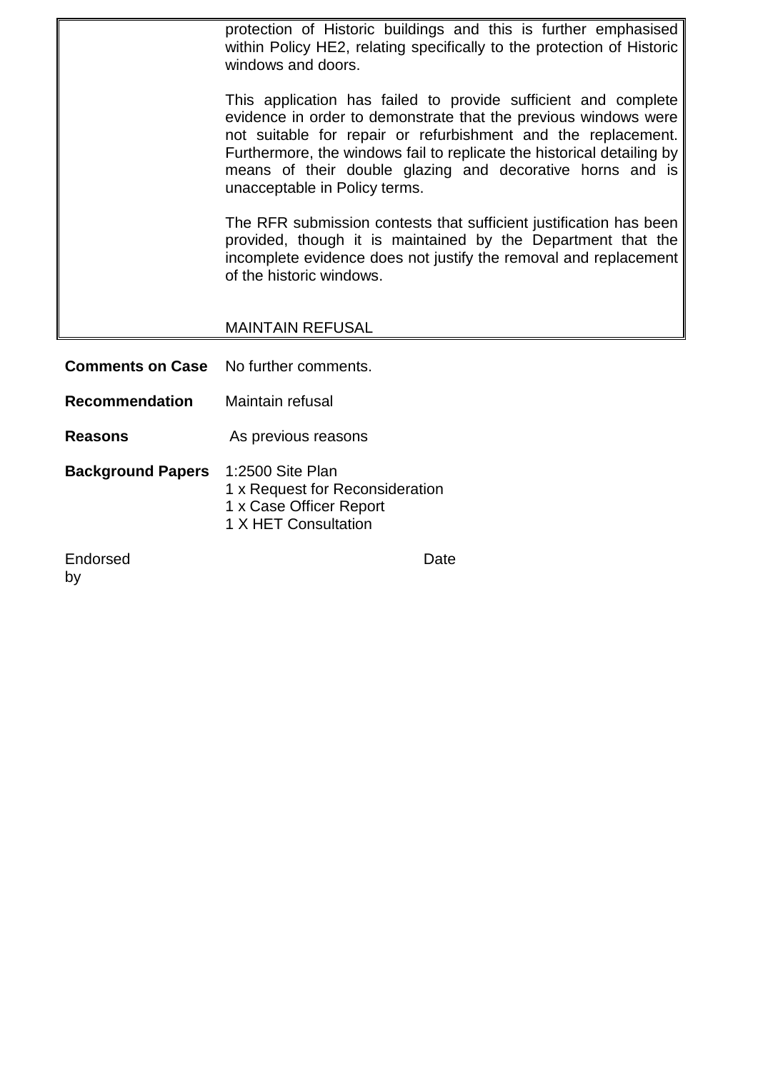protection of Historic buildings and this is further emphasised within Policy HE2, relating specifically to the protection of Historic windows and doors.

This application has failed to provide sufficient and complete evidence in order to demonstrate that the previous windows were not suitable for repair or refurbishment and the replacement. Furthermore, the windows fail to replicate the historical detailing by means of their double glazing and decorative horns and is unacceptable in Policy terms.

The RFR submission contests that sufficient justification has been provided, though it is maintained by the Department that the incomplete evidence does not justify the removal and replacement of the historic windows.

MAINTAIN REFUSAL

**Comments on Case** No further comments.

**Recommendation** Maintain refusal

**Reasons** As previous reasons

**Background Papers** 1:2500 Site Plan
1 x Request for Reconsideration
1 x Case Officer Report
1 X HET Consultation

Endorsed by Date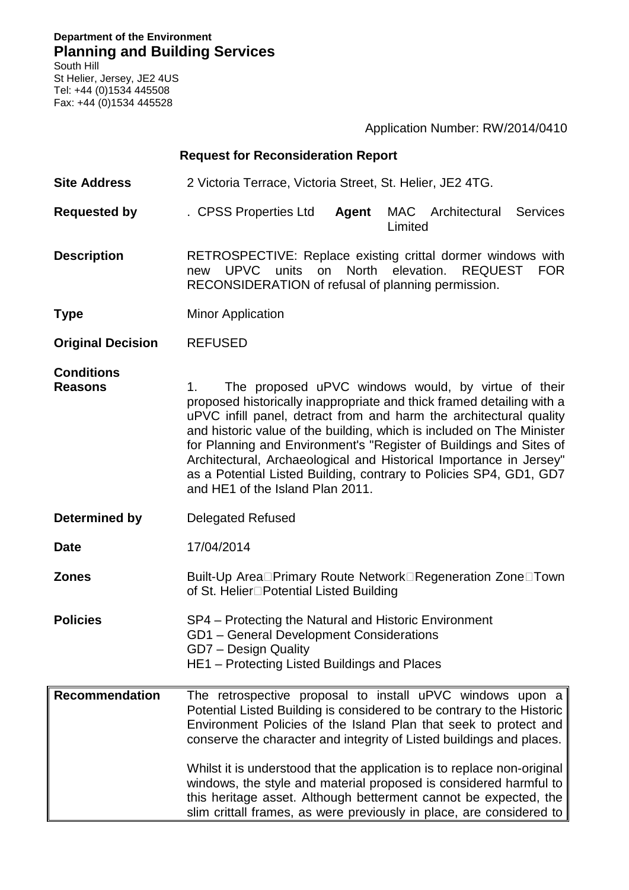**Department of the Environment**
## Planning and Building Services
South Hill
St Helier, Jersey, JE2 4US
Tel: +44 (0)1534 445508
Fax: +44 (0)1534 445528

Application Number: RW/2014/0410

### Request for Reconsideration Report

| | |
|---|---|
| **Site Address** | 2 Victoria Terrace, Victoria Street, St. Helier, JE2 4TG. |
| **Requested by** | . CPSS Properties Ltd **Agent** MAC Architectural Services Limited |
| **Description** | RETROSPECTIVE: Replace existing crittal dormer windows with new UPVC units on North elevation. REQUEST FOR RECONSIDERATION of refusal of planning permission. |
| **Type** | Minor Application |
| **Original Decision** | REFUSED |
| **Conditions Reasons** | 1. The proposed uPVC windows would, by virtue of their proposed historically inappropriate and thick framed detailing with a uPVC infill panel, detract from and harm the architectural quality and historic value of the building, which is included on The Minister for Planning and Environment's "Register of Buildings and Sites of Architectural, Archaeological and Historical Importance in Jersey" as a Potential Listed Building, contrary to Policies SP4, GD1, GD7 and HE1 of the Island Plan 2011. |
| **Determined by** | Delegated Refused |
| **Date** | 17/04/2014 |
| **Zones** | Built-Up Area Primary Route Network Regeneration Zone Town of St. Helier Potential Listed Building |
| **Policies** | SP4 – Protecting the Natural and Historic Environment<br>GD1 – General Development Considerations<br>GD7 – Design Quality<br>HE1 – Protecting Listed Buildings and Places |

| | |
|---|---|
| **Recommendation** | The retrospective proposal to install uPVC windows upon a Potential Listed Building is considered to be contrary to the Historic Environment Policies of the Island Plan that seek to protect and conserve the character and integrity of Listed buildings and places.<br><br>Whilst it is understood that the application is to replace non-original windows, the style and material proposed is considered harmful to this heritage asset. Although betterment cannot be expected, the slim crittall frames, as were previously in place, are considered to |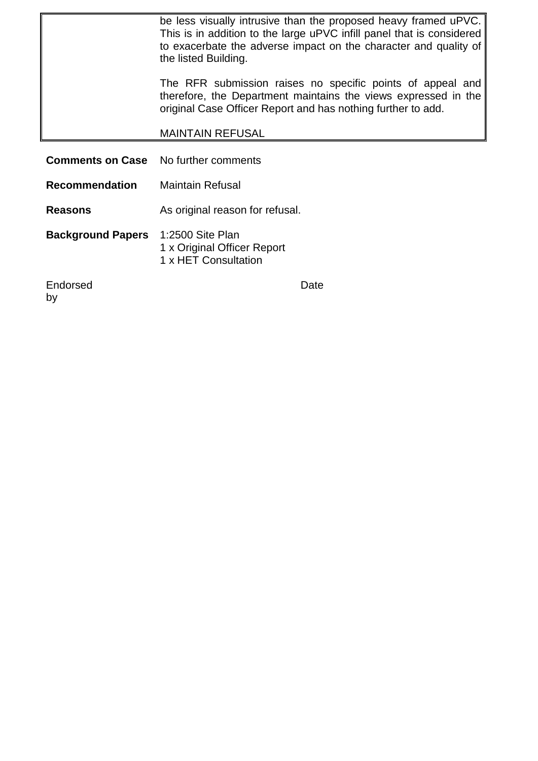| | |
|---|---|
| | be less visually intrusive than the proposed heavy framed uPVC. This is in addition to the large uPVC infill panel that is considered to exacerbate the adverse impact on the character and quality of the listed Building.<br><br>The RFR submission raises no specific points of appeal and therefore, the Department maintains the views expressed in the original Case Officer Report and has nothing further to add.<br><br>MAINTAIN REFUSAL |

**Comments on Case** No further comments

**Recommendation** Maintain Refusal

**Reasons** As original reason for refusal.

**Background Papers** 1:2500 Site Plan
1 x Original Officer Report
1 x HET Consultation

Endorsed by Date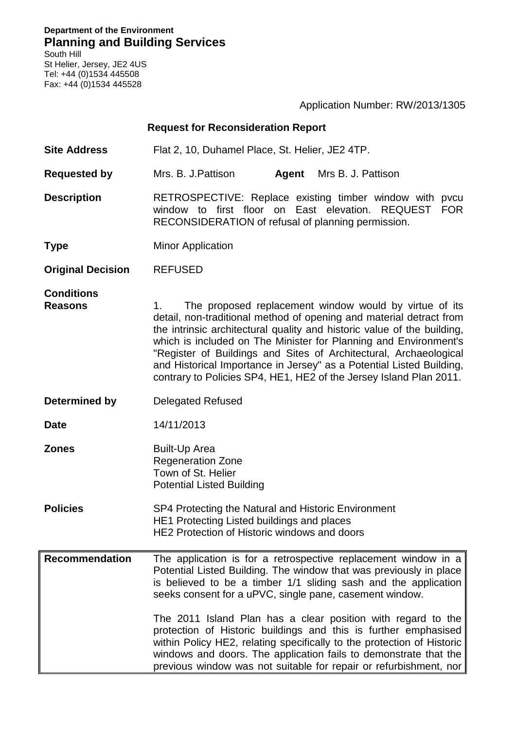**Department of the Environment**
**Planning and Building Services**
South Hill
St Helier, Jersey, JE2 4US
Tel: +44 (0)1534 445508
Fax: +44 (0)1534 445528

Application Number: RW/2013/1305

## Request for Reconsideration Report

| | |
|---|---|
| **Site Address** | Flat 2, 10, Duhamel Place, St. Helier, JE2 4TP. |
| **Requested by** | Mrs. B. J.Pattison **Agent** Mrs B. J. Pattison |
| **Description** | RETROSPECTIVE: Replace existing timber window with pvcu window to first floor on East elevation. REQUEST FOR RECONSIDERATION of refusal of planning permission. |
| **Type** | Minor Application |
| **Original Decision** | REFUSED |
| **Conditions Reasons** | 1. The proposed replacement window would by virtue of its detail, non-traditional method of opening and material detract from the intrinsic architectural quality and historic value of the building, which is included on The Minister for Planning and Environment's "Register of Buildings and Sites of Architectural, Archaeological and Historical Importance in Jersey" as a Potential Listed Building, contrary to Policies SP4, HE1, HE2 of the Jersey Island Plan 2011. |
| **Determined by** | Delegated Refused |
| **Date** | 14/11/2013 |
| **Zones** | Built-Up Area<br>Regeneration Zone<br>Town of St. Helier<br>Potential Listed Building |
| **Policies** | SP4 Protecting the Natural and Historic Environment<br>HE1 Protecting Listed buildings and places<br>HE2 Protection of Historic windows and doors |
| **Recommendation** | The application is for a retrospective replacement window in a Potential Listed Building. The window that was previously in place is believed to be a timber 1/1 sliding sash and the application seeks consent for a uPVC, single pane, casement window.<br><br>The 2011 Island Plan has a clear position with regard to the protection of Historic buildings and this is further emphasised within Policy HE2, relating specifically to the protection of Historic windows and doors. The application fails to demonstrate that the previous window was not suitable for repair or refurbishment, nor |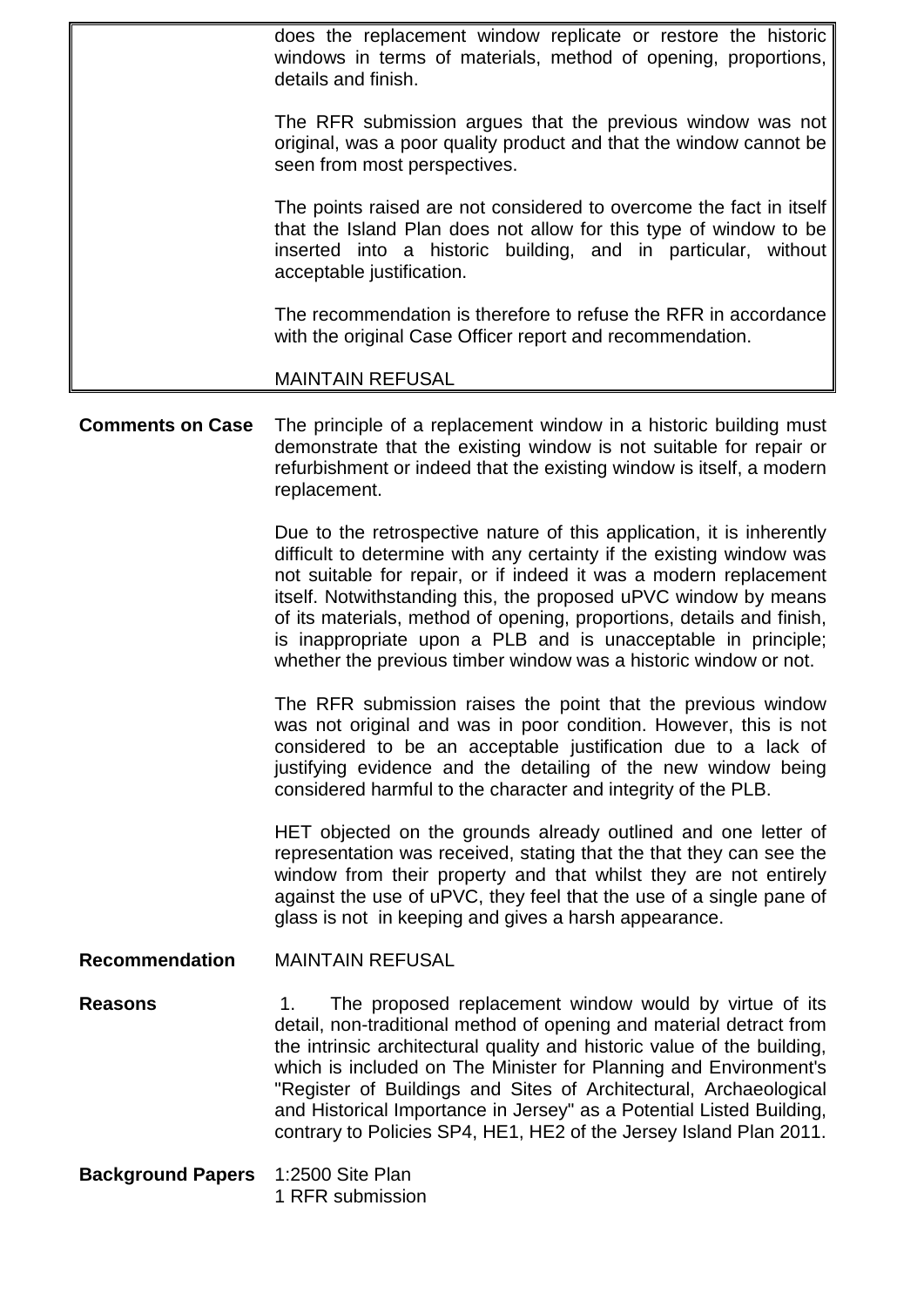| | |
|---|---|
| | does the replacement window replicate or restore the historic windows in terms of materials, method of opening, proportions, details and finish.<br><br>The RFR submission argues that the previous window was not original, was a poor quality product and that the window cannot be seen from most perspectives.<br><br>The points raised are not considered to overcome the fact in itself that the Island Plan does not allow for this type of window to be inserted into a historic building, and in particular, without acceptable justification.<br><br>The recommendation is therefore to refuse the RFR in accordance with the original Case Officer report and recommendation.<br><br>MAINTAIN REFUSAL |

**Comments on Case** The principle of a replacement window in a historic building must demonstrate that the existing window is not suitable for repair or refurbishment or indeed that the existing window is itself, a modern replacement.

Due to the retrospective nature of this application, it is inherently difficult to determine with any certainty if the existing window was not suitable for repair, or if indeed it was a modern replacement itself. Notwithstanding this, the proposed uPVC window by means of its materials, method of opening, proportions, details and finish, is inappropriate upon a PLB and is unacceptable in principle; whether the previous timber window was a historic window or not.

The RFR submission raises the point that the previous window was not original and was in poor condition. However, this is not considered to be an acceptable justification due to a lack of justifying evidence and the detailing of the new window being considered harmful to the character and integrity of the PLB.

HET objected on the grounds already outlined and one letter of representation was received, stating that the that they can see the window from their property and that whilst they are not entirely against the use of uPVC, they feel that the use of a single pane of glass is not in keeping and gives a harsh appearance.

**Recommendation** MAINTAIN REFUSAL

**Reasons** 1. The proposed replacement window would by virtue of its detail, non-traditional method of opening and material detract from the intrinsic architectural quality and historic value of the building, which is included on The Minister for Planning and Environment's "Register of Buildings and Sites of Architectural, Archaeological and Historical Importance in Jersey" as a Potential Listed Building, contrary to Policies SP4, HE1, HE2 of the Jersey Island Plan 2011.

**Background Papers** 1:2500 Site Plan
1 RFR submission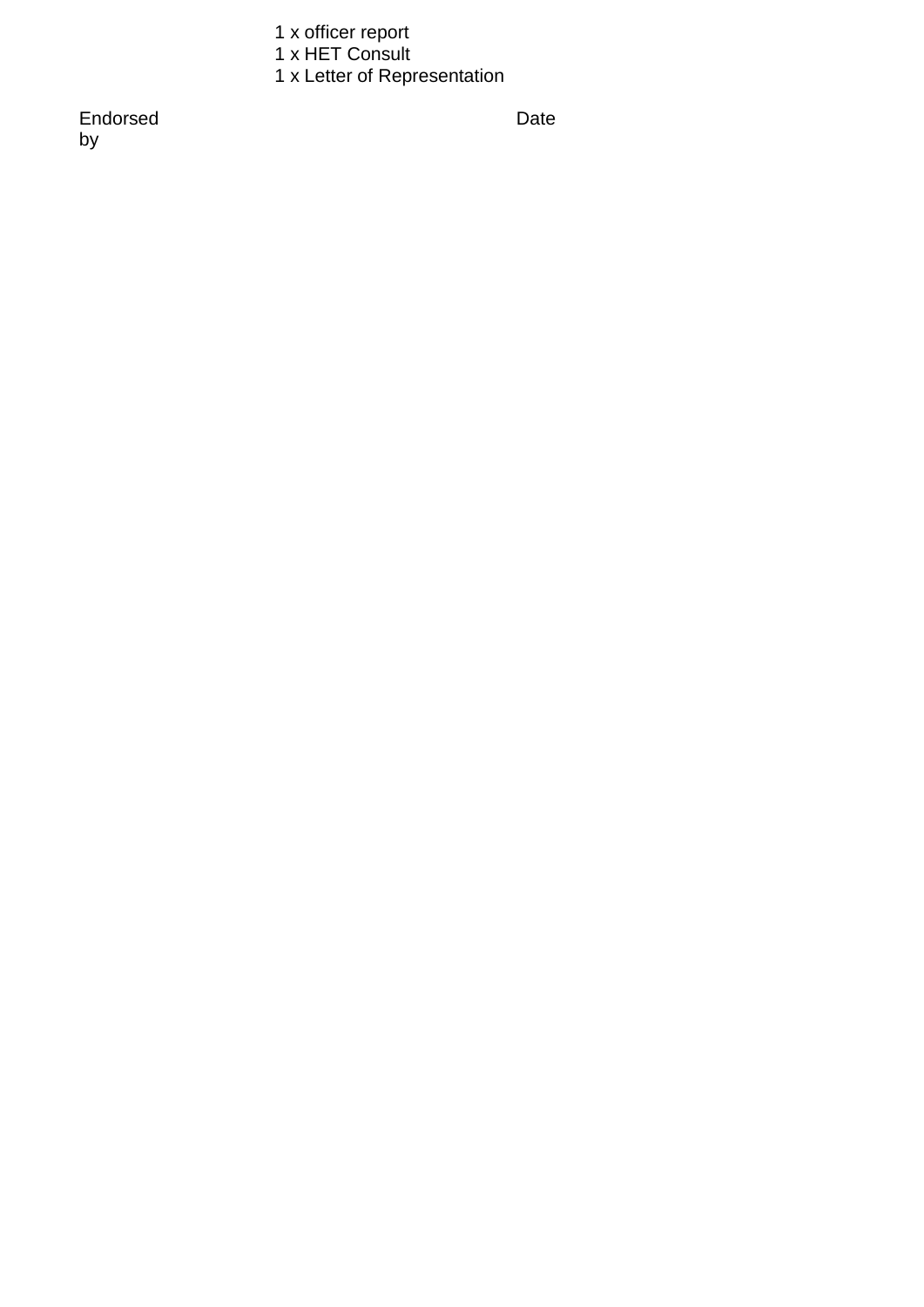1 x officer report
1 x HET Consult
1 x Letter of Representation

| Endorsed by | Date |
| --- | --- |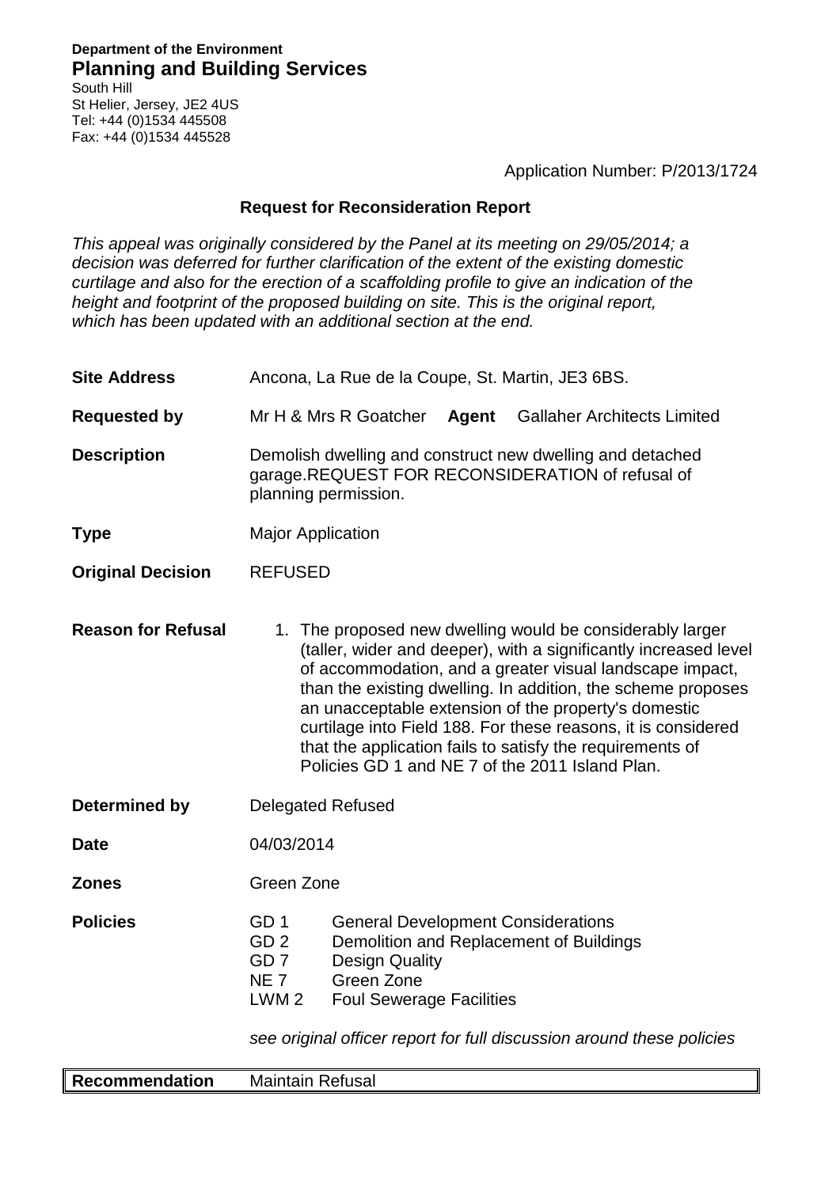**Department of the Environment**
**Planning and Building Services**
South Hill
St Helier, Jersey, JE2 4US
Tel: +44 (0)1534 445508
Fax: +44 (0)1534 445528

Application Number: P/2013/1724

## Request for Reconsideration Report

*This appeal was originally considered by the Panel at its meeting on 29/05/2014; a decision was deferred for further clarification of the extent of the existing domestic curtilage and also for the erection of a scaffolding profile to give an indication of the height and footprint of the proposed building on site. This is the original report, which has been updated with an additional section at the end.*

| | |
|---|---|
| **Site Address** | Ancona, La Rue de la Coupe, St. Martin, JE3 6BS. |
| **Requested by** | Mr H & Mrs R Goatcher **Agent** Gallaher Architects Limited |
| **Description** | Demolish dwelling and construct new dwelling and detached garage.REQUEST FOR RECONSIDERATION of refusal of planning permission. |
| **Type** | Major Application |
| **Original Decision** | REFUSED |
| **Reason for Refusal** | 1. The proposed new dwelling would be considerably larger (taller, wider and deeper), with a significantly increased level of accommodation, and a greater visual landscape impact, than the existing dwelling. In addition, the scheme proposes an unacceptable extension of the property's domestic curtilage into Field 188. For these reasons, it is considered that the application fails to satisfy the requirements of Policies GD 1 and NE 7 of the 2011 Island Plan. |
| **Determined by** | Delegated Refused |
| **Date** | 04/03/2014 |
| **Zones** | Green Zone |
| **Policies** | GD 1 General Development Considerations<br>GD 2 Demolition and Replacement of Buildings<br>GD 7 Design Quality<br>NE 7 Green Zone<br>LWM 2 Foul Sewerage Facilities<br><br>*see original officer report for full discussion around these policies* |

| **Recommendation** | Maintain Refusal |
|---|---|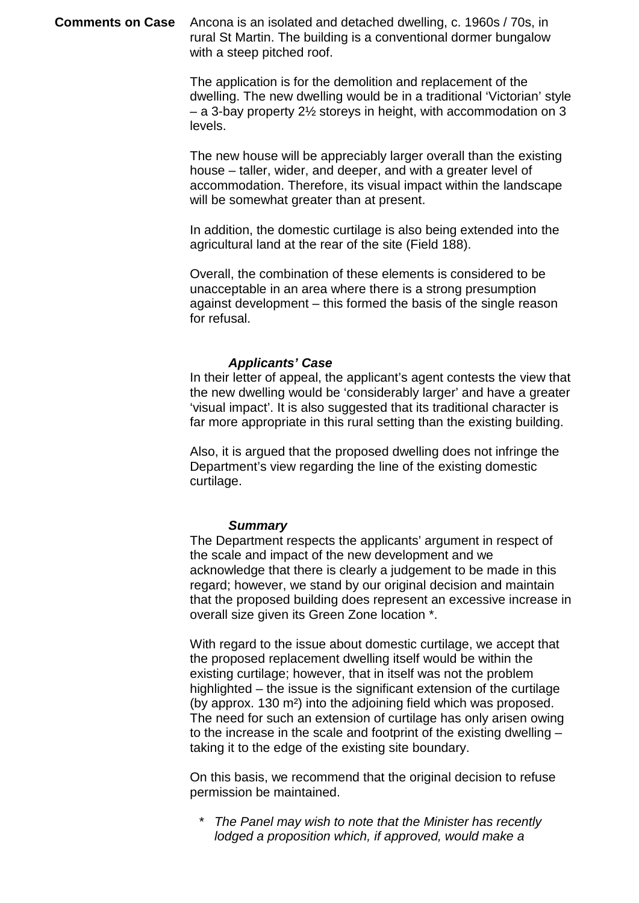**Comments on Case**

Ancona is an isolated and detached dwelling, c. 1960s / 70s, in rural St Martin. The building is a conventional dormer bungalow with a steep pitched roof.

The application is for the demolition and replacement of the dwelling. The new dwelling would be in a traditional 'Victorian' style – a 3-bay property 2½ storeys in height, with accommodation on 3 levels.

The new house will be appreciably larger overall than the existing house – taller, wider, and deeper, and with a greater level of accommodation. Therefore, its visual impact within the landscape will be somewhat greater than at present.

In addition, the domestic curtilage is also being extended into the agricultural land at the rear of the site (Field 188).

Overall, the combination of these elements is considered to be unacceptable in an area where there is a strong presumption against development – this formed the basis of the single reason for refusal.

***Applicants' Case***

In their letter of appeal, the applicant's agent contests the view that the new dwelling would be 'considerably larger' and have a greater 'visual impact'. It is also suggested that its traditional character is far more appropriate in this rural setting than the existing building.

Also, it is argued that the proposed dwelling does not infringe the Department's view regarding the line of the existing domestic curtilage.

***Summary***

The Department respects the applicants' argument in respect of the scale and impact of the new development and we acknowledge that there is clearly a judgement to be made in this regard; however, we stand by our original decision and maintain that the proposed building does represent an excessive increase in overall size given its Green Zone location *.

With regard to the issue about domestic curtilage, we accept that the proposed replacement dwelling itself would be within the existing curtilage; however, that in itself was not the problem highlighted – the issue is the significant extension of the curtilage (by approx. 130 m²) into the adjoining field which was proposed. The need for such an extension of curtilage has only arisen owing to the increase in the scale and footprint of the existing dwelling – taking it to the edge of the existing site boundary.

On this basis, we recommend that the original decision to refuse permission be maintained.

\* *The Panel may wish to note that the Minister has recently lodged a proposition which, if approved, would make a*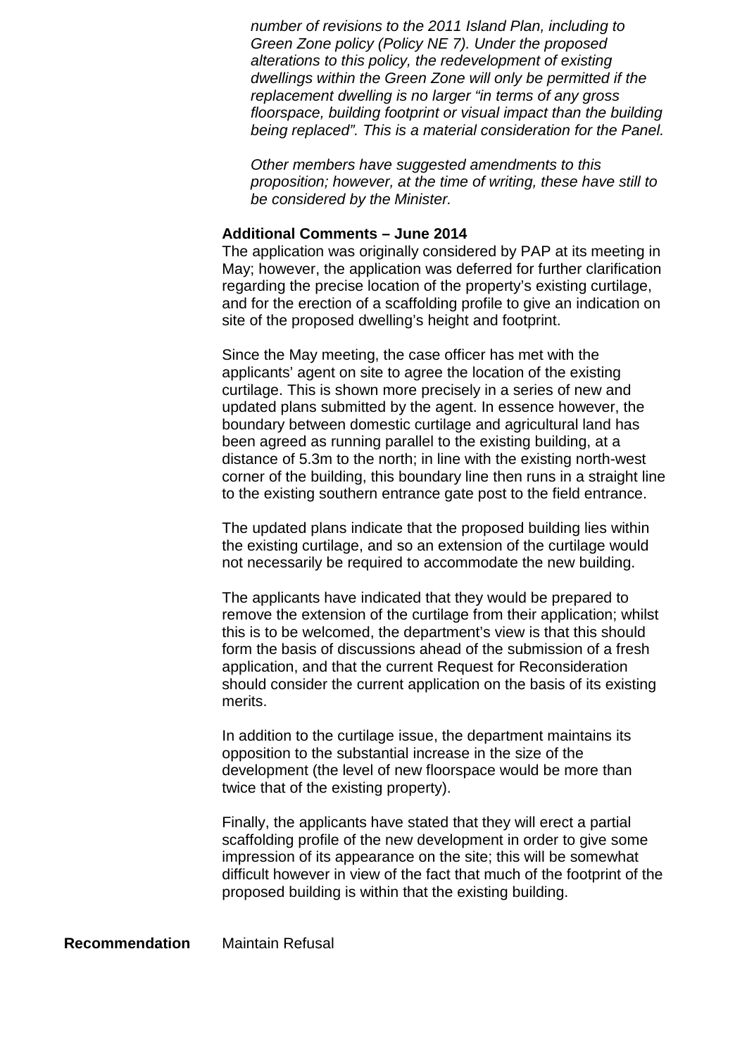*number of revisions to the 2011 Island Plan, including to Green Zone policy (Policy NE 7). Under the proposed alterations to this policy, the redevelopment of existing dwellings within the Green Zone will only be permitted if the replacement dwelling is no larger "in terms of any gross floorspace, building footprint or visual impact than the building being replaced". This is a material consideration for the Panel.*

*Other members have suggested amendments to this proposition; however, at the time of writing, these have still to be considered by the Minister.*

**Additional Comments – June 2014**

The application was originally considered by PAP at its meeting in May; however, the application was deferred for further clarification regarding the precise location of the property's existing curtilage, and for the erection of a scaffolding profile to give an indication on site of the proposed dwelling's height and footprint.

Since the May meeting, the case officer has met with the applicants' agent on site to agree the location of the existing curtilage. This is shown more precisely in a series of new and updated plans submitted by the agent. In essence however, the boundary between domestic curtilage and agricultural land has been agreed as running parallel to the existing building, at a distance of 5.3m to the north; in line with the existing north-west corner of the building, this boundary line then runs in a straight line to the existing southern entrance gate post to the field entrance.

The updated plans indicate that the proposed building lies within the existing curtilage, and so an extension of the curtilage would not necessarily be required to accommodate the new building.

The applicants have indicated that they would be prepared to remove the extension of the curtilage from their application; whilst this is to be welcomed, the department's view is that this should form the basis of discussions ahead of the submission of a fresh application, and that the current Request for Reconsideration should consider the current application on the basis of its existing merits.

In addition to the curtilage issue, the department maintains its opposition to the substantial increase in the size of the development (the level of new floorspace would be more than twice that of the existing property).

Finally, the applicants have stated that they will erect a partial scaffolding profile of the new development in order to give some impression of its appearance on the site; this will be somewhat difficult however in view of the fact that much of the footprint of the proposed building is within that the existing building.

**Recommendation** Maintain Refusal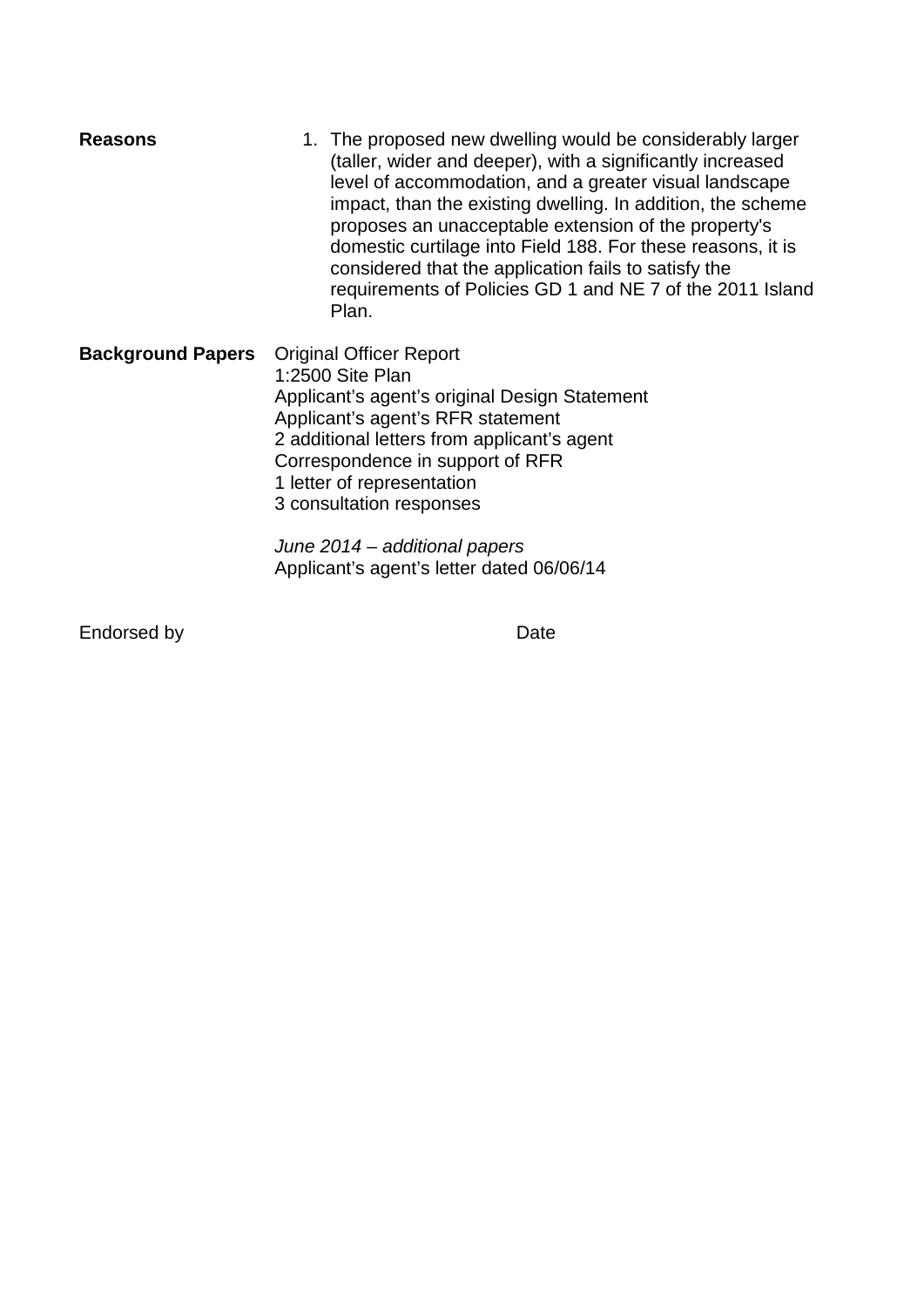**Reasons**

1. The proposed new dwelling would be considerably larger (taller, wider and deeper), with a significantly increased level of accommodation, and a greater visual landscape impact, than the existing dwelling. In addition, the scheme proposes an unacceptable extension of the property's domestic curtilage into Field 188. For these reasons, it is considered that the application fails to satisfy the requirements of Policies GD 1 and NE 7 of the 2011 Island Plan.

**Background Papers**

Original Officer Report
1:2500 Site Plan
Applicant's agent's original Design Statement
Applicant's agent's RFR statement
2 additional letters from applicant's agent
Correspondence in support of RFR
1 letter of representation
3 consultation responses

*June 2014 – additional papers*
Applicant's agent's letter dated 06/06/14

Endorsed by Date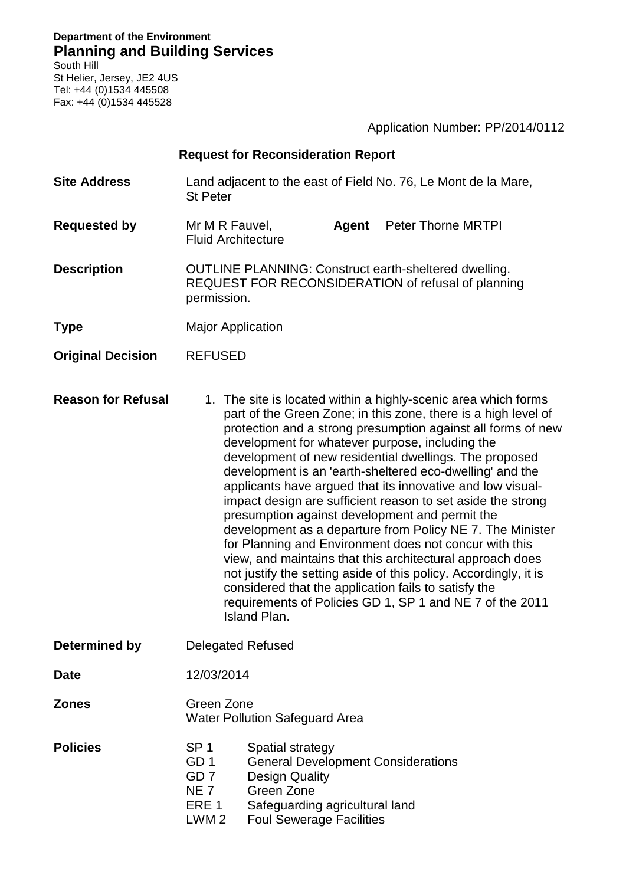**Department of the Environment**

**Planning and Building Services**

South Hill
St Helier, Jersey, JE2 4US
Tel: +44 (0)1534 445508
Fax: +44 (0)1534 445528

Application Number: PP/2014/0112

## Request for Reconsideration Report

**Site Address** Land adjacent to the east of Field No. 76, Le Mont de la Mare, St Peter

**Requested by** Mr M R Fauvel, Fluid Architecture **Agent** Peter Thorne MRTPI

**Description** OUTLINE PLANNING: Construct earth-sheltered dwelling. REQUEST FOR RECONSIDERATION of refusal of planning permission.

**Type** Major Application

**Original Decision** REFUSED

**Reason for Refusal**

1. The site is located within a highly-scenic area which forms part of the Green Zone; in this zone, there is a high level of protection and a strong presumption against all forms of new development for whatever purpose, including the development of new residential dwellings. The proposed development is an 'earth-sheltered eco-dwelling' and the applicants have argued that its innovative and low visual-impact design are sufficient reason to set aside the strong presumption against development and permit the development as a departure from Policy NE 7. The Minister for Planning and Environment does not concur with this view, and maintains that this architectural approach does not justify the setting aside of this policy. Accordingly, it is considered that the application fails to satisfy the requirements of Policies GD 1, SP 1 and NE 7 of the 2011 Island Plan.

**Determined by** Delegated Refused

**Date** 12/03/2014

**Zones** Green Zone
Water Pollution Safeguard Area

**Policies**

| | |
|---|---|
| SP 1 | Spatial strategy |
| GD 1 | General Development Considerations |
| GD 7 | Design Quality |
| NE 7 | Green Zone |
| ERE 1 | Safeguarding agricultural land |
| LWM 2 | Foul Sewerage Facilities |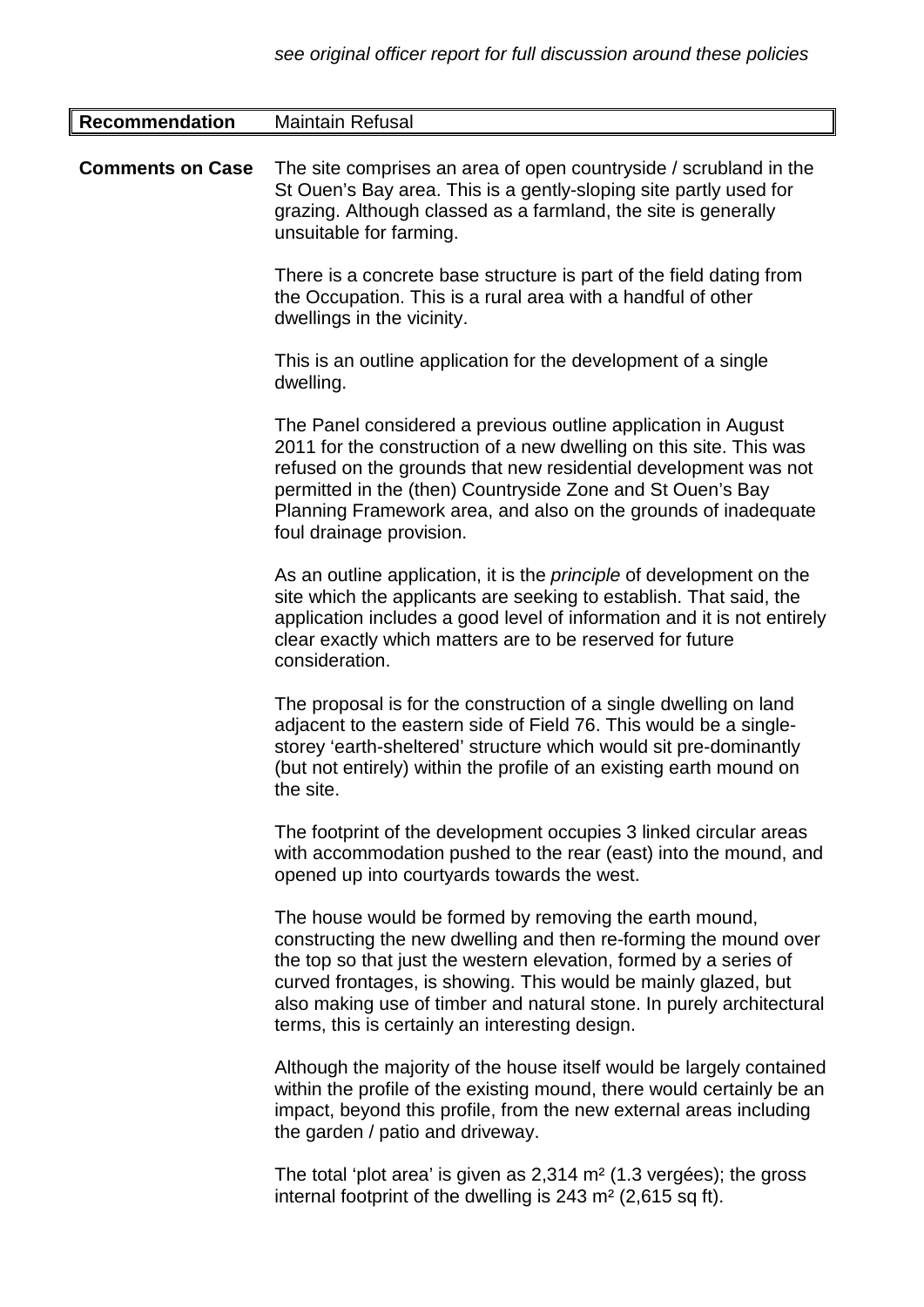*see original officer report for full discussion around these policies*

| **Recommendation** | Maintain Refusal |
|---|---|

**Comments on Case**

The site comprises an area of open countryside / scrubland in the St Ouen's Bay area. This is a gently-sloping site partly used for grazing. Although classed as a farmland, the site is generally unsuitable for farming.

There is a concrete base structure is part of the field dating from the Occupation. This is a rural area with a handful of other dwellings in the vicinity.

This is an outline application for the development of a single dwelling.

The Panel considered a previous outline application in August 2011 for the construction of a new dwelling on this site. This was refused on the grounds that new residential development was not permitted in the (then) Countryside Zone and St Ouen's Bay Planning Framework area, and also on the grounds of inadequate foul drainage provision.

As an outline application, it is the *principle* of development on the site which the applicants are seeking to establish. That said, the application includes a good level of information and it is not entirely clear exactly which matters are to be reserved for future consideration.

The proposal is for the construction of a single dwelling on land adjacent to the eastern side of Field 76. This would be a single-storey 'earth-sheltered' structure which would sit pre-dominantly (but not entirely) within the profile of an existing earth mound on the site.

The footprint of the development occupies 3 linked circular areas with accommodation pushed to the rear (east) into the mound, and opened up into courtyards towards the west.

The house would be formed by removing the earth mound, constructing the new dwelling and then re-forming the mound over the top so that just the western elevation, formed by a series of curved frontages, is showing. This would be mainly glazed, but also making use of timber and natural stone. In purely architectural terms, this is certainly an interesting design.

Although the majority of the house itself would be largely contained within the profile of the existing mound, there would certainly be an impact, beyond this profile, from the new external areas including the garden / patio and driveway.

The total 'plot area' is given as 2,314 m² (1.3 vergées); the gross internal footprint of the dwelling is 243 m² (2,615 sq ft).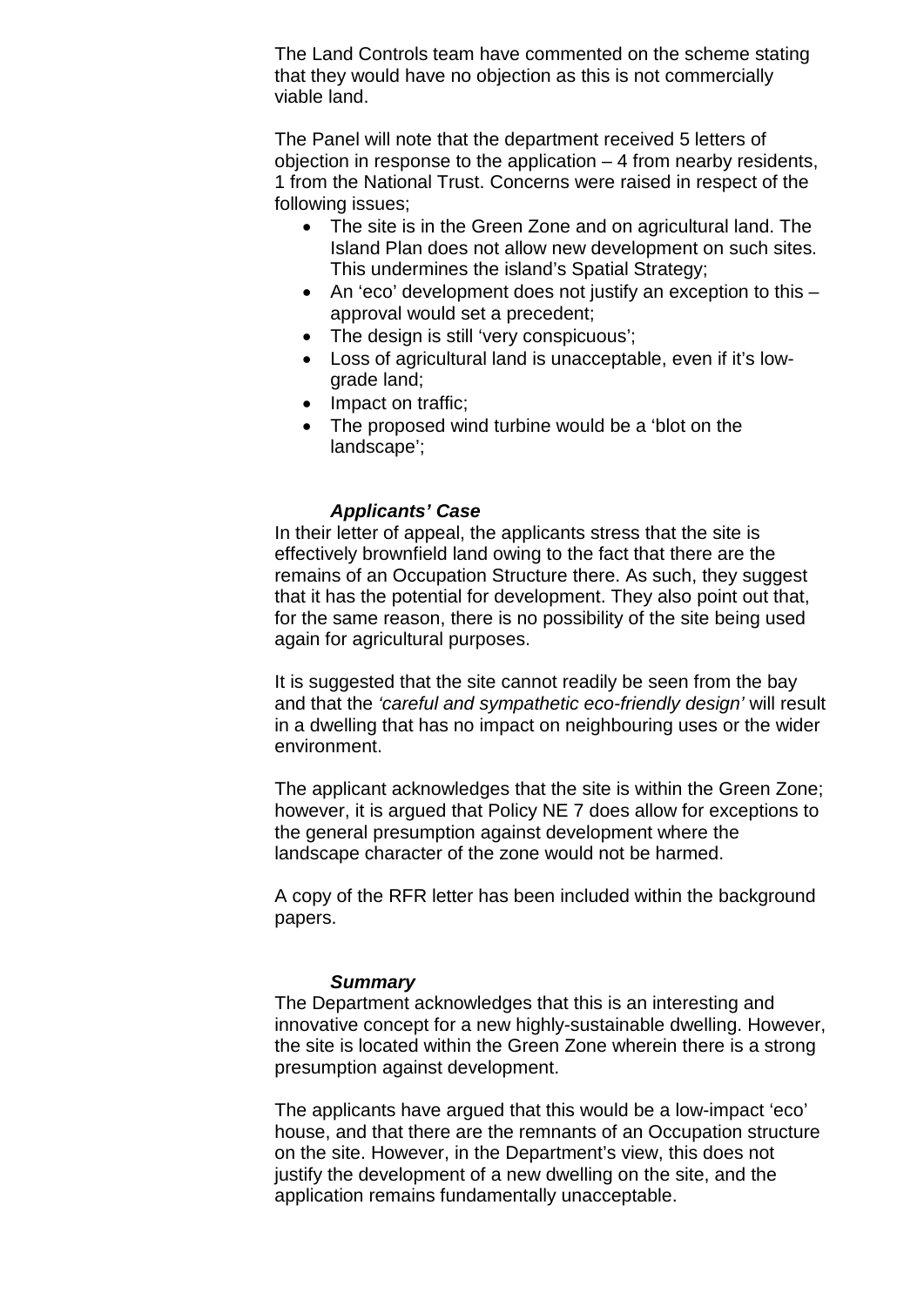The Land Controls team have commented on the scheme stating that they would have no objection as this is not commercially viable land.

The Panel will note that the department received 5 letters of objection in response to the application – 4 from nearby residents, 1 from the National Trust. Concerns were raised in respect of the following issues;

- The site is in the Green Zone and on agricultural land. The Island Plan does not allow new development on such sites. This undermines the island's Spatial Strategy;
- An 'eco' development does not justify an exception to this – approval would set a precedent;
- The design is still 'very conspicuous';
- Loss of agricultural land is unacceptable, even if it's low-grade land;
- Impact on traffic;
- The proposed wind turbine would be a 'blot on the landscape';

***Applicants' Case***

In their letter of appeal, the applicants stress that the site is effectively brownfield land owing to the fact that there are the remains of an Occupation Structure there. As such, they suggest that it has the potential for development. They also point out that, for the same reason, there is no possibility of the site being used again for agricultural purposes.

It is suggested that the site cannot readily be seen from the bay and that the *'careful and sympathetic eco-friendly design'* will result in a dwelling that has no impact on neighbouring uses or the wider environment.

The applicant acknowledges that the site is within the Green Zone; however, it is argued that Policy NE 7 does allow for exceptions to the general presumption against development where the landscape character of the zone would not be harmed.

A copy of the RFR letter has been included within the background papers.

***Summary***

The Department acknowledges that this is an interesting and innovative concept for a new highly-sustainable dwelling. However, the site is located within the Green Zone wherein there is a strong presumption against development.

The applicants have argued that this would be a low-impact 'eco' house, and that there are the remnants of an Occupation structure on the site. However, in the Department's view, this does not justify the development of a new dwelling on the site, and the application remains fundamentally unacceptable.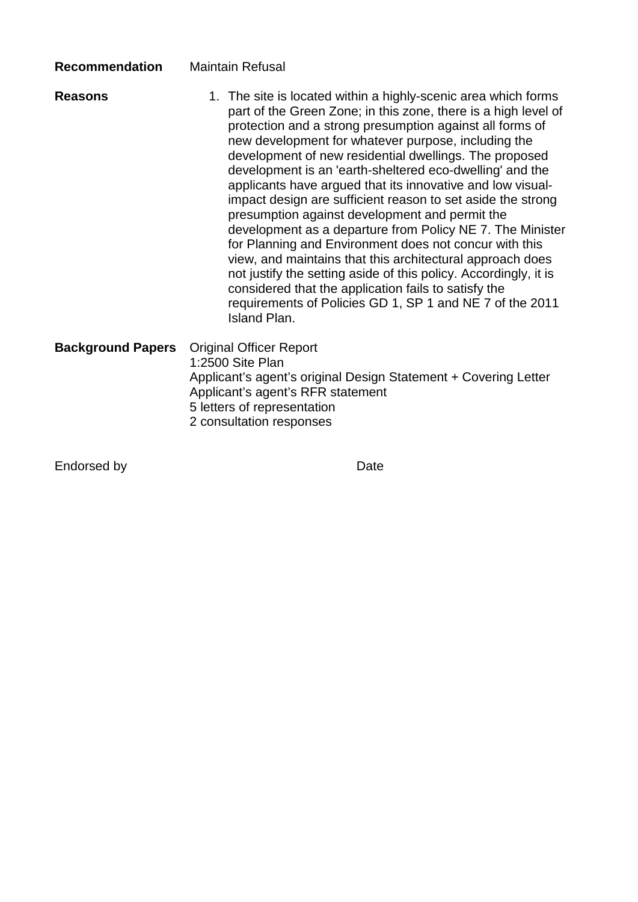**Recommendation** Maintain Refusal

**Reasons**

1. The site is located within a highly-scenic area which forms part of the Green Zone; in this zone, there is a high level of protection and a strong presumption against all forms of new development for whatever purpose, including the development of new residential dwellings. The proposed development is an 'earth-sheltered eco-dwelling' and the applicants have argued that its innovative and low visual-impact design are sufficient reason to set aside the strong presumption against development and permit the development as a departure from Policy NE 7. The Minister for Planning and Environment does not concur with this view, and maintains that this architectural approach does not justify the setting aside of this policy. Accordingly, it is considered that the application fails to satisfy the requirements of Policies GD 1, SP 1 and NE 7 of the 2011 Island Plan.

**Background Papers**

Original Officer Report
1:2500 Site Plan
Applicant's agent's original Design Statement + Covering Letter
Applicant's agent's RFR statement
5 letters of representation
2 consultation responses

Endorsed by Date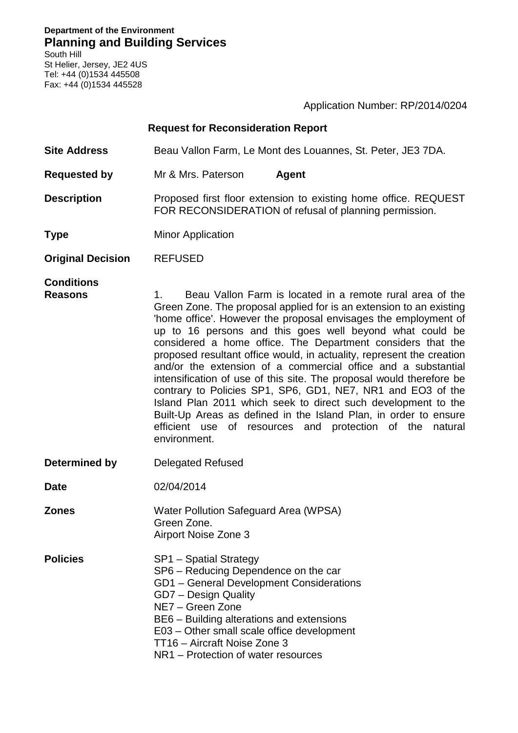**Department of the Environment**
## Planning and Building Services
South Hill
St Helier, Jersey, JE2 4US
Tel: +44 (0)1534 445508
Fax: +44 (0)1534 445528

Application Number: RP/2014/0204

### Request for Reconsideration Report

| | |
|---|---|
| **Site Address** | Beau Vallon Farm, Le Mont des Louannes, St. Peter, JE3 7DA. |
| **Requested by** | Mr & Mrs. Paterson **Agent** |
| **Description** | Proposed first floor extension to existing home office. REQUEST FOR RECONSIDERATION of refusal of planning permission. |
| **Type** | Minor Application |
| **Original Decision** | REFUSED |
| **Conditions** | |
| **Reasons** | 1. Beau Vallon Farm is located in a remote rural area of the Green Zone. The proposal applied for is an extension to an existing 'home office'. However the proposal envisages the employment of up to 16 persons and this goes well beyond what could be considered a home office. The Department considers that the proposed resultant office would, in actuality, represent the creation and/or the extension of a commercial office and a substantial intensification of use of this site. The proposal would therefore be contrary to Policies SP1, SP6, GD1, NE7, NR1 and EO3 of the Island Plan 2011 which seek to direct such development to the Built-Up Areas as defined in the Island Plan, in order to ensure efficient use of resources and protection of the natural environment. |
| **Determined by** | Delegated Refused |
| **Date** | 02/04/2014 |
| **Zones** | Water Pollution Safeguard Area (WPSA)<br>Green Zone.<br>Airport Noise Zone 3 |
| **Policies** | SP1 – Spatial Strategy<br>SP6 – Reducing Dependence on the car<br>GD1 – General Development Considerations<br>GD7 – Design Quality<br>NE7 – Green Zone<br>BE6 – Building alterations and extensions<br>E03 – Other small scale office development<br>TT16 – Aircraft Noise Zone 3<br>NR1 – Protection of water resources |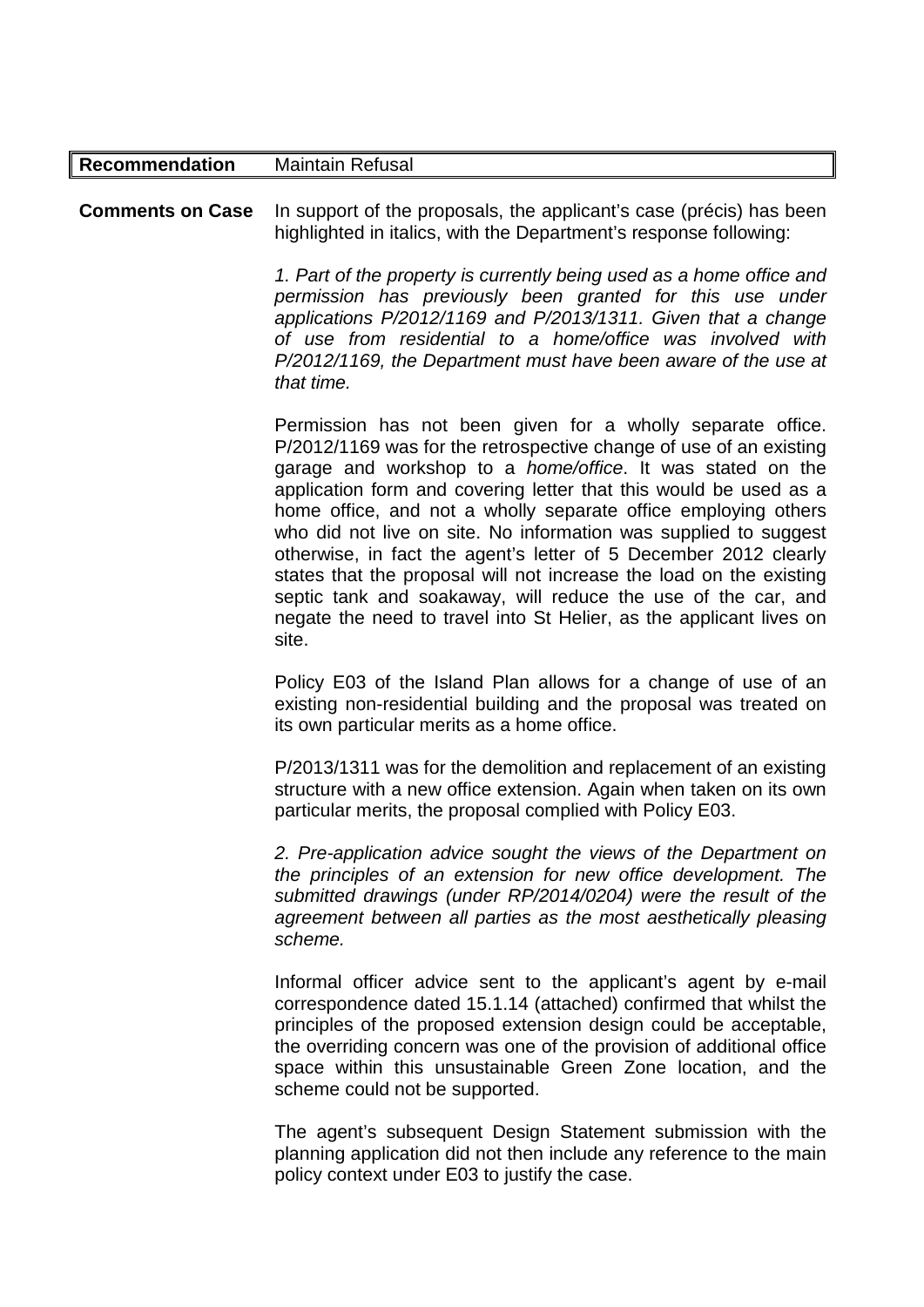| **Recommendation** | Maintain Refusal |
| --- | --- |

**Comments on Case**

In support of the proposals, the applicant's case (précis) has been highlighted in italics, with the Department's response following:

*1. Part of the property is currently being used as a home office and permission has previously been granted for this use under applications P/2012/1169 and P/2013/1311. Given that a change of use from residential to a home/office was involved with P/2012/1169, the Department must have been aware of the use at that time.*

Permission has not been given for a wholly separate office. P/2012/1169 was for the retrospective change of use of an existing garage and workshop to a *home/office*. It was stated on the application form and covering letter that this would be used as a home office, and not a wholly separate office employing others who did not live on site. No information was supplied to suggest otherwise, in fact the agent's letter of 5 December 2012 clearly states that the proposal will not increase the load on the existing septic tank and soakaway, will reduce the use of the car, and negate the need to travel into St Helier, as the applicant lives on site.

Policy E03 of the Island Plan allows for a change of use of an existing non-residential building and the proposal was treated on its own particular merits as a home office.

P/2013/1311 was for the demolition and replacement of an existing structure with a new office extension. Again when taken on its own particular merits, the proposal complied with Policy E03.

*2. Pre-application advice sought the views of the Department on the principles of an extension for new office development. The submitted drawings (under RP/2014/0204) were the result of the agreement between all parties as the most aesthetically pleasing scheme.*

Informal officer advice sent to the applicant's agent by e-mail correspondence dated 15.1.14 (attached) confirmed that whilst the principles of the proposed extension design could be acceptable, the overriding concern was one of the provision of additional office space within this unsustainable Green Zone location, and the scheme could not be supported.

The agent's subsequent Design Statement submission with the planning application did not then include any reference to the main policy context under E03 to justify the case.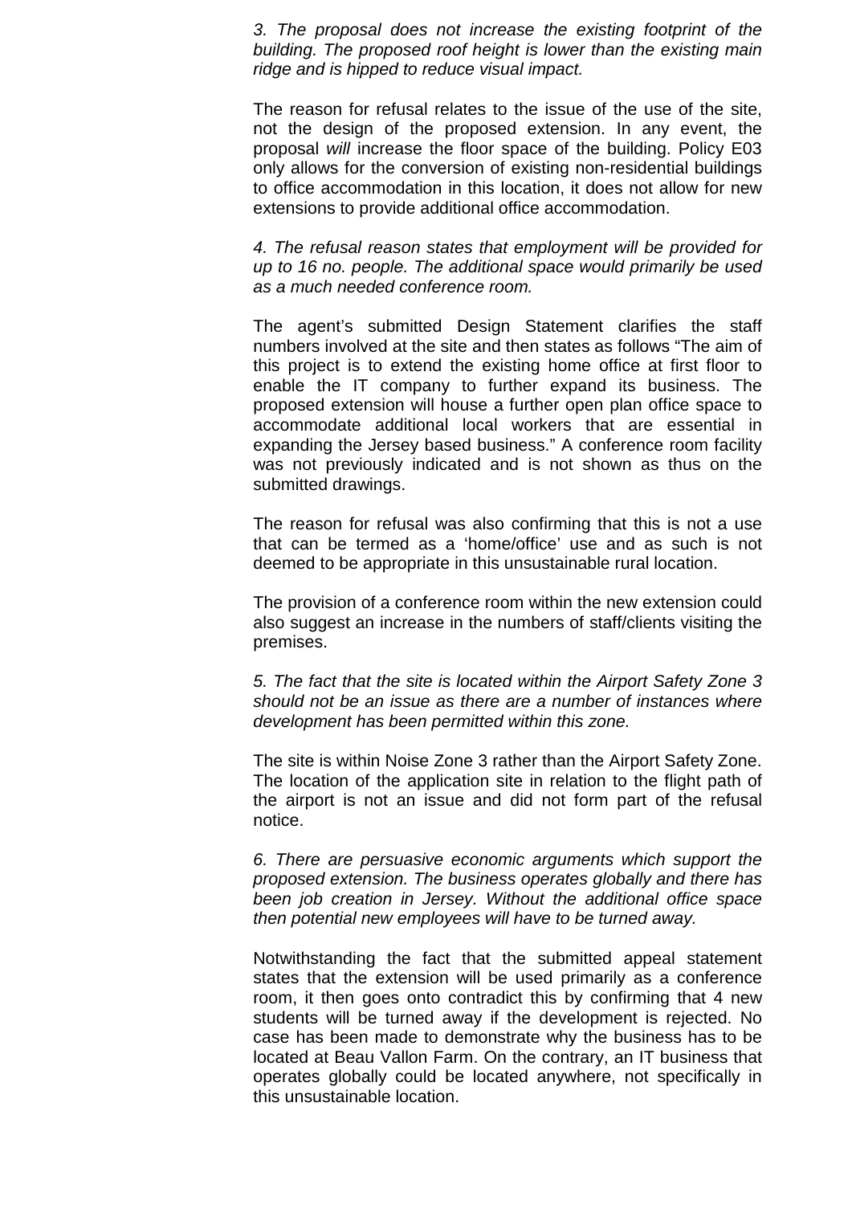*3. The proposal does not increase the existing footprint of the building. The proposed roof height is lower than the existing main ridge and is hipped to reduce visual impact.*

The reason for refusal relates to the issue of the use of the site, not the design of the proposed extension. In any event, the proposal *will* increase the floor space of the building. Policy E03 only allows for the conversion of existing non-residential buildings to office accommodation in this location, it does not allow for new extensions to provide additional office accommodation.

*4. The refusal reason states that employment will be provided for up to 16 no. people. The additional space would primarily be used as a much needed conference room.*

The agent's submitted Design Statement clarifies the staff numbers involved at the site and then states as follows "The aim of this project is to extend the existing home office at first floor to enable the IT company to further expand its business. The proposed extension will house a further open plan office space to accommodate additional local workers that are essential in expanding the Jersey based business." A conference room facility was not previously indicated and is not shown as thus on the submitted drawings.

The reason for refusal was also confirming that this is not a use that can be termed as a 'home/office' use and as such is not deemed to be appropriate in this unsustainable rural location.

The provision of a conference room within the new extension could also suggest an increase in the numbers of staff/clients visiting the premises.

*5. The fact that the site is located within the Airport Safety Zone 3 should not be an issue as there are a number of instances where development has been permitted within this zone.*

The site is within Noise Zone 3 rather than the Airport Safety Zone. The location of the application site in relation to the flight path of the airport is not an issue and did not form part of the refusal notice.

*6. There are persuasive economic arguments which support the proposed extension. The business operates globally and there has been job creation in Jersey. Without the additional office space then potential new employees will have to be turned away.*

Notwithstanding the fact that the submitted appeal statement states that the extension will be used primarily as a conference room, it then goes onto contradict this by confirming that 4 new students will be turned away if the development is rejected. No case has been made to demonstrate why the business has to be located at Beau Vallon Farm. On the contrary, an IT business that operates globally could be located anywhere, not specifically in this unsustainable location.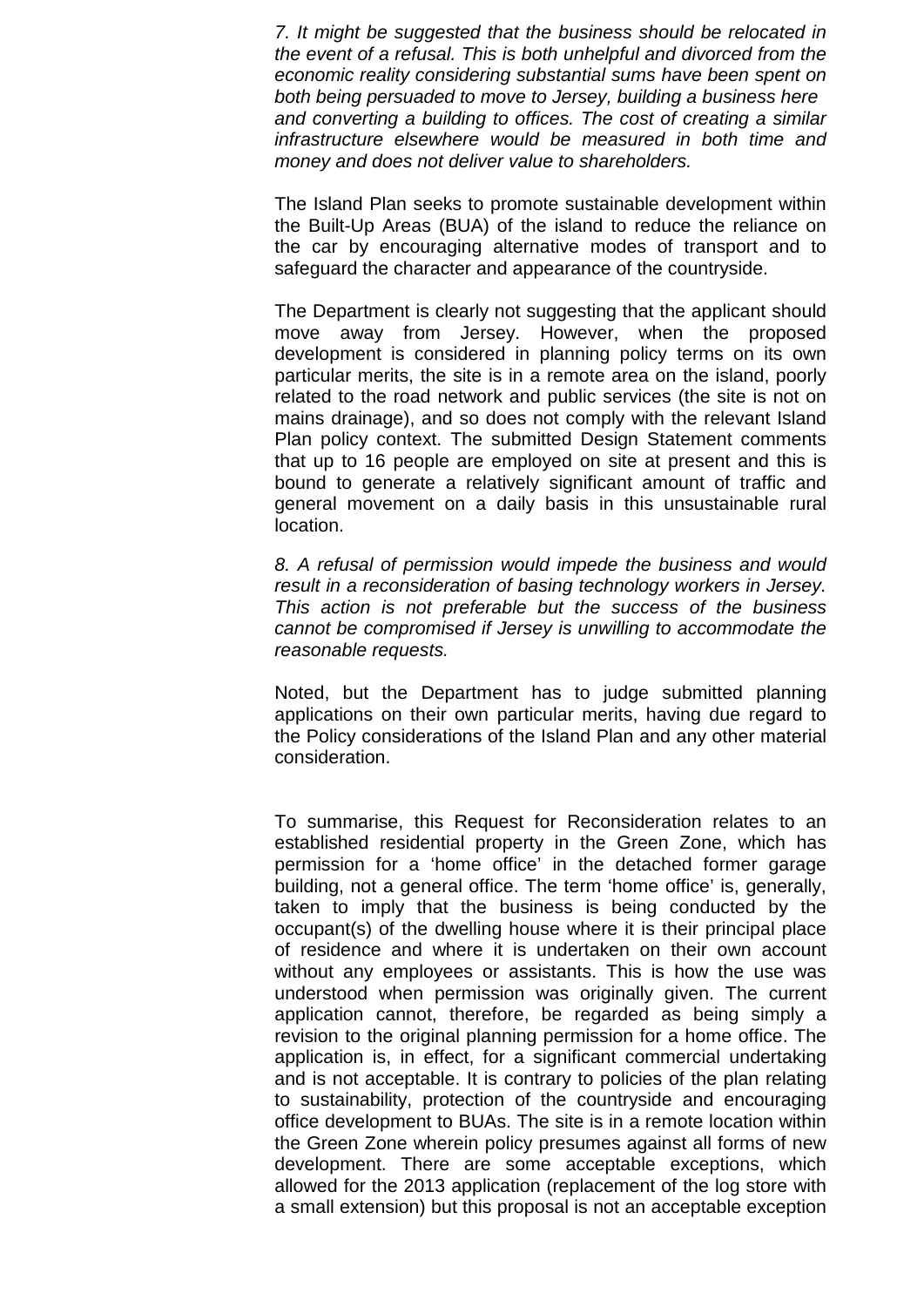*7. It might be suggested that the business should be relocated in the event of a refusal. This is both unhelpful and divorced from the economic reality considering substantial sums have been spent on both being persuaded to move to Jersey, building a business here and converting a building to offices. The cost of creating a similar infrastructure elsewhere would be measured in both time and money and does not deliver value to shareholders.*

The Island Plan seeks to promote sustainable development within the Built-Up Areas (BUA) of the island to reduce the reliance on the car by encouraging alternative modes of transport and to safeguard the character and appearance of the countryside.

The Department is clearly not suggesting that the applicant should move away from Jersey. However, when the proposed development is considered in planning policy terms on its own particular merits, the site is in a remote area on the island, poorly related to the road network and public services (the site is not on mains drainage), and so does not comply with the relevant Island Plan policy context. The submitted Design Statement comments that up to 16 people are employed on site at present and this is bound to generate a relatively significant amount of traffic and general movement on a daily basis in this unsustainable rural location.

*8. A refusal of permission would impede the business and would result in a reconsideration of basing technology workers in Jersey. This action is not preferable but the success of the business cannot be compromised if Jersey is unwilling to accommodate the reasonable requests.*

Noted, but the Department has to judge submitted planning applications on their own particular merits, having due regard to the Policy considerations of the Island Plan and any other material consideration.

To summarise, this Request for Reconsideration relates to an established residential property in the Green Zone, which has permission for a 'home office' in the detached former garage building, not a general office. The term 'home office' is, generally, taken to imply that the business is being conducted by the occupant(s) of the dwelling house where it is their principal place of residence and where it is undertaken on their own account without any employees or assistants. This is how the use was understood when permission was originally given. The current application cannot, therefore, be regarded as being simply a revision to the original planning permission for a home office. The application is, in effect, for a significant commercial undertaking and is not acceptable. It is contrary to policies of the plan relating to sustainability, protection of the countryside and encouraging office development to BUAs. The site is in a remote location within the Green Zone wherein policy presumes against all forms of new development. There are some acceptable exceptions, which allowed for the 2013 application (replacement of the log store with a small extension) but this proposal is not an acceptable exception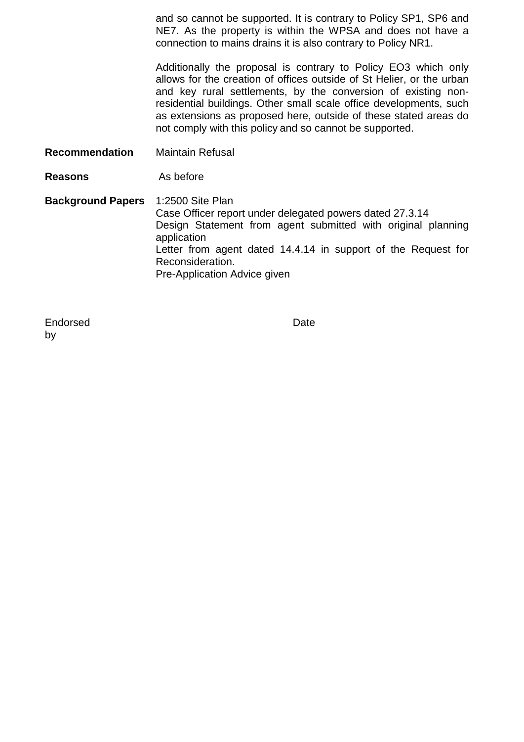and so cannot be supported. It is contrary to Policy SP1, SP6 and NE7. As the property is within the WPSA and does not have a connection to mains drains it is also contrary to Policy NR1.

Additionally the proposal is contrary to Policy EO3 which only allows for the creation of offices outside of St Helier, or the urban and key rural settlements, by the conversion of existing non-residential buildings. Other small scale office developments, such as extensions as proposed here, outside of these stated areas do not comply with this policy and so cannot be supported.

**Recommendation** Maintain Refusal

**Reasons** As before

**Background Papers** 1:2500 Site Plan
Case Officer report under delegated powers dated 27.3.14
Design Statement from agent submitted with original planning application
Letter from agent dated 14.4.14 in support of the Request for Reconsideration.
Pre-Application Advice given

Endorsed by Date